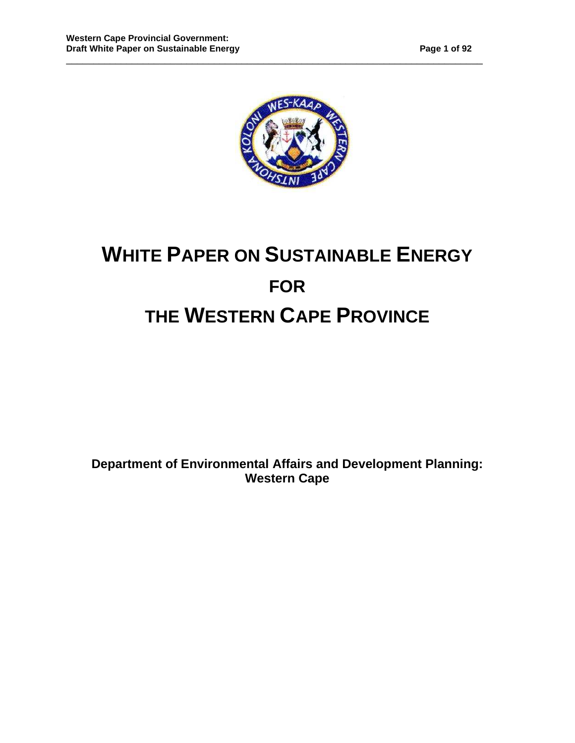# WHITE PAPER ON SUSTAINABLE ENERGY

# FOR

# THE WESTERN CAPE PROVINCE

**Department of Environmental Affairs and Development Planning: Western Cape**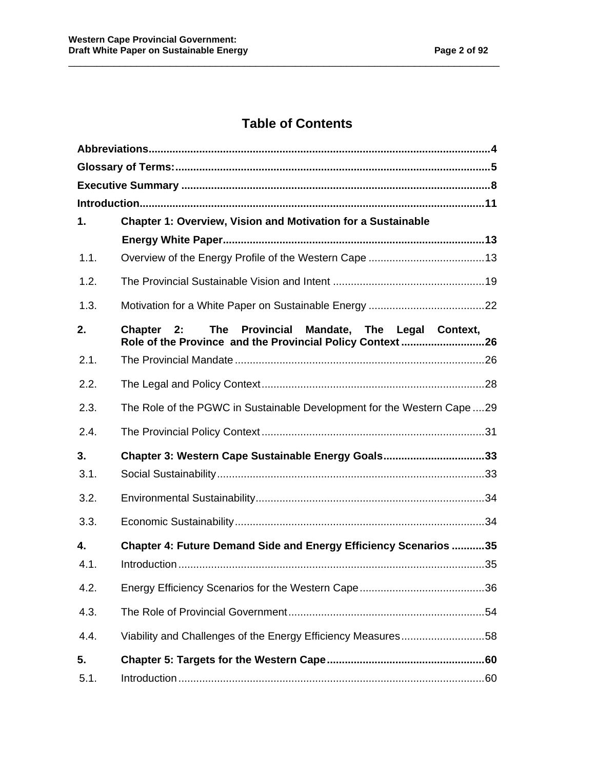# Table of Contents

**Abbreviations** ..... **4**

**Glossary of Terms:** ..... **5**

**Executive Summary** ..... **8**

**Introduction** ..... **11**

**1. Chapter 1: Overview, Vision and Motivation for a Sustainable Energy White Paper** ..... **13**

- 1.1. Overview of the Energy Profile of the Western Cape ..... 13
- 1.2. The Provincial Sustainable Vision and Intent ..... 19
- 1.3. Motivation for a White Paper on Sustainable Energy ..... 22

**2. Chapter 2: The Provincial Mandate, The Legal Context, Role of the Province and the Provincial Policy Context** ..... **26**

- 2.1. The Provincial Mandate ..... 26
- 2.2. The Legal and Policy Context ..... 28
- 2.3. The Role of the PGWC in Sustainable Development for the Western Cape ..... 29
- 2.4. The Provincial Policy Context ..... 31

**3. Chapter 3: Western Cape Sustainable Energy Goals** ..... **33**

- 3.1. Social Sustainability ..... 33
- 3.2. Environmental Sustainability ..... 34
- 3.3. Economic Sustainability ..... 34

**4. Chapter 4: Future Demand Side and Energy Efficiency Scenarios** ..... **35**

- 4.1. Introduction ..... 35
- 4.2. Energy Efficiency Scenarios for the Western Cape ..... 36
- 4.3. The Role of Provincial Government ..... 54
- 4.4. Viability and Challenges of the Energy Efficiency Measures ..... 58

**5. Chapter 5: Targets for the Western Cape** ..... **60**

- 5.1. Introduction ..... 60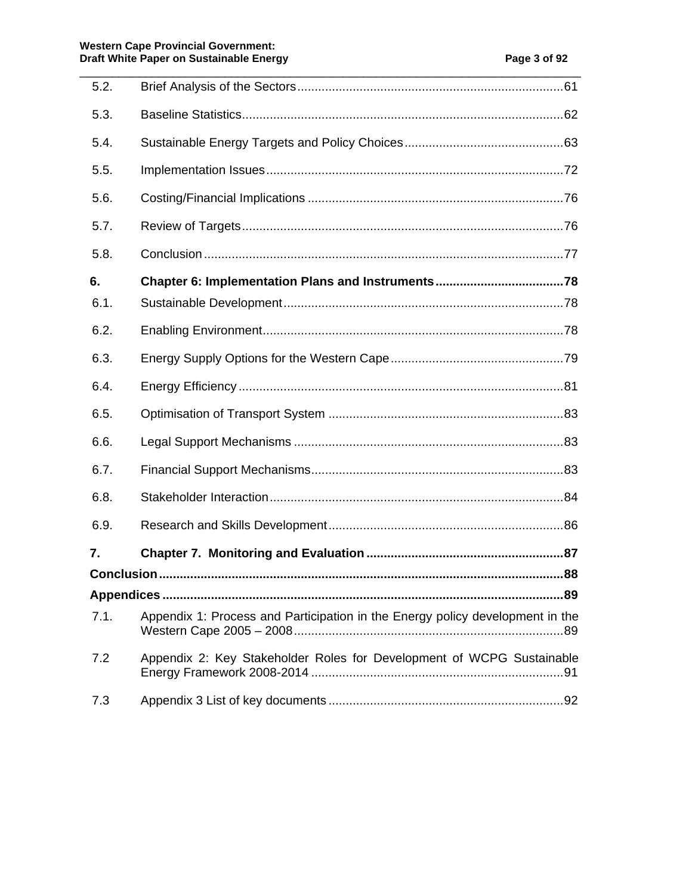5.2. Brief Analysis of the Sectors ....61

5.3. Baseline Statistics ....62

5.4. Sustainable Energy Targets and Policy Choices ....63

5.5. Implementation Issues ....72

5.6. Costing/Financial Implications ....76

5.7. Review of Targets ....76

5.8. Conclusion ....77

**6. Chapter 6: Implementation Plans and Instruments ....78**

6.1. Sustainable Development ....78

6.2. Enabling Environment ....78

6.3. Energy Supply Options for the Western Cape ....79

6.4. Energy Efficiency ....81

6.5. Optimisation of Transport System ....83

6.6. Legal Support Mechanisms ....83

6.7. Financial Support Mechanisms ....83

6.8. Stakeholder Interaction ....84

6.9. Research and Skills Development ....86

**7. Chapter 7. Monitoring and Evaluation ....87**

**Conclusion ....88**

**Appendices ....89**

7.1. Appendix 1: Process and Participation in the Energy policy development in the Western Cape 2005 – 2008 ....89

7.2 Appendix 2: Key Stakeholder Roles for Development of WCPG Sustainable Energy Framework 2008-2014 ....91

7.3 Appendix 3 List of key documents ....92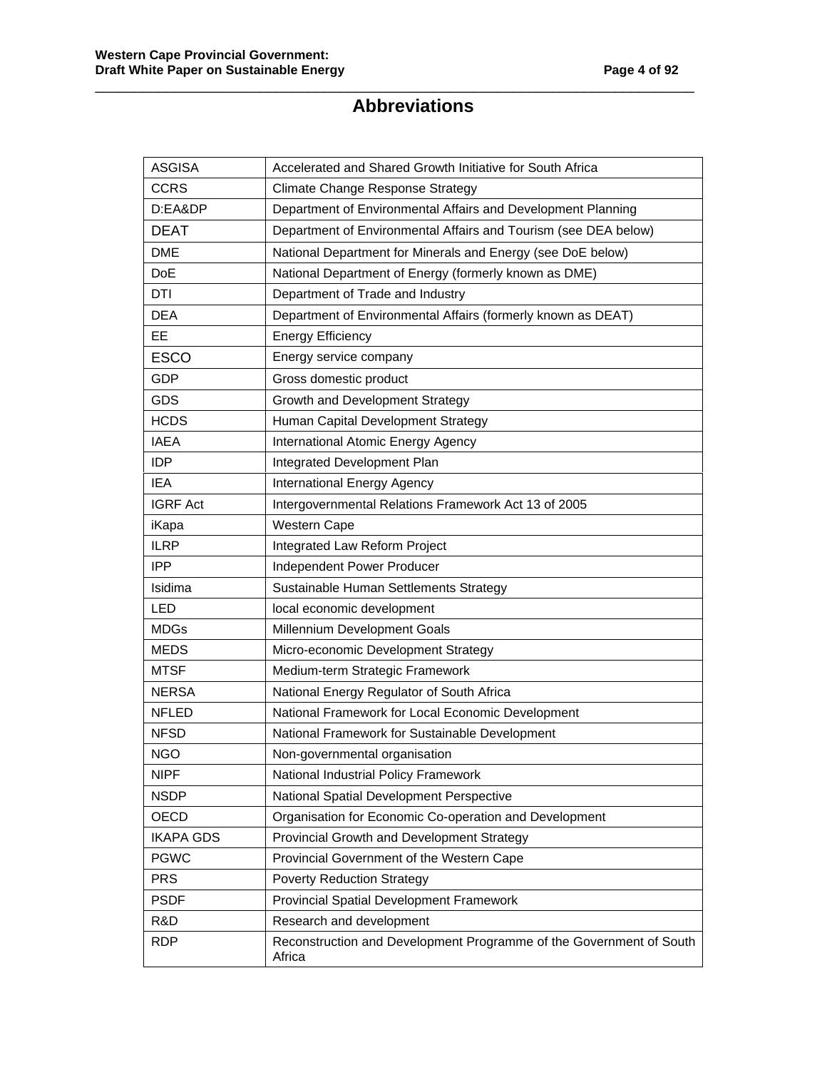# Abbreviations

| | |
|---|---|
| ASGISA | Accelerated and Shared Growth Initiative for South Africa |
| CCRS | Climate Change Response Strategy |
| D:EA&DP | Department of Environmental Affairs and Development Planning |
| DEAT | Department of Environmental Affairs and Tourism (see DEA below) |
| DME | National Department for Minerals and Energy (see DoE below) |
| DoE | National Department of Energy (formerly known as DME) |
| DTI | Department of Trade and Industry |
| DEA | Department of Environmental Affairs (formerly known as DEAT) |
| EE | Energy Efficiency |
| ESCO | Energy service company |
| GDP | Gross domestic product |
| GDS | Growth and Development Strategy |
| HCDS | Human Capital Development Strategy |
| IAEA | International Atomic Energy Agency |
| IDP | Integrated Development Plan |
| IEA | International Energy Agency |
| IGRF Act | Intergovernmental Relations Framework Act 13 of 2005 |
| iKapa | Western Cape |
| ILRP | Integrated Law Reform Project |
| IPP | Independent Power Producer |
| Isidima | Sustainable Human Settlements Strategy |
| LED | local economic development |
| MDGs | Millennium Development Goals |
| MEDS | Micro-economic Development Strategy |
| MTSF | Medium-term Strategic Framework |
| NERSA | National Energy Regulator of South Africa |
| NFLED | National Framework for Local Economic Development |
| NFSD | National Framework for Sustainable Development |
| NGO | Non-governmental organisation |
| NIPF | National Industrial Policy Framework |
| NSDP | National Spatial Development Perspective |
| OECD | Organisation for Economic Co-operation and Development |
| IKAPA GDS | Provincial Growth and Development Strategy |
| PGWC | Provincial Government of the Western Cape |
| PRS | Poverty Reduction Strategy |
| PSDF | Provincial Spatial Development Framework |
| R&D | Research and development |
| RDP | Reconstruction and Development Programme of the Government of South Africa |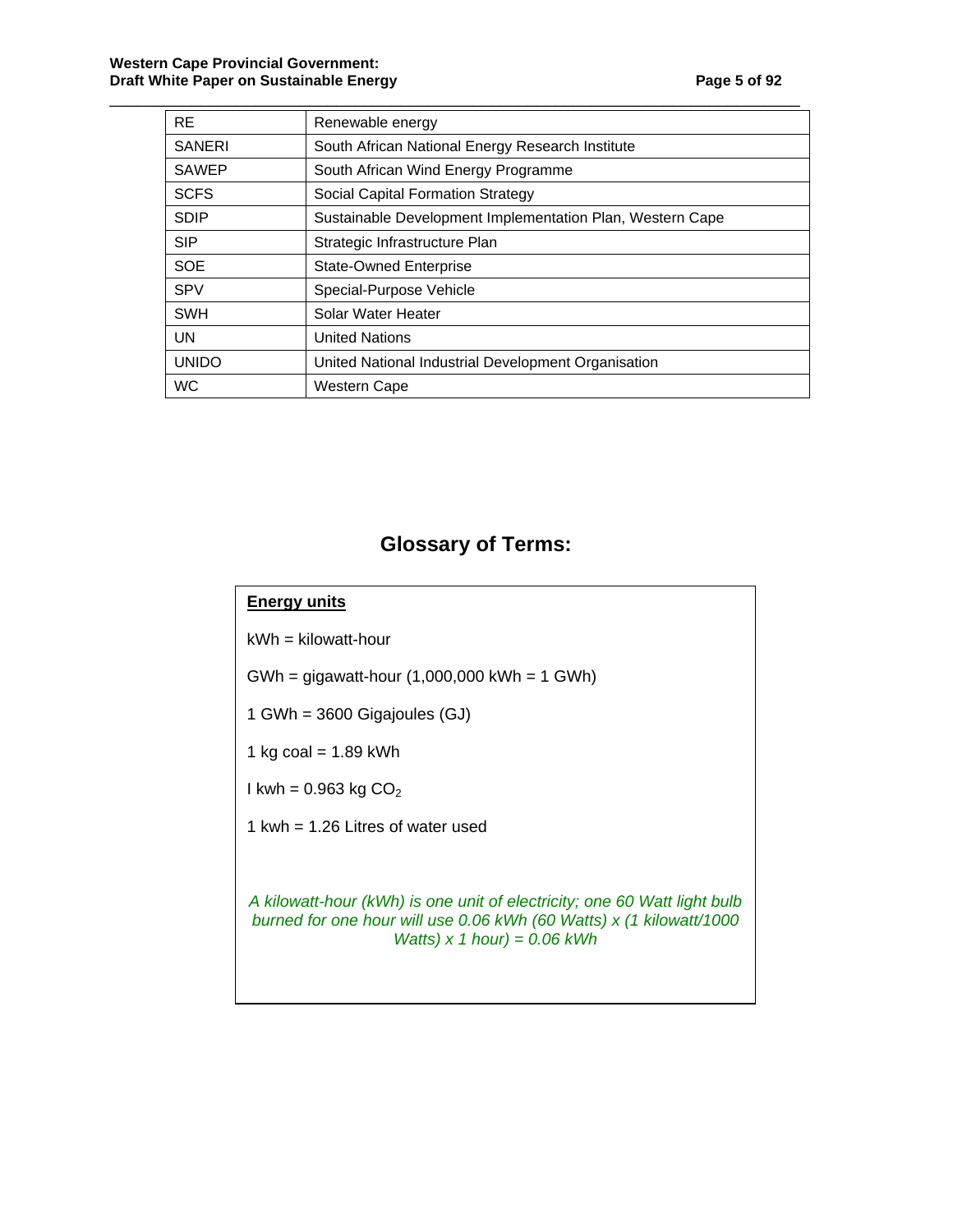| RE | Renewable energy |
|---|---|
| SANERI | South African National Energy Research Institute |
| SAWEP | South African Wind Energy Programme |
| SCFS | Social Capital Formation Strategy |
| SDIP | Sustainable Development Implementation Plan, Western Cape |
| SIP | Strategic Infrastructure Plan |
| SOE | State-Owned Enterprise |
| SPV | Special-Purpose Vehicle |
| SWH | Solar Water Heater |
| UN | United Nations |
| UNIDO | United National Industrial Development Organisation |
| WC | Western Cape |

## Glossary of Terms:

**Energy units**

kWh = kilowatt-hour

GWh = gigawatt-hour (1,000,000 kWh = 1 GWh)

1 GWh = 3600 Gigajoules (GJ)

1 kg coal = 1.89 kWh

I kwh = 0.963 kg $CO_2$

1 kwh = 1.26 Litres of water used

*A kilowatt-hour (kWh) is one unit of electricity; one 60 Watt light bulb burned for one hour will use 0.06 kWh (60 Watts) x (1 kilowatt/1000 Watts) x 1 hour) = 0.06 kWh*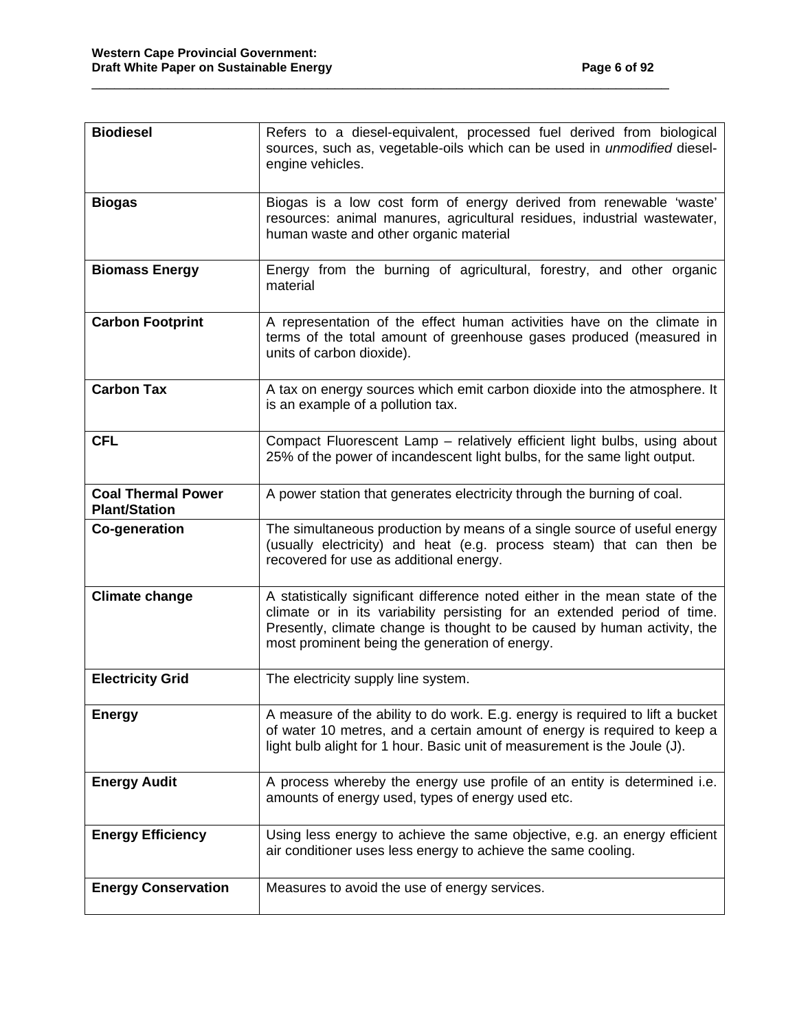| | |
|---|---|
| **Biodiesel** | Refers to a diesel-equivalent, processed fuel derived from biological sources, such as, vegetable-oils which can be used in *unmodified* diesel-engine vehicles. |
| **Biogas** | Biogas is a low cost form of energy derived from renewable 'waste' resources: animal manures, agricultural residues, industrial wastewater, human waste and other organic material |
| **Biomass Energy** | Energy from the burning of agricultural, forestry, and other organic material |
| **Carbon Footprint** | A representation of the effect human activities have on the climate in terms of the total amount of greenhouse gases produced (measured in units of carbon dioxide). |
| **Carbon Tax** | A tax on energy sources which emit carbon dioxide into the atmosphere. It is an example of a pollution tax. |
| **CFL** | Compact Fluorescent Lamp – relatively efficient light bulbs, using about 25% of the power of incandescent light bulbs, for the same light output. |
| **Coal Thermal Power Plant/Station** | A power station that generates electricity through the burning of coal. |
| **Co-generation** | The simultaneous production by means of a single source of useful energy (usually electricity) and heat (e.g. process steam) that can then be recovered for use as additional energy. |
| **Climate change** | A statistically significant difference noted either in the mean state of the climate or in its variability persisting for an extended period of time. Presently, climate change is thought to be caused by human activity, the most prominent being the generation of energy. |
| **Electricity Grid** | The electricity supply line system. |
| **Energy** | A measure of the ability to do work. E.g. energy is required to lift a bucket of water 10 metres, and a certain amount of energy is required to keep a light bulb alight for 1 hour. Basic unit of measurement is the Joule (J). |
| **Energy Audit** | A process whereby the energy use profile of an entity is determined i.e. amounts of energy used, types of energy used etc. |
| **Energy Efficiency** | Using less energy to achieve the same objective, e.g. an energy efficient air conditioner uses less energy to achieve the same cooling. |
| **Energy Conservation** | Measures to avoid the use of energy services. |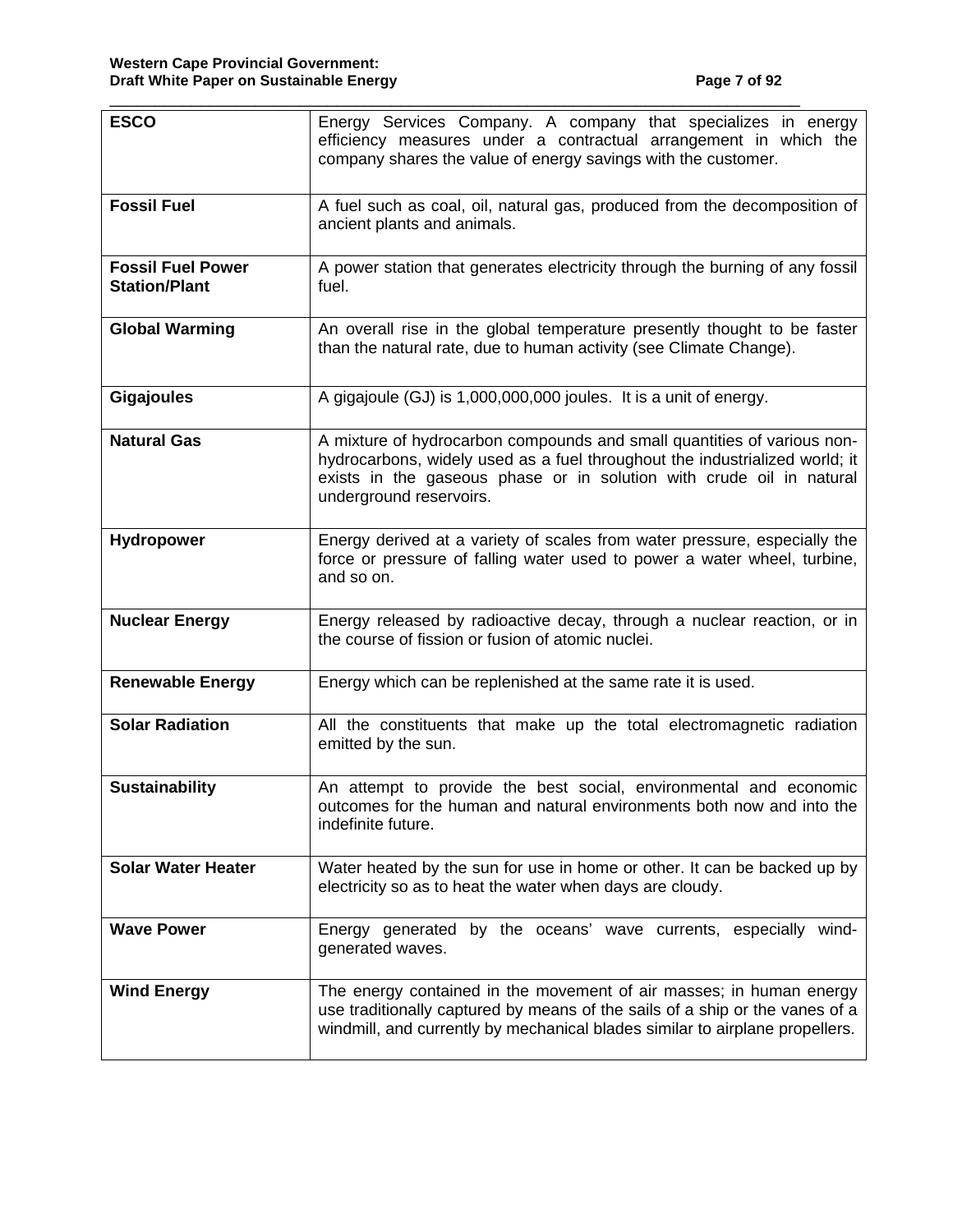| | |
|---|---|
| **ESCO** | Energy Services Company. A company that specializes in energy efficiency measures under a contractual arrangement in which the company shares the value of energy savings with the customer. |
| **Fossil Fuel** | A fuel such as coal, oil, natural gas, produced from the decomposition of ancient plants and animals. |
| **Fossil Fuel Power Station/Plant** | A power station that generates electricity through the burning of any fossil fuel. |
| **Global Warming** | An overall rise in the global temperature presently thought to be faster than the natural rate, due to human activity (see Climate Change). |
| **Gigajoules** | A gigajoule (GJ) is 1,000,000,000 joules. It is a unit of energy. |
| **Natural Gas** | A mixture of hydrocarbon compounds and small quantities of various non-hydrocarbons, widely used as a fuel throughout the industrialized world; it exists in the gaseous phase or in solution with crude oil in natural underground reservoirs. |
| **Hydropower** | Energy derived at a variety of scales from water pressure, especially the force or pressure of falling water used to power a water wheel, turbine, and so on. |
| **Nuclear Energy** | Energy released by radioactive decay, through a nuclear reaction, or in the course of fission or fusion of atomic nuclei. |
| **Renewable Energy** | Energy which can be replenished at the same rate it is used. |
| **Solar Radiation** | All the constituents that make up the total electromagnetic radiation emitted by the sun. |
| **Sustainability** | An attempt to provide the best social, environmental and economic outcomes for the human and natural environments both now and into the indefinite future. |
| **Solar Water Heater** | Water heated by the sun for use in home or other. It can be backed up by electricity so as to heat the water when days are cloudy. |
| **Wave Power** | Energy generated by the oceans' wave currents, especially wind-generated waves. |
| **Wind Energy** | The energy contained in the movement of air masses; in human energy use traditionally captured by means of the sails of a ship or the vanes of a windmill, and currently by mechanical blades similar to airplane propellers. |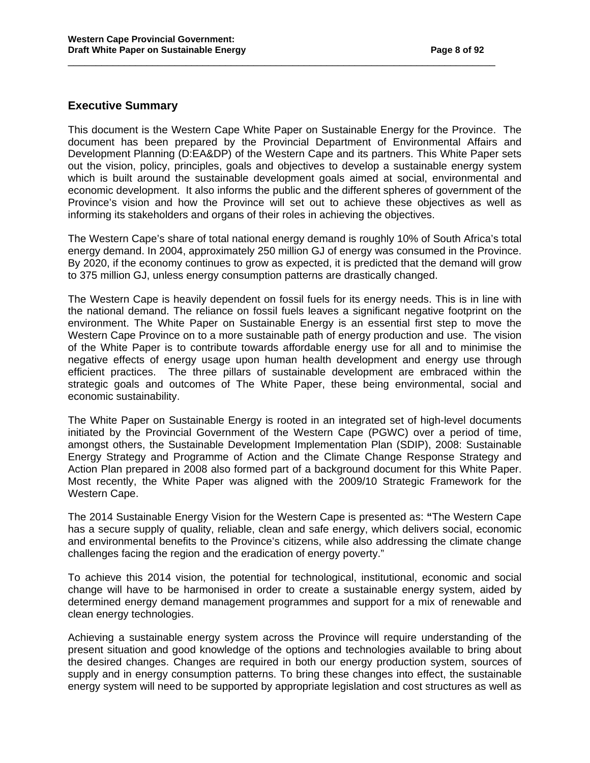## Executive Summary

This document is the Western Cape White Paper on Sustainable Energy for the Province. The document has been prepared by the Provincial Department of Environmental Affairs and Development Planning (D:EA&DP) of the Western Cape and its partners. This White Paper sets out the vision, policy, principles, goals and objectives to develop a sustainable energy system which is built around the sustainable development goals aimed at social, environmental and economic development. It also informs the public and the different spheres of government of the Province's vision and how the Province will set out to achieve these objectives as well as informing its stakeholders and organs of their roles in achieving the objectives.

The Western Cape's share of total national energy demand is roughly 10% of South Africa's total energy demand. In 2004, approximately 250 million GJ of energy was consumed in the Province. By 2020, if the economy continues to grow as expected, it is predicted that the demand will grow to 375 million GJ, unless energy consumption patterns are drastically changed.

The Western Cape is heavily dependent on fossil fuels for its energy needs. This is in line with the national demand. The reliance on fossil fuels leaves a significant negative footprint on the environment. The White Paper on Sustainable Energy is an essential first step to move the Western Cape Province on to a more sustainable path of energy production and use. The vision of the White Paper is to contribute towards affordable energy use for all and to minimise the negative effects of energy usage upon human health development and energy use through efficient practices. The three pillars of sustainable development are embraced within the strategic goals and outcomes of The White Paper, these being environmental, social and economic sustainability.

The White Paper on Sustainable Energy is rooted in an integrated set of high-level documents initiated by the Provincial Government of the Western Cape (PGWC) over a period of time, amongst others, the Sustainable Development Implementation Plan (SDIP), 2008: Sustainable Energy Strategy and Programme of Action and the Climate Change Response Strategy and Action Plan prepared in 2008 also formed part of a background document for this White Paper. Most recently, the White Paper was aligned with the 2009/10 Strategic Framework for the Western Cape.

The 2014 Sustainable Energy Vision for the Western Cape is presented as: **"**The Western Cape has a secure supply of quality, reliable, clean and safe energy, which delivers social, economic and environmental benefits to the Province's citizens, while also addressing the climate change challenges facing the region and the eradication of energy poverty."

To achieve this 2014 vision, the potential for technological, institutional, economic and social change will have to be harmonised in order to create a sustainable energy system, aided by determined energy demand management programmes and support for a mix of renewable and clean energy technologies.

Achieving a sustainable energy system across the Province will require understanding of the present situation and good knowledge of the options and technologies available to bring about the desired changes. Changes are required in both our energy production system, sources of supply and in energy consumption patterns. To bring these changes into effect, the sustainable energy system will need to be supported by appropriate legislation and cost structures as well as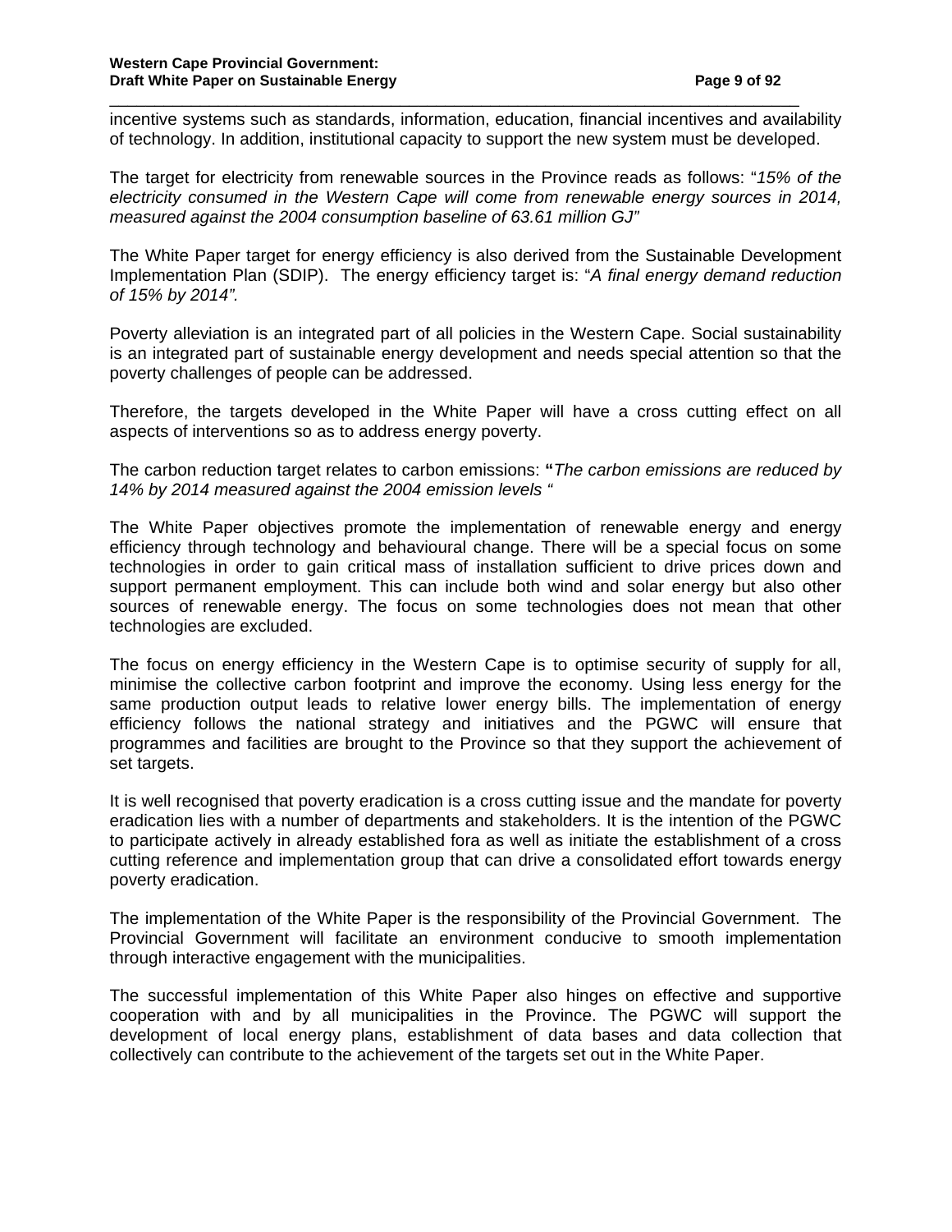incentive systems such as standards, information, education, financial incentives and availability of technology. In addition, institutional capacity to support the new system must be developed.

The target for electricity from renewable sources in the Province reads as follows: "*15% of the electricity consumed in the Western Cape will come from renewable energy sources in 2014, measured against the 2004 consumption baseline of 63.61 million GJ*"

The White Paper target for energy efficiency is also derived from the Sustainable Development Implementation Plan (SDIP). The energy efficiency target is: "*A final energy demand reduction of 15% by 2014".*

Poverty alleviation is an integrated part of all policies in the Western Cape. Social sustainability is an integrated part of sustainable energy development and needs special attention so that the poverty challenges of people can be addressed.

Therefore, the targets developed in the White Paper will have a cross cutting effect on all aspects of interventions so as to address energy poverty.

The carbon reduction target relates to carbon emissions: **"***The carbon emissions are reduced by 14% by 2014 measured against the 2004 emission levels "*

The White Paper objectives promote the implementation of renewable energy and energy efficiency through technology and behavioural change. There will be a special focus on some technologies in order to gain critical mass of installation sufficient to drive prices down and support permanent employment. This can include both wind and solar energy but also other sources of renewable energy. The focus on some technologies does not mean that other technologies are excluded.

The focus on energy efficiency in the Western Cape is to optimise security of supply for all, minimise the collective carbon footprint and improve the economy. Using less energy for the same production output leads to relative lower energy bills. The implementation of energy efficiency follows the national strategy and initiatives and the PGWC will ensure that programmes and facilities are brought to the Province so that they support the achievement of set targets.

It is well recognised that poverty eradication is a cross cutting issue and the mandate for poverty eradication lies with a number of departments and stakeholders. It is the intention of the PGWC to participate actively in already established fora as well as initiate the establishment of a cross cutting reference and implementation group that can drive a consolidated effort towards energy poverty eradication.

The implementation of the White Paper is the responsibility of the Provincial Government. The Provincial Government will facilitate an environment conducive to smooth implementation through interactive engagement with the municipalities.

The successful implementation of this White Paper also hinges on effective and supportive cooperation with and by all municipalities in the Province. The PGWC will support the development of local energy plans, establishment of data bases and data collection that collectively can contribute to the achievement of the targets set out in the White Paper.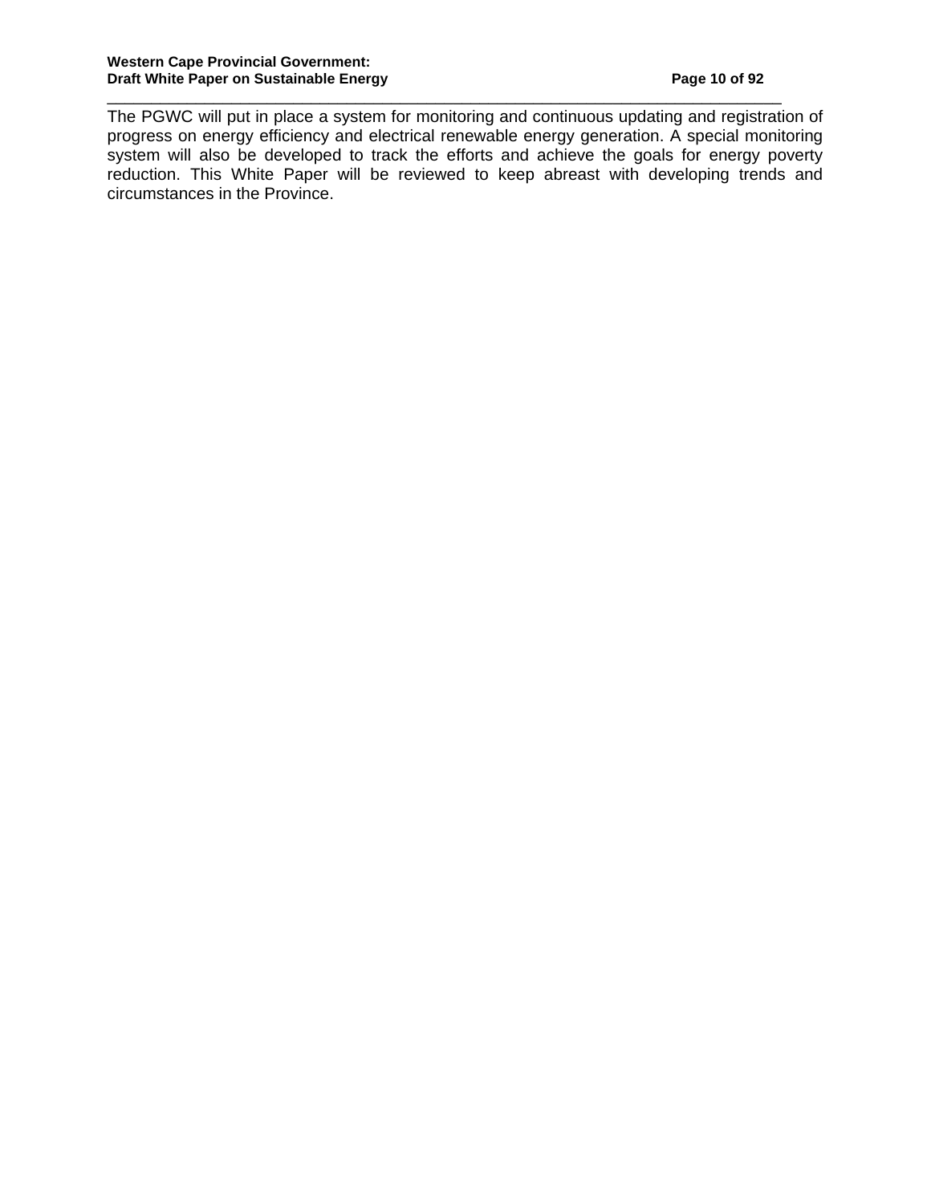The PGWC will put in place a system for monitoring and continuous updating and registration of progress on energy efficiency and electrical renewable energy generation. A special monitoring system will also be developed to track the efforts and achieve the goals for energy poverty reduction. This White Paper will be reviewed to keep abreast with developing trends and circumstances in the Province.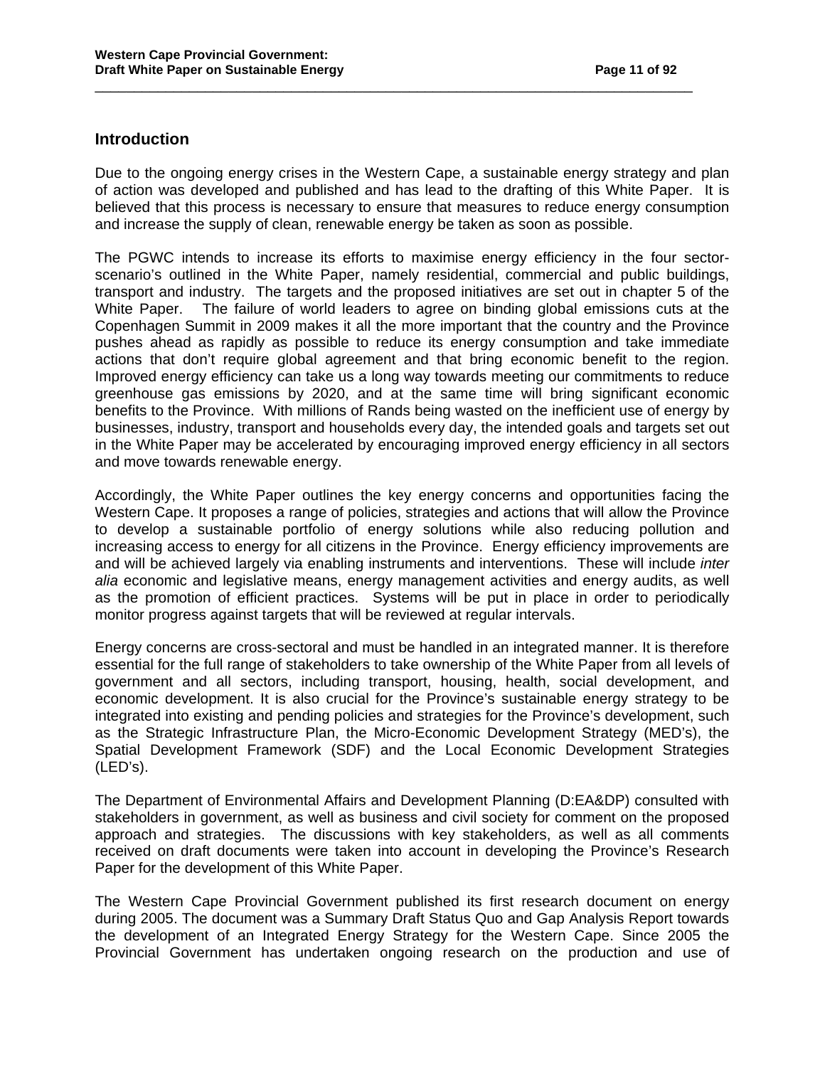## Introduction

Due to the ongoing energy crises in the Western Cape, a sustainable energy strategy and plan of action was developed and published and has lead to the drafting of this White Paper. It is believed that this process is necessary to ensure that measures to reduce energy consumption and increase the supply of clean, renewable energy be taken as soon as possible.

The PGWC intends to increase its efforts to maximise energy efficiency in the four sector-scenario's outlined in the White Paper, namely residential, commercial and public buildings, transport and industry. The targets and the proposed initiatives are set out in chapter 5 of the White Paper. The failure of world leaders to agree on binding global emissions cuts at the Copenhagen Summit in 2009 makes it all the more important that the country and the Province pushes ahead as rapidly as possible to reduce its energy consumption and take immediate actions that don't require global agreement and that bring economic benefit to the region. Improved energy efficiency can take us a long way towards meeting our commitments to reduce greenhouse gas emissions by 2020, and at the same time will bring significant economic benefits to the Province. With millions of Rands being wasted on the inefficient use of energy by businesses, industry, transport and households every day, the intended goals and targets set out in the White Paper may be accelerated by encouraging improved energy efficiency in all sectors and move towards renewable energy.

Accordingly, the White Paper outlines the key energy concerns and opportunities facing the Western Cape. It proposes a range of policies, strategies and actions that will allow the Province to develop a sustainable portfolio of energy solutions while also reducing pollution and increasing access to energy for all citizens in the Province. Energy efficiency improvements are and will be achieved largely via enabling instruments and interventions. These will include *inter alia* economic and legislative means, energy management activities and energy audits, as well as the promotion of efficient practices. Systems will be put in place in order to periodically monitor progress against targets that will be reviewed at regular intervals.

Energy concerns are cross-sectoral and must be handled in an integrated manner. It is therefore essential for the full range of stakeholders to take ownership of the White Paper from all levels of government and all sectors, including transport, housing, health, social development, and economic development. It is also crucial for the Province's sustainable energy strategy to be integrated into existing and pending policies and strategies for the Province's development, such as the Strategic Infrastructure Plan, the Micro-Economic Development Strategy (MED's), the Spatial Development Framework (SDF) and the Local Economic Development Strategies (LED's).

The Department of Environmental Affairs and Development Planning (D:EA&DP) consulted with stakeholders in government, as well as business and civil society for comment on the proposed approach and strategies. The discussions with key stakeholders, as well as all comments received on draft documents were taken into account in developing the Province's Research Paper for the development of this White Paper.

The Western Cape Provincial Government published its first research document on energy during 2005. The document was a Summary Draft Status Quo and Gap Analysis Report towards the development of an Integrated Energy Strategy for the Western Cape. Since 2005 the Provincial Government has undertaken ongoing research on the production and use of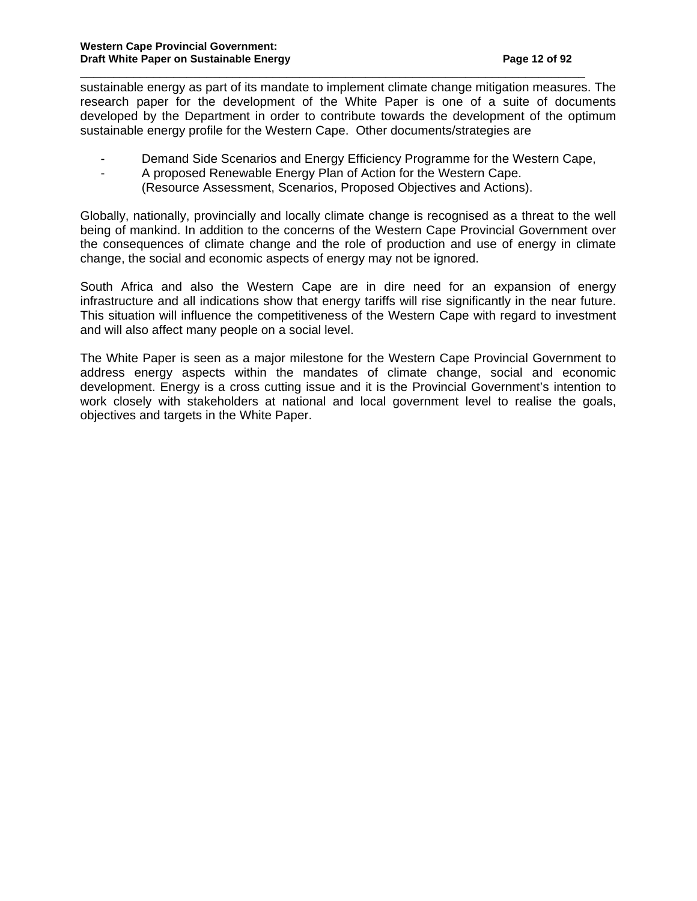sustainable energy as part of its mandate to implement climate change mitigation measures. The research paper for the development of the White Paper is one of a suite of documents developed by the Department in order to contribute towards the development of the optimum sustainable energy profile for the Western Cape. Other documents/strategies are

- Demand Side Scenarios and Energy Efficiency Programme for the Western Cape,
- A proposed Renewable Energy Plan of Action for the Western Cape. (Resource Assessment, Scenarios, Proposed Objectives and Actions).

Globally, nationally, provincially and locally climate change is recognised as a threat to the well being of mankind. In addition to the concerns of the Western Cape Provincial Government over the consequences of climate change and the role of production and use of energy in climate change, the social and economic aspects of energy may not be ignored.

South Africa and also the Western Cape are in dire need for an expansion of energy infrastructure and all indications show that energy tariffs will rise significantly in the near future. This situation will influence the competitiveness of the Western Cape with regard to investment and will also affect many people on a social level.

The White Paper is seen as a major milestone for the Western Cape Provincial Government to address energy aspects within the mandates of climate change, social and economic development. Energy is a cross cutting issue and it is the Provincial Government's intention to work closely with stakeholders at national and local government level to realise the goals, objectives and targets in the White Paper.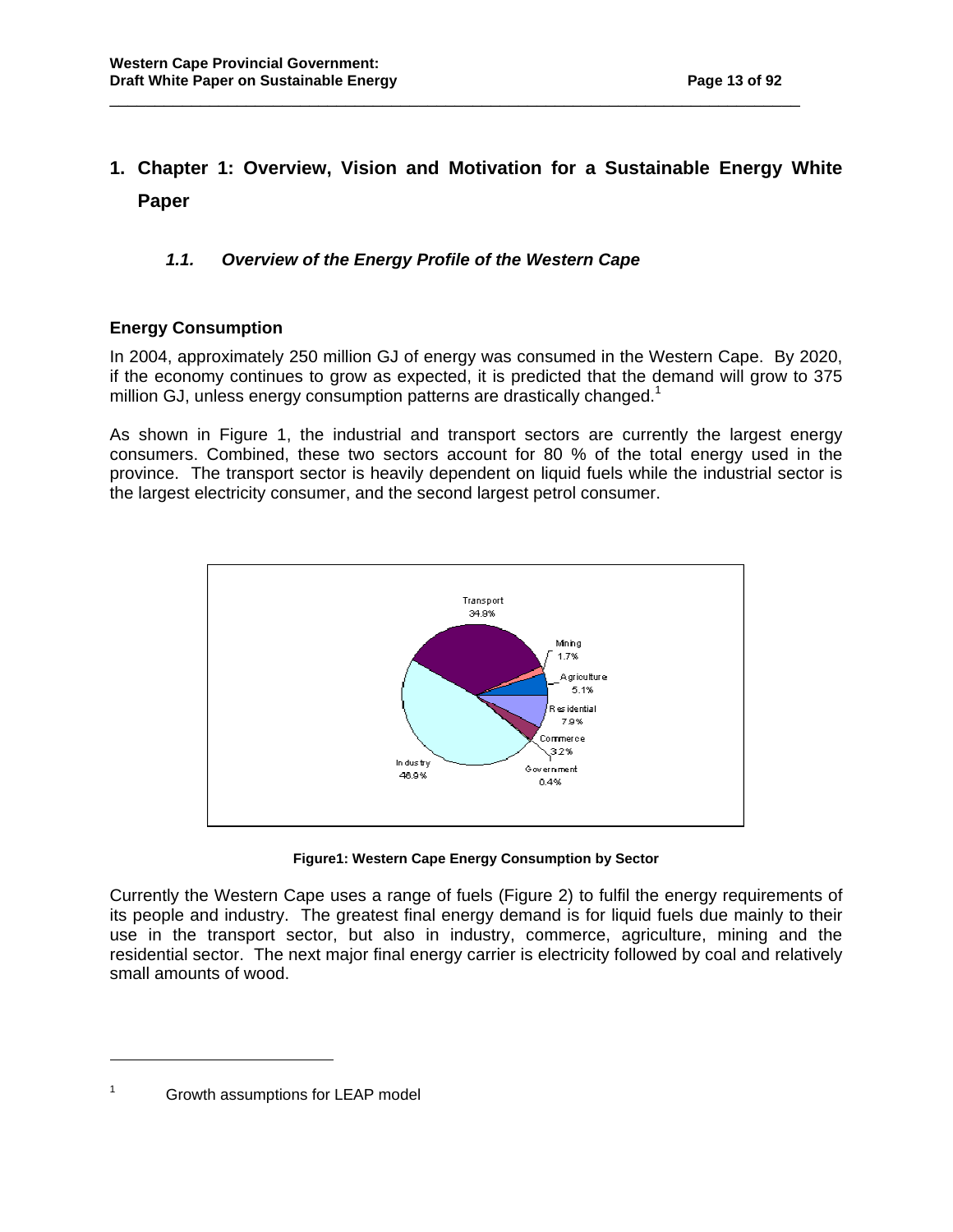# 1. Chapter 1: Overview, Vision and Motivation for a Sustainable Energy White Paper

## *1.1. Overview of the Energy Profile of the Western Cape*

### Energy Consumption

In 2004, approximately 250 million GJ of energy was consumed in the Western Cape. By 2020, if the economy continues to grow as expected, it is predicted that the demand will grow to 375 million GJ, unless energy consumption patterns are drastically changed.[1]

As shown in Figure 1, the industrial and transport sectors are currently the largest energy consumers. Combined, these two sectors account for 80 % of the total energy used in the province. The transport sector is heavily dependent on liquid fuels while the industrial sector is the largest electricity consumer, and the second largest petrol consumer.

**Figure1: Western Cape Energy Consumption by Sector**

Currently the Western Cape uses a range of fuels (Figure 2) to fulfil the energy requirements of its people and industry. The greatest final energy demand is for liquid fuels due mainly to their use in the transport sector, but also in industry, commerce, agriculture, mining and the residential sector. The next major final energy carrier is electricity followed by coal and relatively small amounts of wood.

---

[1] Growth assumptions for LEAP model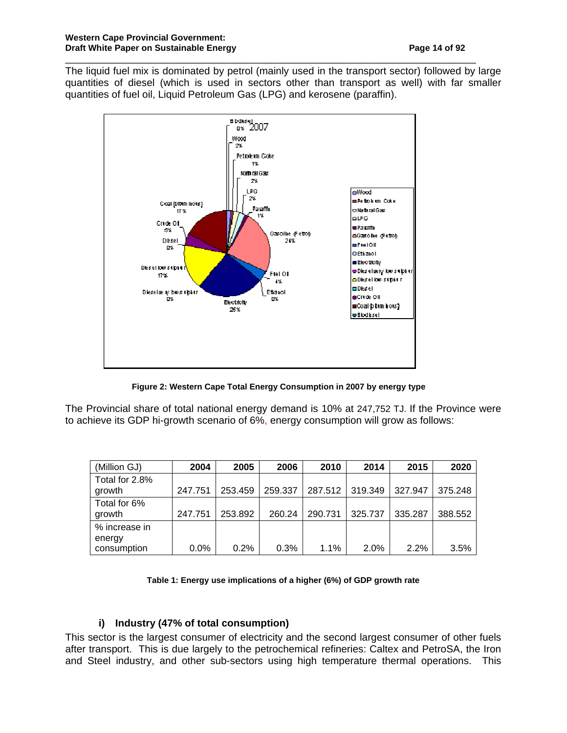The liquid fuel mix is dominated by petrol (mainly used in the transport sector) followed by large quantities of diesel (which is used in sectors other than transport as well) with far smaller quantities of fuel oil, Liquid Petroleum Gas (LPG) and kerosene (paraffin).

**Figure 2: Western Cape Total Energy Consumption in 2007 by energy type**

The Provincial share of total national energy demand is 10% at 247,752 TJ. If the Province were to achieve its GDP hi-growth scenario of 6%, energy consumption will grow as follows:

| (Million GJ) | 2004 | 2005 | 2006 | 2010 | 2014 | 2015 | 2020 |
|---|---|---|---|---|---|---|---|
| Total for 2.8% growth | 247.751 | 253.459 | 259.337 | 287.512 | 319.349 | 327.947 | 375.248 |
| Total for 6% growth | 247.751 | 253.892 | 260.24 | 290.731 | 325.737 | 335.287 | 388.552 |
| % increase in energy consumption | 0.0% | 0.2% | 0.3% | 1.1% | 2.0% | 2.2% | 3.5% |

**Table 1: Energy use implications of a higher (6%) of GDP growth rate**

### i) Industry (47% of total consumption)

This sector is the largest consumer of electricity and the second largest consumer of other fuels after transport. This is due largely to the petrochemical refineries: Caltex and PetroSA, the Iron and Steel industry, and other sub-sectors using high temperature thermal operations. This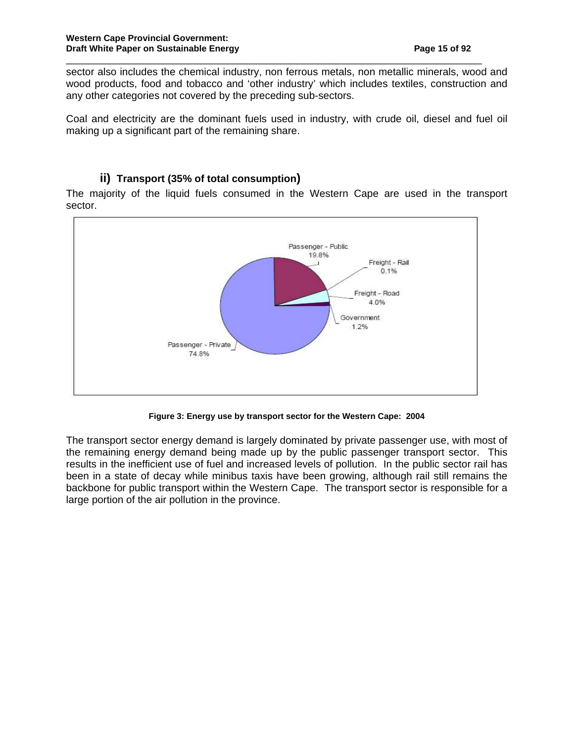sector also includes the chemical industry, non ferrous metals, non metallic minerals, wood and wood products, food and tobacco and 'other industry' which includes textiles, construction and any other categories not covered by the preceding sub-sectors.

Coal and electricity are the dominant fuels used in industry, with crude oil, diesel and fuel oil making up a significant part of the remaining share.

### ii) Transport (35% of total consumption)

The majority of the liquid fuels consumed in the Western Cape are used in the transport sector.

**Figure 3: Energy use by transport sector for the Western Cape: 2004**

The transport sector energy demand is largely dominated by private passenger use, with most of the remaining energy demand being made up by the public passenger transport sector. This results in the inefficient use of fuel and increased levels of pollution. In the public sector rail has been in a state of decay while minibus taxis have been growing, although rail still remains the backbone for public transport within the Western Cape. The transport sector is responsible for a large portion of the air pollution in the province.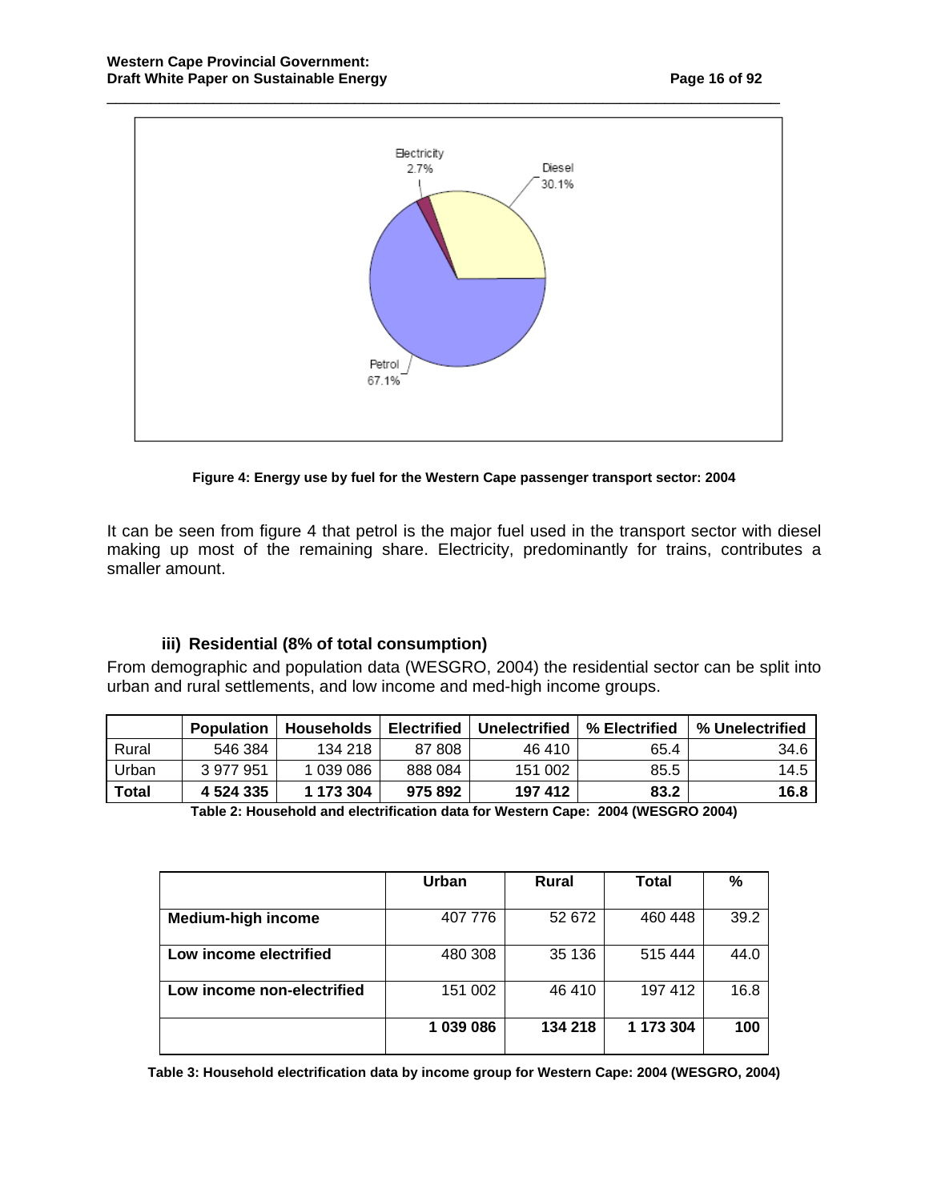Figure 4: Energy use by fuel for the Western Cape passenger transport sector: 2004

It can be seen from figure 4 that petrol is the major fuel used in the transport sector with diesel making up most of the remaining share. Electricity, predominantly for trains, contributes a smaller amount.

### iii) Residential (8% of total consumption)

From demographic and population data (WESGRO, 2004) the residential sector can be split into urban and rural settlements, and low income and med-high income groups.

| | Population | Households | Electrified | Unelectrified | % Electrified | % Unelectrified |
|---|---|---|---|---|---|---|
| Rural | 546 384 | 134 218 | 87 808 | 46 410 | 65.4 | 34.6 |
| Urban | 3 977 951 | 1 039 086 | 888 084 | 151 002 | 85.5 | 14.5 |
| **Total** | **4 524 335** | **1 173 304** | **975 892** | **197 412** | **83.2** | **16.8** |

**Table 2: Household and electrification data for Western Cape: 2004 (WESGRO 2004)**

| | Urban | Rural | Total | % |
|---|---|---|---|---|
| **Medium-high income** | 407 776 | 52 672 | 460 448 | 39.2 |
| **Low income electrified** | 480 308 | 35 136 | 515 444 | 44.0 |
| **Low income non-electrified** | 151 002 | 46 410 | 197 412 | 16.8 |
| | **1 039 086** | **134 218** | **1 173 304** | **100** |

**Table 3: Household electrification data by income group for Western Cape: 2004 (WESGRO, 2004)**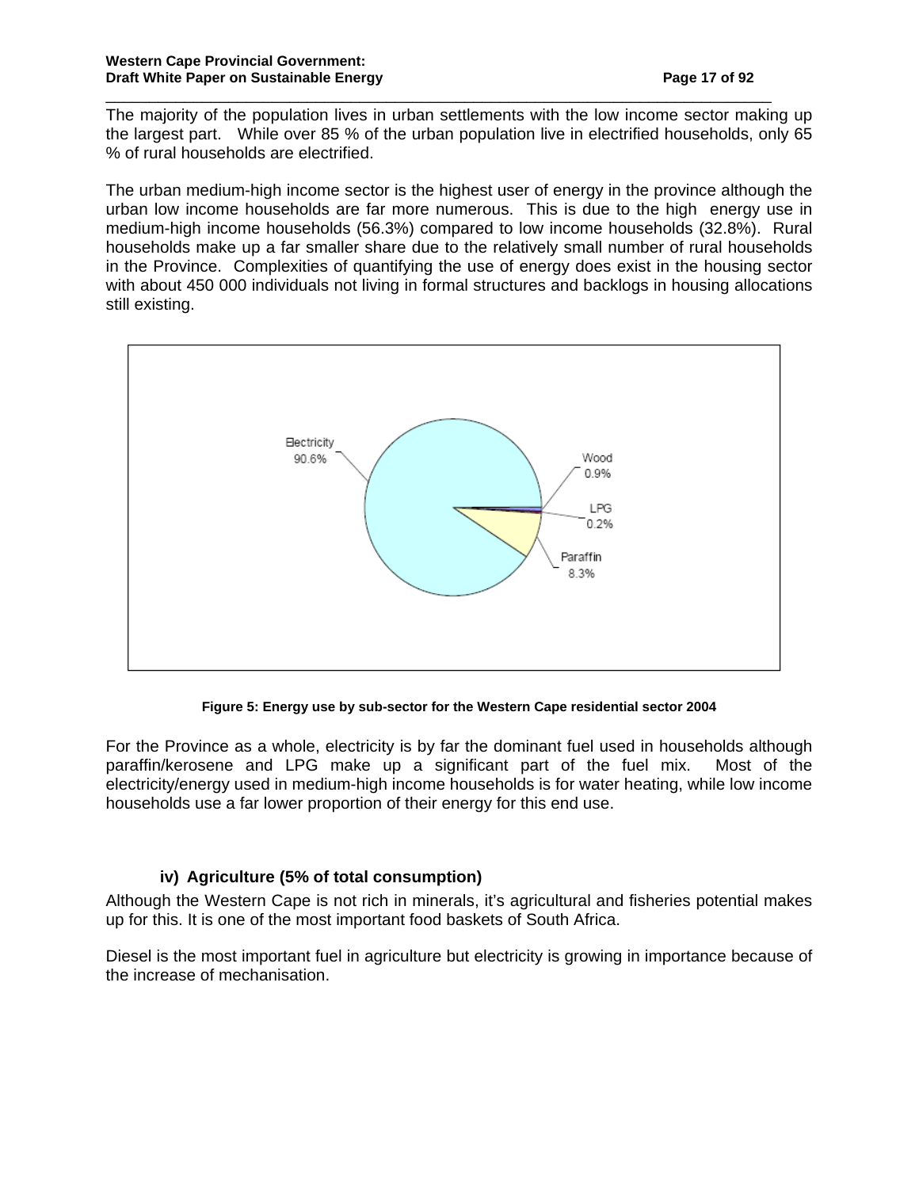The majority of the population lives in urban settlements with the low income sector making up the largest part. While over 85 % of the urban population live in electrified households, only 65 % of rural households are electrified.

The urban medium-high income sector is the highest user of energy in the province although the urban low income households are far more numerous. This is due to the high energy use in medium-high income households (56.3%) compared to low income households (32.8%). Rural households make up a far smaller share due to the relatively small number of rural households in the Province. Complexities of quantifying the use of energy does exist in the housing sector with about 450 000 individuals not living in formal structures and backlogs in housing allocations still existing.

**Figure 5: Energy use by sub-sector for the Western Cape residential sector 2004**

For the Province as a whole, electricity is by far the dominant fuel used in households although paraffin/kerosene and LPG make up a significant part of the fuel mix. Most of the electricity/energy used in medium-high income households is for water heating, while low income households use a far lower proportion of their energy for this end use.

### iv) Agriculture (5% of total consumption)

Although the Western Cape is not rich in minerals, it's agricultural and fisheries potential makes up for this. It is one of the most important food baskets of South Africa.

Diesel is the most important fuel in agriculture but electricity is growing in importance because of the increase of mechanisation.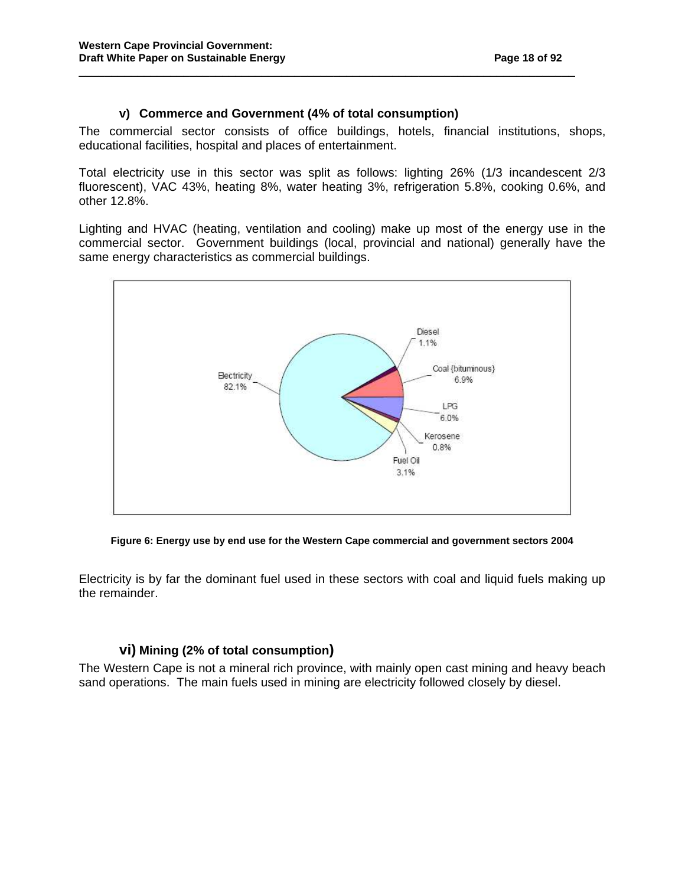### v) Commerce and Government (4% of total consumption)

The commercial sector consists of office buildings, hotels, financial institutions, shops, educational facilities, hospital and places of entertainment.

Total electricity use in this sector was split as follows: lighting 26% (1/3 incandescent 2/3 fluorescent), VAC 43%, heating 8%, water heating 3%, refrigeration 5.8%, cooking 0.6%, and other 12.8%.

Lighting and HVAC (heating, ventilation and cooling) make up most of the energy use in the commercial sector. Government buildings (local, provincial and national) generally have the same energy characteristics as commercial buildings.

**Figure 6: Energy use by end use for the Western Cape commercial and government sectors 2004**

Electricity is by far the dominant fuel used in these sectors with coal and liquid fuels making up the remainder.

### vi) Mining (2% of total consumption)

The Western Cape is not a mineral rich province, with mainly open cast mining and heavy beach sand operations. The main fuels used in mining are electricity followed closely by diesel.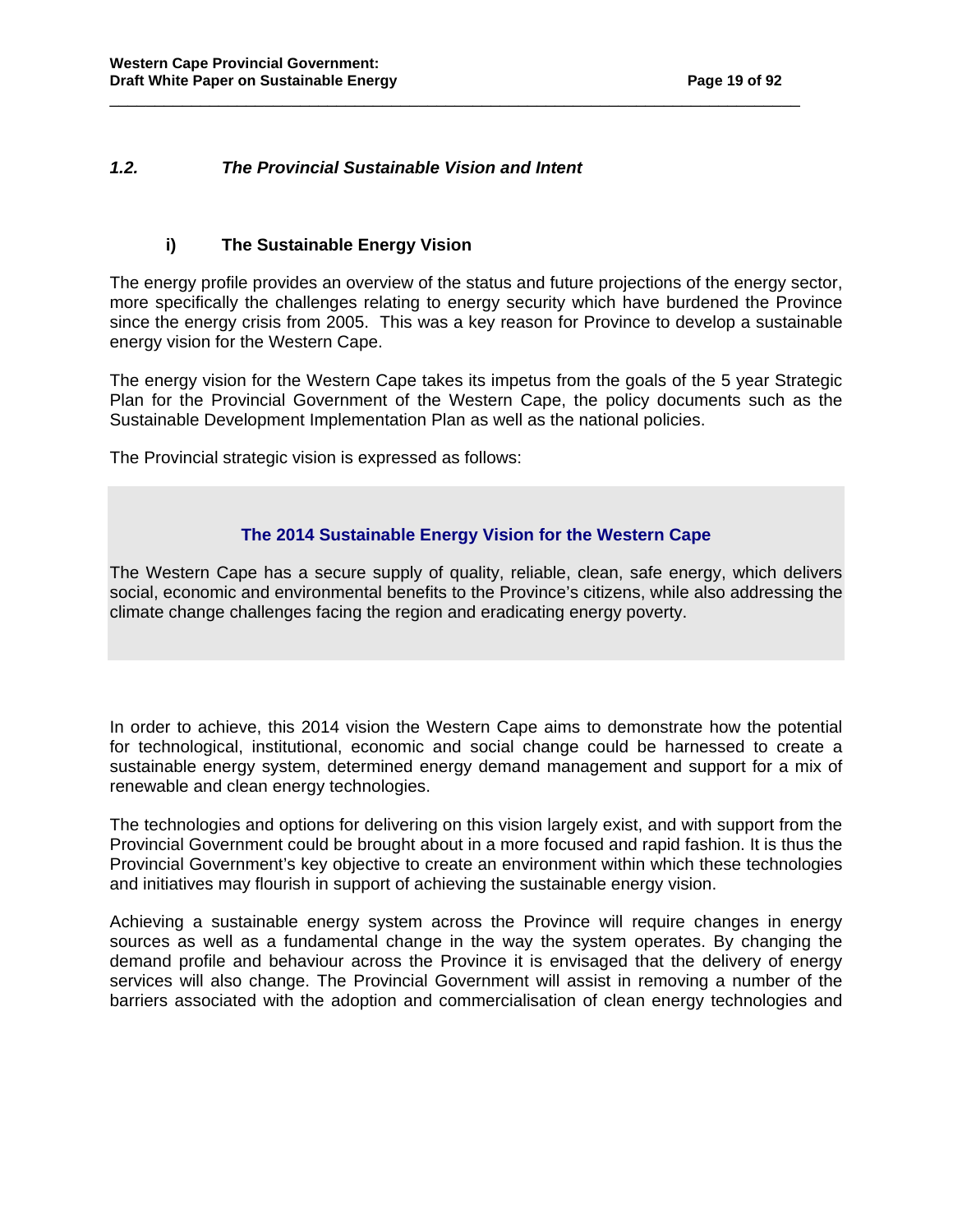## *1.2. The Provincial Sustainable Vision and Intent*

### i) The Sustainable Energy Vision

The energy profile provides an overview of the status and future projections of the energy sector, more specifically the challenges relating to energy security which have burdened the Province since the energy crisis from 2005. This was a key reason for Province to develop a sustainable energy vision for the Western Cape.

The energy vision for the Western Cape takes its impetus from the goals of the 5 year Strategic Plan for the Provincial Government of the Western Cape, the policy documents such as the Sustainable Development Implementation Plan as well as the national policies.

The Provincial strategic vision is expressed as follows:

> **The 2014 Sustainable Energy Vision for the Western Cape**
>
> The Western Cape has a secure supply of quality, reliable, clean, safe energy, which delivers social, economic and environmental benefits to the Province's citizens, while also addressing the climate change challenges facing the region and eradicating energy poverty.

In order to achieve, this 2014 vision the Western Cape aims to demonstrate how the potential for technological, institutional, economic and social change could be harnessed to create a sustainable energy system, determined energy demand management and support for a mix of renewable and clean energy technologies.

The technologies and options for delivering on this vision largely exist, and with support from the Provincial Government could be brought about in a more focused and rapid fashion. It is thus the Provincial Government's key objective to create an environment within which these technologies and initiatives may flourish in support of achieving the sustainable energy vision.

Achieving a sustainable energy system across the Province will require changes in energy sources as well as a fundamental change in the way the system operates. By changing the demand profile and behaviour across the Province it is envisaged that the delivery of energy services will also change. The Provincial Government will assist in removing a number of the barriers associated with the adoption and commercialisation of clean energy technologies and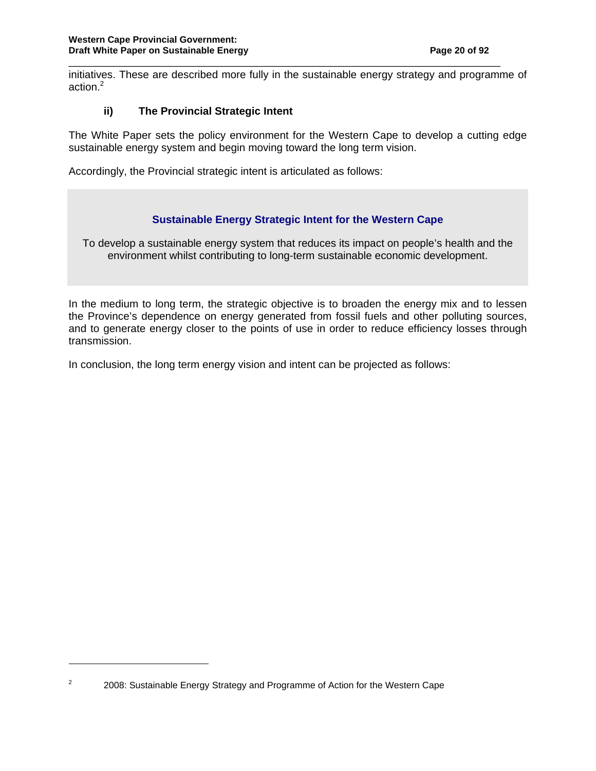initiatives. These are described more fully in the sustainable energy strategy and programme of action.[2]

### ii) The Provincial Strategic Intent

The White Paper sets the policy environment for the Western Cape to develop a cutting edge sustainable energy system and begin moving toward the long term vision.

Accordingly, the Provincial strategic intent is articulated as follows:

**Sustainable Energy Strategic Intent for the Western Cape**

To develop a sustainable energy system that reduces its impact on people's health and the environment whilst contributing to long-term sustainable economic development.

In the medium to long term, the strategic objective is to broaden the energy mix and to lessen the Province's dependence on energy generated from fossil fuels and other polluting sources, and to generate energy closer to the points of use in order to reduce efficiency losses through transmission.

In conclusion, the long term energy vision and intent can be projected as follows:

[2] 2008: Sustainable Energy Strategy and Programme of Action for the Western Cape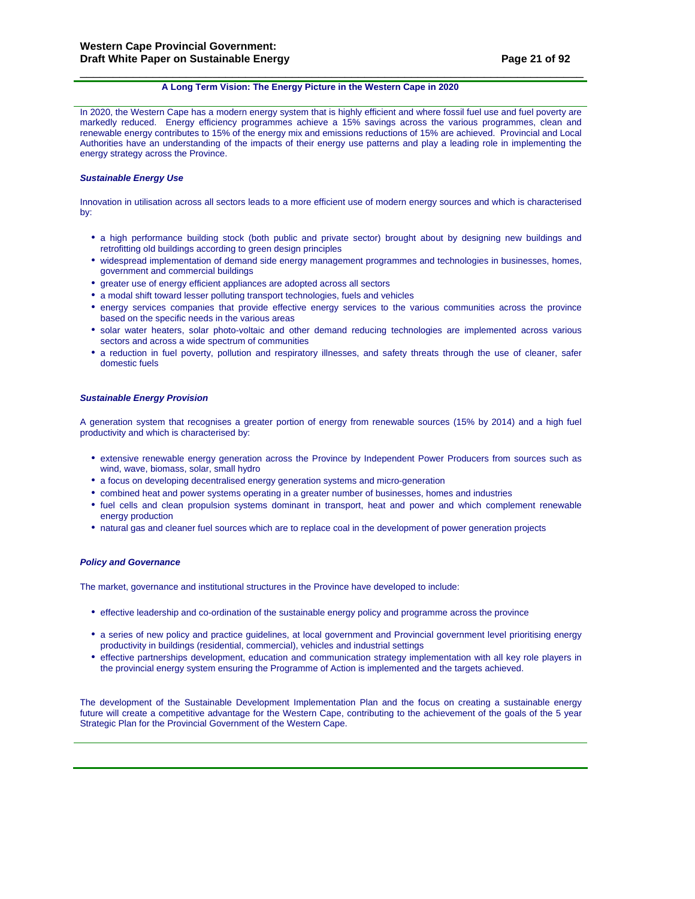## A Long Term Vision: The Energy Picture in the Western Cape in 2020

In 2020, the Western Cape has a modern energy system that is highly efficient and where fossil fuel use and fuel poverty are markedly reduced. Energy efficiency programmes achieve a 15% savings across the various programmes, clean and renewable energy contributes to 15% of the energy mix and emissions reductions of 15% are achieved. Provincial and Local Authorities have an understanding of the impacts of their energy use patterns and play a leading role in implementing the energy strategy across the Province.

### *Sustainable Energy Use*

Innovation in utilisation across all sectors leads to a more efficient use of modern energy sources and which is characterised by:

- a high performance building stock (both public and private sector) brought about by designing new buildings and retrofitting old buildings according to green design principles
- widespread implementation of demand side energy management programmes and technologies in businesses, homes, government and commercial buildings
- greater use of energy efficient appliances are adopted across all sectors
- a modal shift toward lesser polluting transport technologies, fuels and vehicles
- energy services companies that provide effective energy services to the various communities across the province based on the specific needs in the various areas
- solar water heaters, solar photo-voltaic and other demand reducing technologies are implemented across various sectors and across a wide spectrum of communities
- a reduction in fuel poverty, pollution and respiratory illnesses, and safety threats through the use of cleaner, safer domestic fuels

### *Sustainable Energy Provision*

A generation system that recognises a greater portion of energy from renewable sources (15% by 2014) and a high fuel productivity and which is characterised by:

- extensive renewable energy generation across the Province by Independent Power Producers from sources such as wind, wave, biomass, solar, small hydro
- a focus on developing decentralised energy generation systems and micro-generation
- combined heat and power systems operating in a greater number of businesses, homes and industries
- fuel cells and clean propulsion systems dominant in transport, heat and power and which complement renewable energy production
- natural gas and cleaner fuel sources which are to replace coal in the development of power generation projects

### *Policy and Governance*

The market, governance and institutional structures in the Province have developed to include:

- effective leadership and co-ordination of the sustainable energy policy and programme across the province
- a series of new policy and practice guidelines, at local government and Provincial government level prioritising energy productivity in buildings (residential, commercial), vehicles and industrial settings
- effective partnerships development, education and communication strategy implementation with all key role players in the provincial energy system ensuring the Programme of Action is implemented and the targets achieved.

The development of the Sustainable Development Implementation Plan and the focus on creating a sustainable energy future will create a competitive advantage for the Western Cape, contributing to the achievement of the goals of the 5 year Strategic Plan for the Provincial Government of the Western Cape.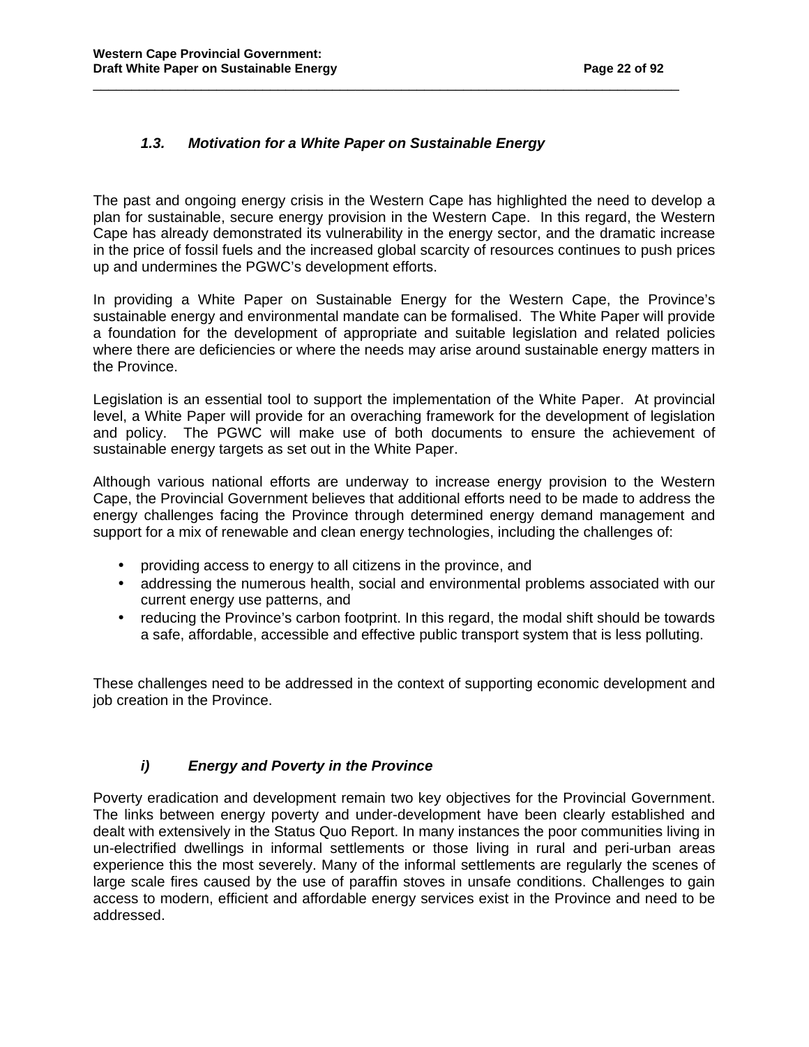### *1.3. Motivation for a White Paper on Sustainable Energy*

The past and ongoing energy crisis in the Western Cape has highlighted the need to develop a plan for sustainable, secure energy provision in the Western Cape. In this regard, the Western Cape has already demonstrated its vulnerability in the energy sector, and the dramatic increase in the price of fossil fuels and the increased global scarcity of resources continues to push prices up and undermines the PGWC's development efforts.

In providing a White Paper on Sustainable Energy for the Western Cape, the Province's sustainable energy and environmental mandate can be formalised. The White Paper will provide a foundation for the development of appropriate and suitable legislation and related policies where there are deficiencies or where the needs may arise around sustainable energy matters in the Province.

Legislation is an essential tool to support the implementation of the White Paper. At provincial level, a White Paper will provide for an overaching framework for the development of legislation and policy. The PGWC will make use of both documents to ensure the achievement of sustainable energy targets as set out in the White Paper.

Although various national efforts are underway to increase energy provision to the Western Cape, the Provincial Government believes that additional efforts need to be made to address the energy challenges facing the Province through determined energy demand management and support for a mix of renewable and clean energy technologies, including the challenges of:

- providing access to energy to all citizens in the province, and
- addressing the numerous health, social and environmental problems associated with our current energy use patterns, and
- reducing the Province's carbon footprint. In this regard, the modal shift should be towards a safe, affordable, accessible and effective public transport system that is less polluting.

These challenges need to be addressed in the context of supporting economic development and job creation in the Province.

#### *i) Energy and Poverty in the Province*

Poverty eradication and development remain two key objectives for the Provincial Government. The links between energy poverty and under-development have been clearly established and dealt with extensively in the Status Quo Report. In many instances the poor communities living in un-electrified dwellings in informal settlements or those living in rural and peri-urban areas experience this the most severely. Many of the informal settlements are regularly the scenes of large scale fires caused by the use of paraffin stoves in unsafe conditions. Challenges to gain access to modern, efficient and affordable energy services exist in the Province and need to be addressed.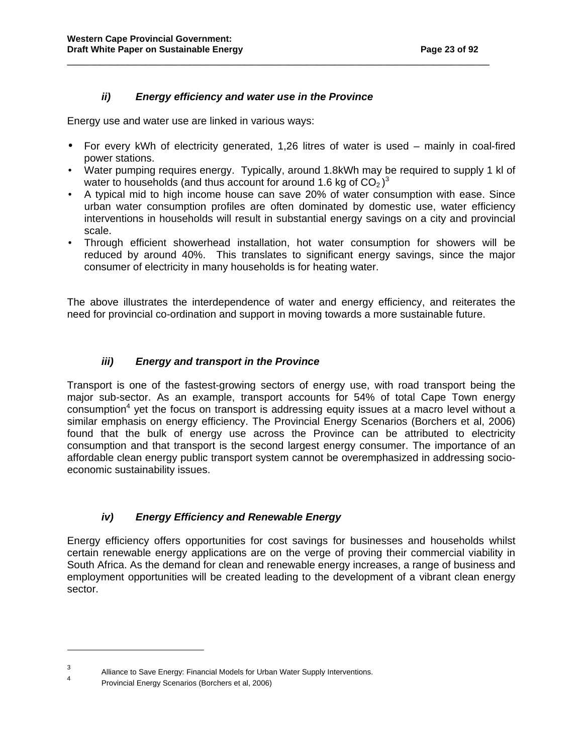### *ii) Energy efficiency and water use in the Province*

Energy use and water use are linked in various ways:

- For every kWh of electricity generated, 1,26 litres of water is used – mainly in coal-fired power stations.
- Water pumping requires energy. Typically, around 1.8kWh may be required to supply 1 kl of water to households (and thus account for around 1.6 kg of $CO_2$)[3]
- A typical mid to high income house can save 20% of water consumption with ease. Since urban water consumption profiles are often dominated by domestic use, water efficiency interventions in households will result in substantial energy savings on a city and provincial scale.
- Through efficient showerhead installation, hot water consumption for showers will be reduced by around 40%. This translates to significant energy savings, since the major consumer of electricity in many households is for heating water.

The above illustrates the interdependence of water and energy efficiency, and reiterates the need for provincial co-ordination and support in moving towards a more sustainable future.

### *iii) Energy and transport in the Province*

Transport is one of the fastest-growing sectors of energy use, with road transport being the major sub-sector. As an example, transport accounts for 54% of total Cape Town energy consumption[4] yet the focus on transport is addressing equity issues at a macro level without a similar emphasis on energy efficiency. The Provincial Energy Scenarios (Borchers et al, 2006) found that the bulk of energy use across the Province can be attributed to electricity consumption and that transport is the second largest energy consumer. The importance of an affordable clean energy public transport system cannot be overemphasized in addressing socio-economic sustainability issues.

### *iv) Energy Efficiency and Renewable Energy*

Energy efficiency offers opportunities for cost savings for businesses and households whilst certain renewable energy applications are on the verge of proving their commercial viability in South Africa. As the demand for clean and renewable energy increases, a range of business and employment opportunities will be created leading to the development of a vibrant clean energy sector.

---

[3] Alliance to Save Energy: Financial Models for Urban Water Supply Interventions.

[4] Provincial Energy Scenarios (Borchers et al, 2006)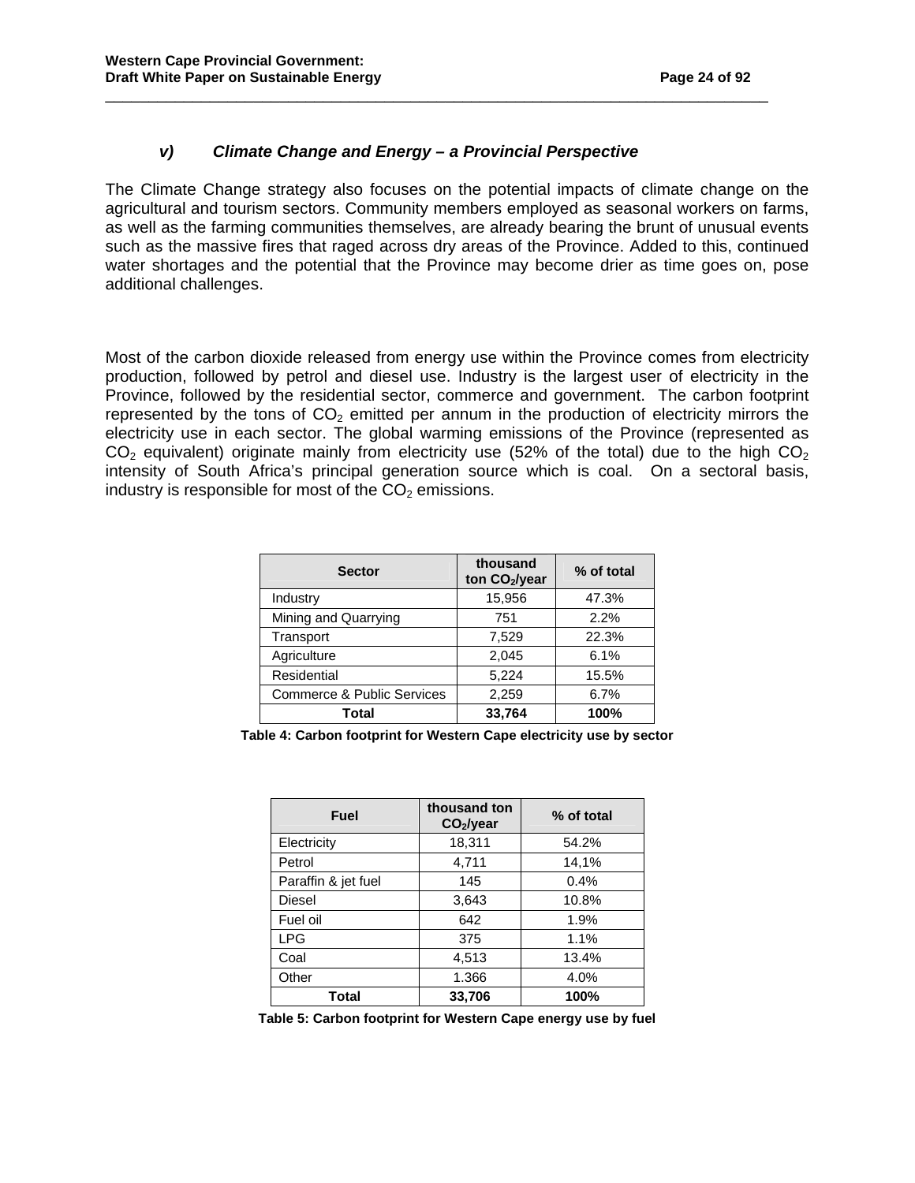### v) Climate Change and Energy – a Provincial Perspective

The Climate Change strategy also focuses on the potential impacts of climate change on the agricultural and tourism sectors. Community members employed as seasonal workers on farms, as well as the farming communities themselves, are already bearing the brunt of unusual events such as the massive fires that raged across dry areas of the Province. Added to this, continued water shortages and the potential that the Province may become drier as time goes on, pose additional challenges.

Most of the carbon dioxide released from energy use within the Province comes from electricity production, followed by petrol and diesel use. Industry is the largest user of electricity in the Province, followed by the residential sector, commerce and government. The carbon footprint represented by the tons of $CO_2$ emitted per annum in the production of electricity mirrors the electricity use in each sector. The global warming emissions of the Province (represented as $CO_2$ equivalent) originate mainly from electricity use (52% of the total) due to the high $CO_2$ intensity of South Africa's principal generation source which is coal. On a sectoral basis, industry is responsible for most of the $CO_2$ emissions.

| Sector | thousand ton $CO_2$/year | % of total |
|---|---|---|
| Industry | 15,956 | 47.3% |
| Mining and Quarrying | 751 | 2.2% |
| Transport | 7,529 | 22.3% |
| Agriculture | 2,045 | 6.1% |
| Residential | 5,224 | 15.5% |
| Commerce & Public Services | 2,259 | 6.7% |
| **Total** | **33,764** | **100%** |

**Table 4: Carbon footprint for Western Cape electricity use by sector**

| Fuel | thousand ton $CO_2$/year | % of total |
|---|---|---|
| Electricity | 18,311 | 54.2% |
| Petrol | 4,711 | 14,1% |
| Paraffin & jet fuel | 145 | 0.4% |
| Diesel | 3,643 | 10.8% |
| Fuel oil | 642 | 1.9% |
| LPG | 375 | 1.1% |
| Coal | 4,513 | 13.4% |
| Other | 1.366 | 4.0% |
| **Total** | **33,706** | **100%** |

**Table 5: Carbon footprint for Western Cape energy use by fuel**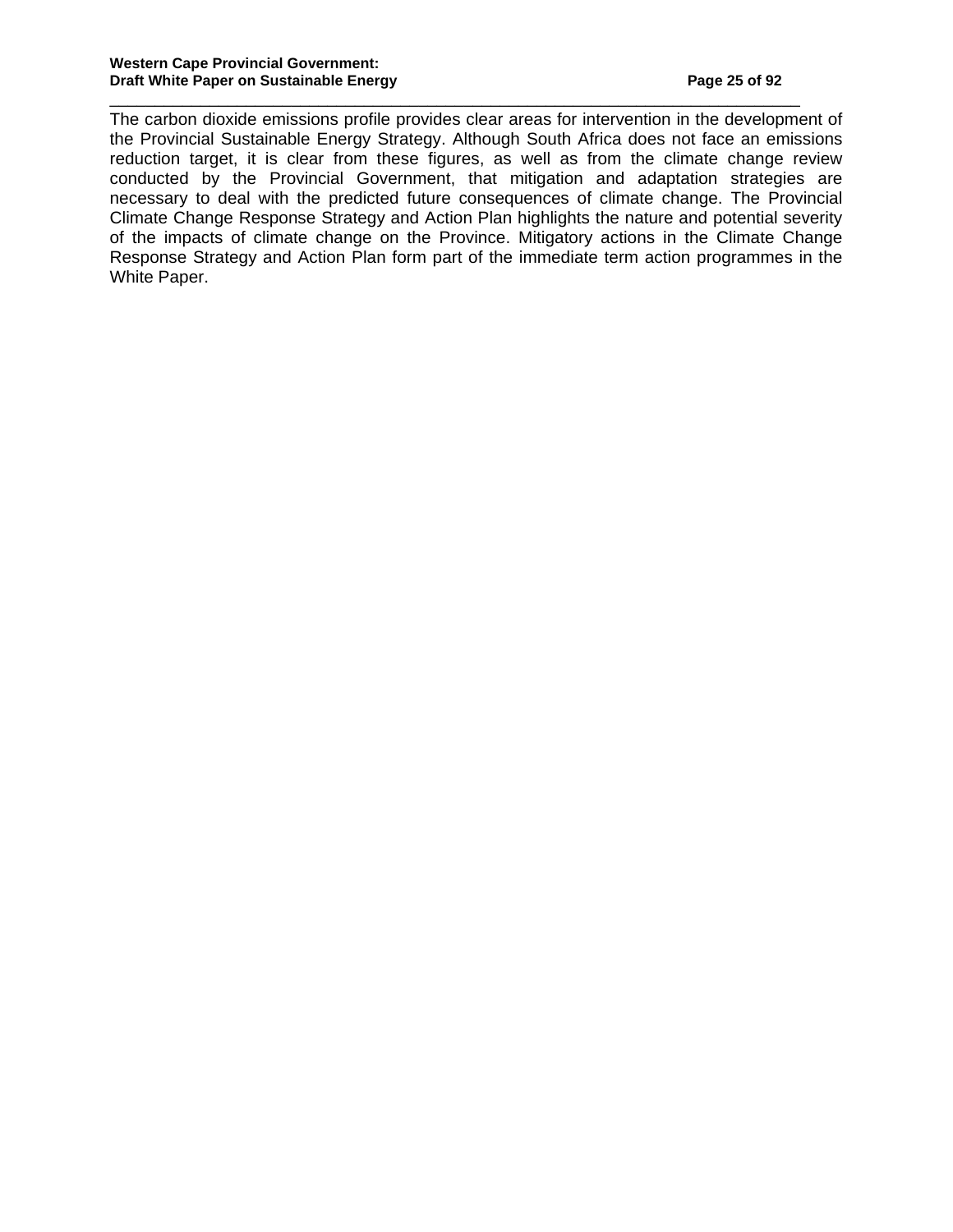The carbon dioxide emissions profile provides clear areas for intervention in the development of the Provincial Sustainable Energy Strategy. Although South Africa does not face an emissions reduction target, it is clear from these figures, as well as from the climate change review conducted by the Provincial Government, that mitigation and adaptation strategies are necessary to deal with the predicted future consequences of climate change. The Provincial Climate Change Response Strategy and Action Plan highlights the nature and potential severity of the impacts of climate change on the Province. Mitigatory actions in the Climate Change Response Strategy and Action Plan form part of the immediate term action programmes in the White Paper.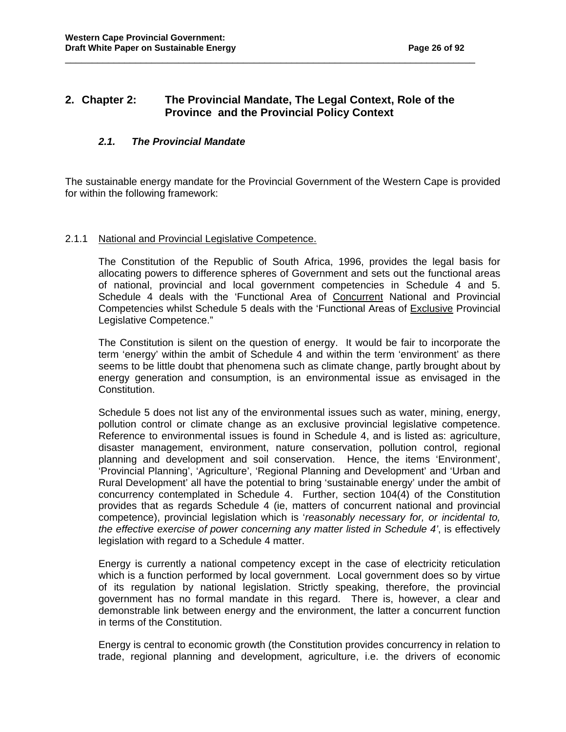# 2. Chapter 2: The Provincial Mandate, The Legal Context, Role of the Province and the Provincial Policy Context

## *2.1. The Provincial Mandate*

The sustainable energy mandate for the Provincial Government of the Western Cape is provided for within the following framework:

2.1.1 National and Provincial Legislative Competence.

The Constitution of the Republic of South Africa, 1996, provides the legal basis for allocating powers to difference spheres of Government and sets out the functional areas of national, provincial and local government competencies in Schedule 4 and 5. Schedule 4 deals with the 'Functional Area of Concurrent National and Provincial Competencies whilst Schedule 5 deals with the 'Functional Areas of Exclusive Provincial Legislative Competence."

The Constitution is silent on the question of energy. It would be fair to incorporate the term 'energy' within the ambit of Schedule 4 and within the term 'environment' as there seems to be little doubt that phenomena such as climate change, partly brought about by energy generation and consumption, is an environmental issue as envisaged in the Constitution.

Schedule 5 does not list any of the environmental issues such as water, mining, energy, pollution control or climate change as an exclusive provincial legislative competence. Reference to environmental issues is found in Schedule 4, and is listed as: agriculture, disaster management, environment, nature conservation, pollution control, regional planning and development and soil conservation. Hence, the items 'Environment', 'Provincial Planning', 'Agriculture', 'Regional Planning and Development' and 'Urban and Rural Development' all have the potential to bring 'sustainable energy' under the ambit of concurrency contemplated in Schedule 4. Further, section 104(4) of the Constitution provides that as regards Schedule 4 (ie, matters of concurrent national and provincial competence), provincial legislation which is '*reasonably necessary for, or incidental to, the effective exercise of power concerning any matter listed in Schedule 4'*, is effectively legislation with regard to a Schedule 4 matter.

Energy is currently a national competency except in the case of electricity reticulation which is a function performed by local government. Local government does so by virtue of its regulation by national legislation. Strictly speaking, therefore, the provincial government has no formal mandate in this regard. There is, however, a clear and demonstrable link between energy and the environment, the latter a concurrent function in terms of the Constitution.

Energy is central to economic growth (the Constitution provides concurrency in relation to trade, regional planning and development, agriculture, i.e. the drivers of economic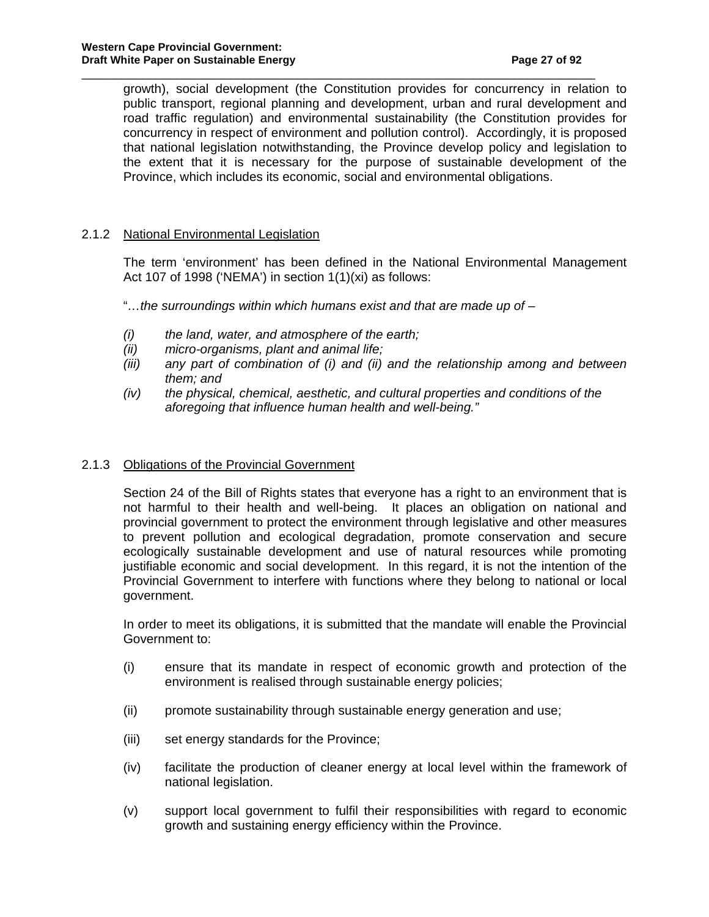growth), social development (the Constitution provides for concurrency in relation to public transport, regional planning and development, urban and rural development and road traffic regulation) and environmental sustainability (the Constitution provides for concurrency in respect of environment and pollution control). Accordingly, it is proposed that national legislation notwithstanding, the Province develop policy and legislation to the extent that it is necessary for the purpose of sustainable development of the Province, which includes its economic, social and environmental obligations.

### 2.1.2 National Environmental Legislation

The term 'environment' has been defined in the National Environmental Management Act 107 of 1998 ('NEMA') in section 1(1)(xi) as follows:

"*…the surroundings within which humans exist and that are made up of –*

*(i) the land, water, and atmosphere of the earth;*
*(ii) micro-organisms, plant and animal life;*
*(iii) any part of combination of (i) and (ii) and the relationship among and between them; and*
*(iv) the physical, chemical, aesthetic, and cultural properties and conditions of the aforegoing that influence human health and well-being."*

### 2.1.3 Obligations of the Provincial Government

Section 24 of the Bill of Rights states that everyone has a right to an environment that is not harmful to their health and well-being. It places an obligation on national and provincial government to protect the environment through legislative and other measures to prevent pollution and ecological degradation, promote conservation and secure ecologically sustainable development and use of natural resources while promoting justifiable economic and social development. In this regard, it is not the intention of the Provincial Government to interfere with functions where they belong to national or local government.

In order to meet its obligations, it is submitted that the mandate will enable the Provincial Government to:

(i) ensure that its mandate in respect of economic growth and protection of the environment is realised through sustainable energy policies;

(ii) promote sustainability through sustainable energy generation and use;

(iii) set energy standards for the Province;

(iv) facilitate the production of cleaner energy at local level within the framework of national legislation.

(v) support local government to fulfil their responsibilities with regard to economic growth and sustaining energy efficiency within the Province.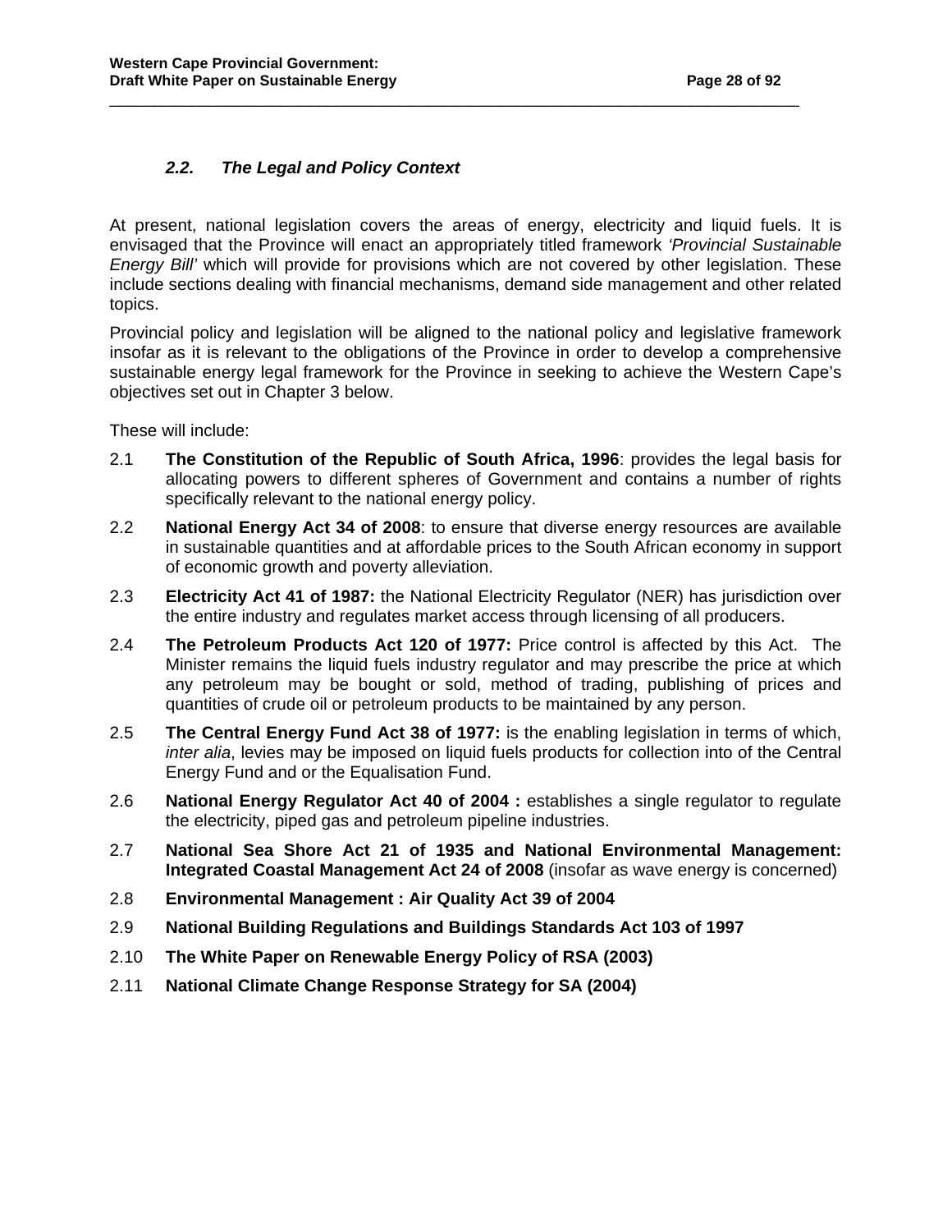### *2.2. The Legal and Policy Context*

At present, national legislation covers the areas of energy, electricity and liquid fuels. It is envisaged that the Province will enact an appropriately titled framework *'Provincial Sustainable Energy Bill'* which will provide for provisions which are not covered by other legislation. These include sections dealing with financial mechanisms, demand side management and other related topics.

Provincial policy and legislation will be aligned to the national policy and legislative framework insofar as it is relevant to the obligations of the Province in order to develop a comprehensive sustainable energy legal framework for the Province in seeking to achieve the Western Cape's objectives set out in Chapter 3 below.

These will include:

2.1 **The Constitution of the Republic of South Africa, 1996**: provides the legal basis for allocating powers to different spheres of Government and contains a number of rights specifically relevant to the national energy policy.

2.2 **National Energy Act 34 of 2008**: to ensure that diverse energy resources are available in sustainable quantities and at affordable prices to the South African economy in support of economic growth and poverty alleviation.

2.3 **Electricity Act 41 of 1987:** the National Electricity Regulator (NER) has jurisdiction over the entire industry and regulates market access through licensing of all producers.

2.4 **The Petroleum Products Act 120 of 1977:** Price control is affected by this Act. The Minister remains the liquid fuels industry regulator and may prescribe the price at which any petroleum may be bought or sold, method of trading, publishing of prices and quantities of crude oil or petroleum products to be maintained by any person.

2.5 **The Central Energy Fund Act 38 of 1977:** is the enabling legislation in terms of which, *inter alia*, levies may be imposed on liquid fuels products for collection into of the Central Energy Fund and or the Equalisation Fund.

2.6 **National Energy Regulator Act 40 of 2004 :** establishes a single regulator to regulate the electricity, piped gas and petroleum pipeline industries.

2.7 **National Sea Shore Act 21 of 1935 and National Environmental Management: Integrated Coastal Management Act 24 of 2008** (insofar as wave energy is concerned)

2.8 **Environmental Management : Air Quality Act 39 of 2004**

2.9 **National Building Regulations and Buildings Standards Act 103 of 1997**

2.10 **The White Paper on Renewable Energy Policy of RSA (2003)**

2.11 **National Climate Change Response Strategy for SA (2004)**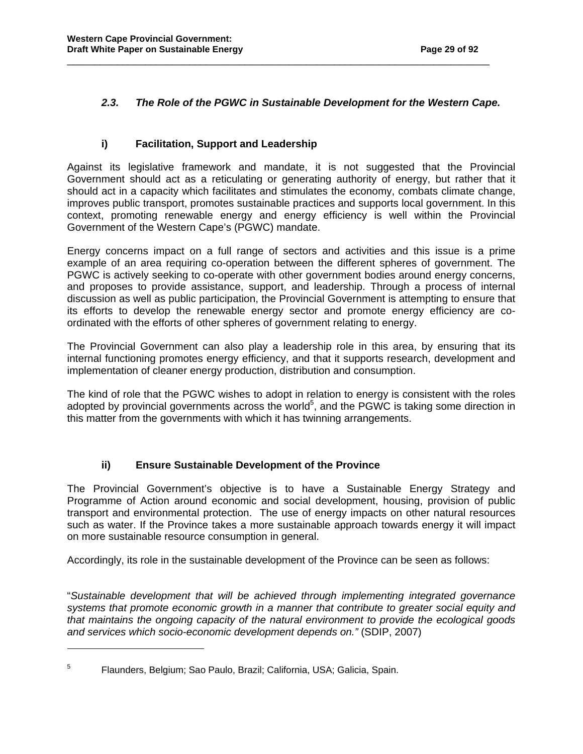### *2.3. The Role of the PGWC in Sustainable Development for the Western Cape.*

#### i) Facilitation, Support and Leadership

Against its legislative framework and mandate, it is not suggested that the Provincial Government should act as a reticulating or generating authority of energy, but rather that it should act in a capacity which facilitates and stimulates the economy, combats climate change, improves public transport, promotes sustainable practices and supports local government. In this context, promoting renewable energy and energy efficiency is well within the Provincial Government of the Western Cape's (PGWC) mandate.

Energy concerns impact on a full range of sectors and activities and this issue is a prime example of an area requiring co-operation between the different spheres of government. The PGWC is actively seeking to co-operate with other government bodies around energy concerns, and proposes to provide assistance, support, and leadership. Through a process of internal discussion as well as public participation, the Provincial Government is attempting to ensure that its efforts to develop the renewable energy sector and promote energy efficiency are co-ordinated with the efforts of other spheres of government relating to energy.

The Provincial Government can also play a leadership role in this area, by ensuring that its internal functioning promotes energy efficiency, and that it supports research, development and implementation of cleaner energy production, distribution and consumption.

The kind of role that the PGWC wishes to adopt in relation to energy is consistent with the roles adopted by provincial governments across the world[5], and the PGWC is taking some direction in this matter from the governments with which it has twinning arrangements.

#### ii) Ensure Sustainable Development of the Province

The Provincial Government's objective is to have a Sustainable Energy Strategy and Programme of Action around economic and social development, housing, provision of public transport and environmental protection. The use of energy impacts on other natural resources such as water. If the Province takes a more sustainable approach towards energy it will impact on more sustainable resource consumption in general.

Accordingly, its role in the sustainable development of the Province can be seen as follows:

"*Sustainable development that will be achieved through implementing integrated governance systems that promote economic growth in a manner that contribute to greater social equity and that maintains the ongoing capacity of the natural environment to provide the ecological goods and services which socio-economic development depends on."* (SDIP, 2007)

---

[5] Flaunders, Belgium; Sao Paulo, Brazil; California, USA; Galicia, Spain.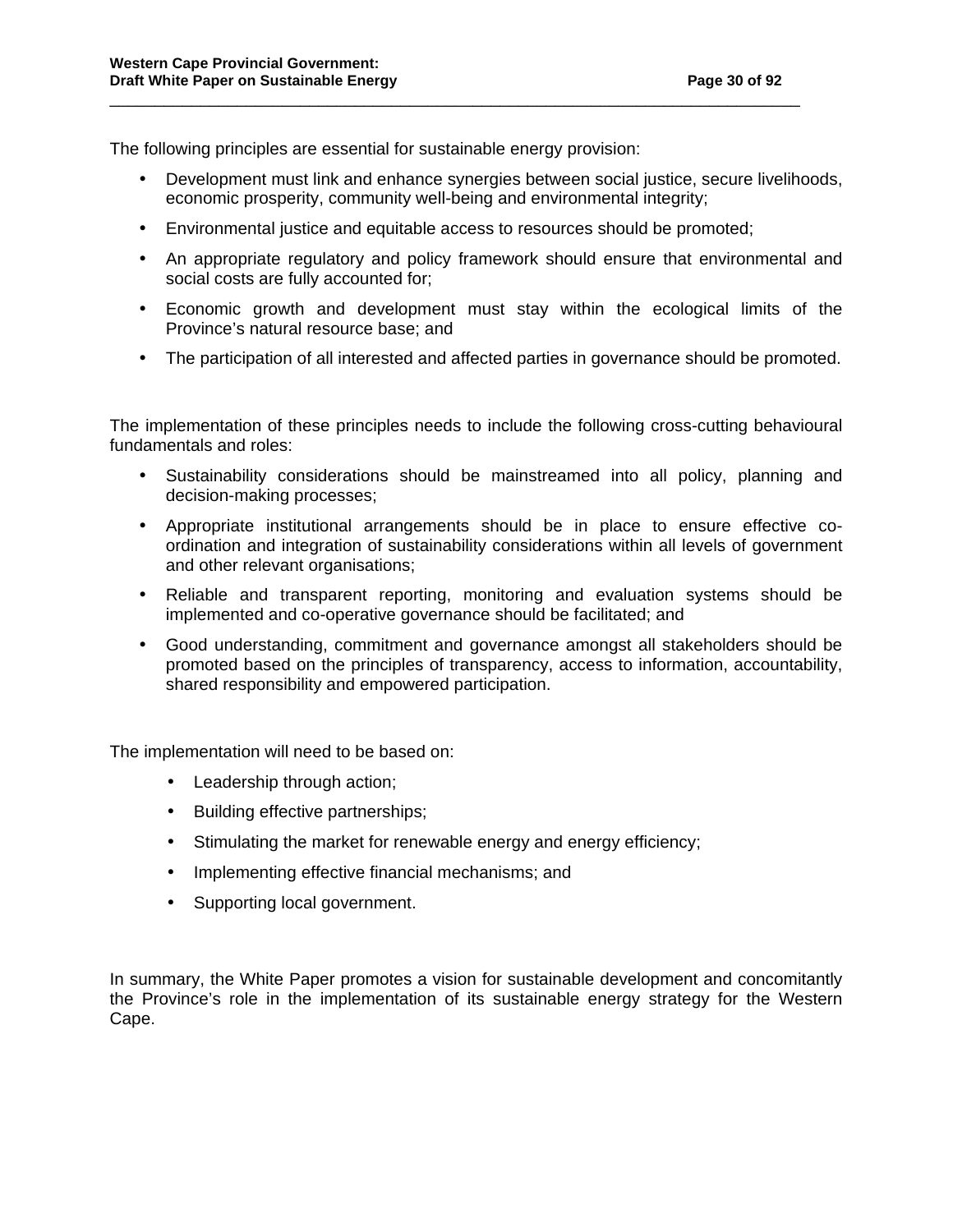The following principles are essential for sustainable energy provision:

- Development must link and enhance synergies between social justice, secure livelihoods, economic prosperity, community well-being and environmental integrity;
- Environmental justice and equitable access to resources should be promoted;
- An appropriate regulatory and policy framework should ensure that environmental and social costs are fully accounted for;
- Economic growth and development must stay within the ecological limits of the Province's natural resource base; and
- The participation of all interested and affected parties in governance should be promoted.

The implementation of these principles needs to include the following cross-cutting behavioural fundamentals and roles:

- Sustainability considerations should be mainstreamed into all policy, planning and decision-making processes;
- Appropriate institutional arrangements should be in place to ensure effective co-ordination and integration of sustainability considerations within all levels of government and other relevant organisations;
- Reliable and transparent reporting, monitoring and evaluation systems should be implemented and co-operative governance should be facilitated; and
- Good understanding, commitment and governance amongst all stakeholders should be promoted based on the principles of transparency, access to information, accountability, shared responsibility and empowered participation.

The implementation will need to be based on:

- Leadership through action;
- Building effective partnerships;
- Stimulating the market for renewable energy and energy efficiency;
- Implementing effective financial mechanisms; and
- Supporting local government.

In summary, the White Paper promotes a vision for sustainable development and concomitantly the Province's role in the implementation of its sustainable energy strategy for the Western Cape.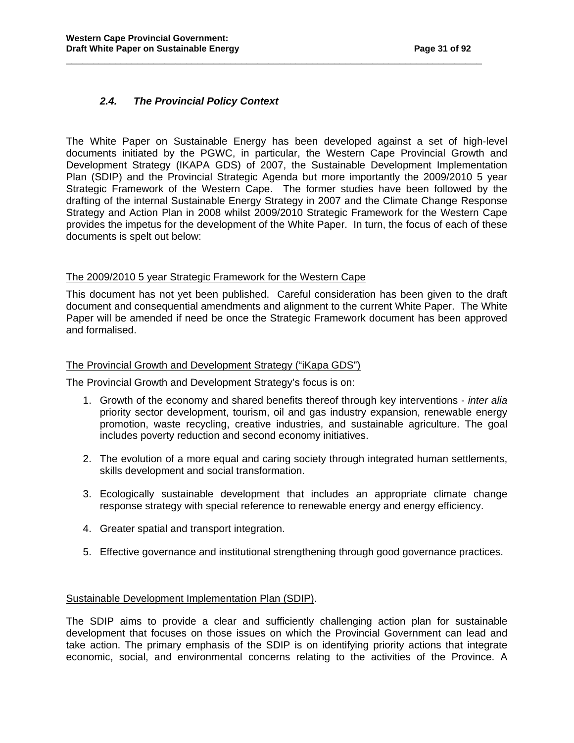### *2.4. The Provincial Policy Context*

The White Paper on Sustainable Energy has been developed against a set of high-level documents initiated by the PGWC, in particular, the Western Cape Provincial Growth and Development Strategy (IKAPA GDS) of 2007, the Sustainable Development Implementation Plan (SDIP) and the Provincial Strategic Agenda but more importantly the 2009/2010 5 year Strategic Framework of the Western Cape. The former studies have been followed by the drafting of the internal Sustainable Energy Strategy in 2007 and the Climate Change Response Strategy and Action Plan in 2008 whilst 2009/2010 Strategic Framework for the Western Cape provides the impetus for the development of the White Paper. In turn, the focus of each of these documents is spelt out below:

<u>The 2009/2010 5 year Strategic Framework for the Western Cape</u>

This document has not yet been published. Careful consideration has been given to the draft document and consequential amendments and alignment to the current White Paper. The White Paper will be amended if need be once the Strategic Framework document has been approved and formalised.

<u>The Provincial Growth and Development Strategy ("iKapa GDS")</u>

The Provincial Growth and Development Strategy's focus is on:

1. Growth of the economy and shared benefits thereof through key interventions - *inter alia* priority sector development, tourism, oil and gas industry expansion, renewable energy promotion, waste recycling, creative industries, and sustainable agriculture. The goal includes poverty reduction and second economy initiatives.

2. The evolution of a more equal and caring society through integrated human settlements, skills development and social transformation.

3. Ecologically sustainable development that includes an appropriate climate change response strategy with special reference to renewable energy and energy efficiency.

4. Greater spatial and transport integration.

5. Effective governance and institutional strengthening through good governance practices.

<u>Sustainable Development Implementation Plan (SDIP)</u>.

The SDIP aims to provide a clear and sufficiently challenging action plan for sustainable development that focuses on those issues on which the Provincial Government can lead and take action. The primary emphasis of the SDIP is on identifying priority actions that integrate economic, social, and environmental concerns relating to the activities of the Province. A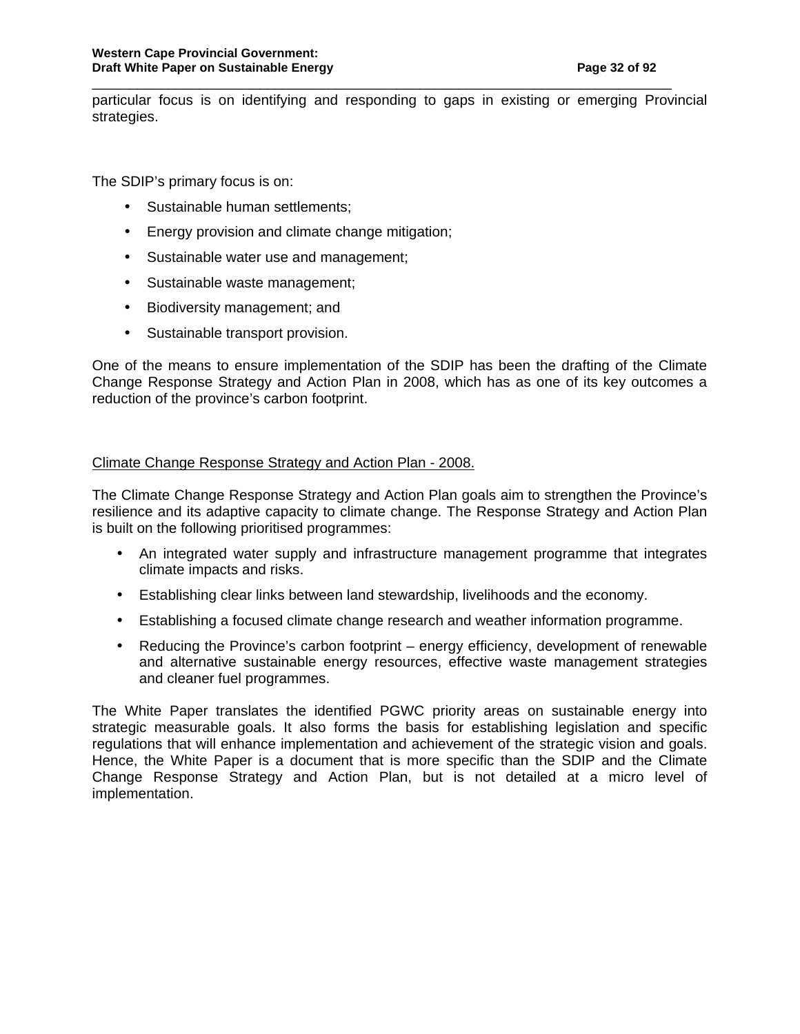particular focus is on identifying and responding to gaps in existing or emerging Provincial strategies.

The SDIP's primary focus is on:

- Sustainable human settlements;
- Energy provision and climate change mitigation;
- Sustainable water use and management;
- Sustainable waste management;
- Biodiversity management; and
- Sustainable transport provision.

One of the means to ensure implementation of the SDIP has been the drafting of the Climate Change Response Strategy and Action Plan in 2008, which has as one of its key outcomes a reduction of the province's carbon footprint.

<u>Climate Change Response Strategy and Action Plan - 2008.</u>

The Climate Change Response Strategy and Action Plan goals aim to strengthen the Province's resilience and its adaptive capacity to climate change. The Response Strategy and Action Plan is built on the following prioritised programmes:

- An integrated water supply and infrastructure management programme that integrates climate impacts and risks.
- Establishing clear links between land stewardship, livelihoods and the economy.
- Establishing a focused climate change research and weather information programme.
- Reducing the Province's carbon footprint – energy efficiency, development of renewable and alternative sustainable energy resources, effective waste management strategies and cleaner fuel programmes.

The White Paper translates the identified PGWC priority areas on sustainable energy into strategic measurable goals. It also forms the basis for establishing legislation and specific regulations that will enhance implementation and achievement of the strategic vision and goals. Hence, the White Paper is a document that is more specific than the SDIP and the Climate Change Response Strategy and Action Plan, but is not detailed at a micro level of implementation.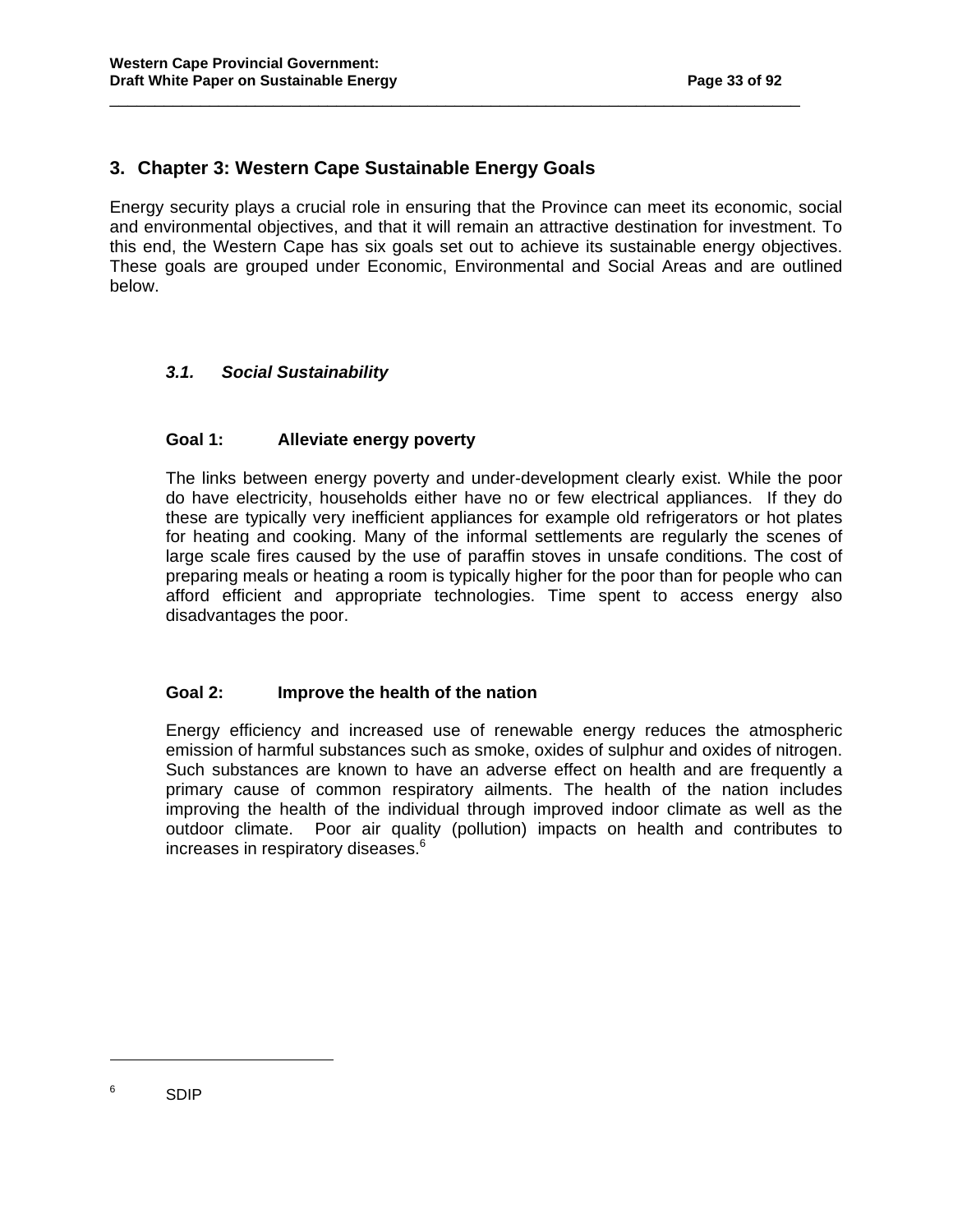# 3. Chapter 3: Western Cape Sustainable Energy Goals

Energy security plays a crucial role in ensuring that the Province can meet its economic, social and environmental objectives, and that it will remain an attractive destination for investment. To this end, the Western Cape has six goals set out to achieve its sustainable energy objectives. These goals are grouped under Economic, Environmental and Social Areas and are outlined below.

## *3.1. Social Sustainability*

### Goal 1: Alleviate energy poverty

The links between energy poverty and under-development clearly exist. While the poor do have electricity, households either have no or few electrical appliances. If they do these are typically very inefficient appliances for example old refrigerators or hot plates for heating and cooking. Many of the informal settlements are regularly the scenes of large scale fires caused by the use of paraffin stoves in unsafe conditions. The cost of preparing meals or heating a room is typically higher for the poor than for people who can afford efficient and appropriate technologies. Time spent to access energy also disadvantages the poor.

### Goal 2: Improve the health of the nation

Energy efficiency and increased use of renewable energy reduces the atmospheric emission of harmful substances such as smoke, oxides of sulphur and oxides of nitrogen. Such substances are known to have an adverse effect on health and are frequently a primary cause of common respiratory ailments. The health of the nation includes improving the health of the individual through improved indoor climate as well as the outdoor climate. Poor air quality (pollution) impacts on health and contributes to increases in respiratory diseases.[6]

---

[6] SDIP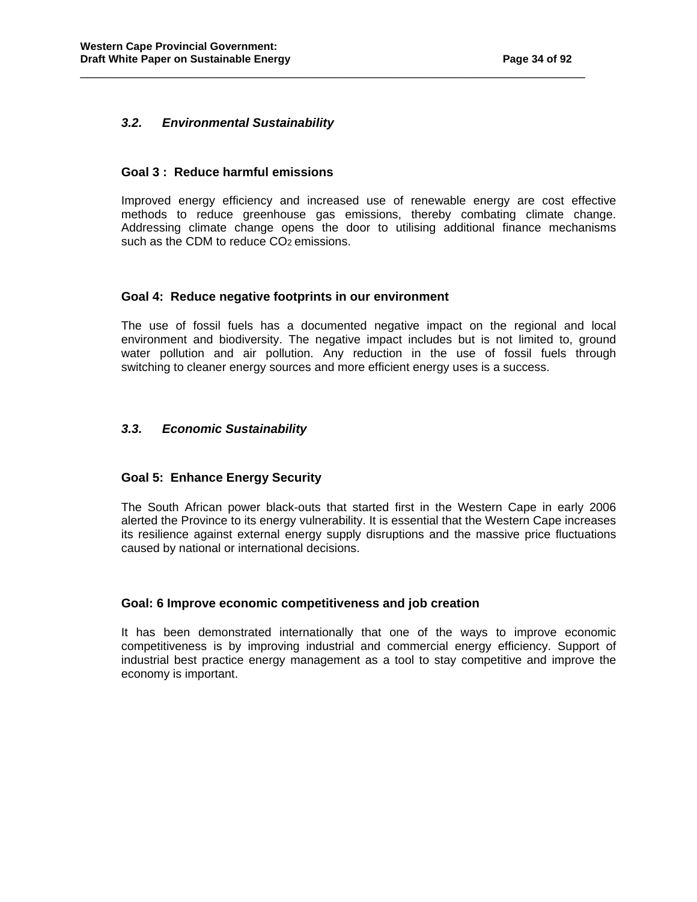### *3.2. Environmental Sustainability*

#### Goal 3 : Reduce harmful emissions

Improved energy efficiency and increased use of renewable energy are cost effective methods to reduce greenhouse gas emissions, thereby combating climate change. Addressing climate change opens the door to utilising additional finance mechanisms such as the CDM to reduce $CO_2$ emissions.

#### Goal 4: Reduce negative footprints in our environment

The use of fossil fuels has a documented negative impact on the regional and local environment and biodiversity. The negative impact includes but is not limited to, ground water pollution and air pollution. Any reduction in the use of fossil fuels through switching to cleaner energy sources and more efficient energy uses is a success.

### *3.3. Economic Sustainability*

#### Goal 5: Enhance Energy Security

The South African power black-outs that started first in the Western Cape in early 2006 alerted the Province to its energy vulnerability. It is essential that the Western Cape increases its resilience against external energy supply disruptions and the massive price fluctuations caused by national or international decisions.

#### Goal: 6 Improve economic competitiveness and job creation

It has been demonstrated internationally that one of the ways to improve economic competitiveness is by improving industrial and commercial energy efficiency. Support of industrial best practice energy management as a tool to stay competitive and improve the economy is important.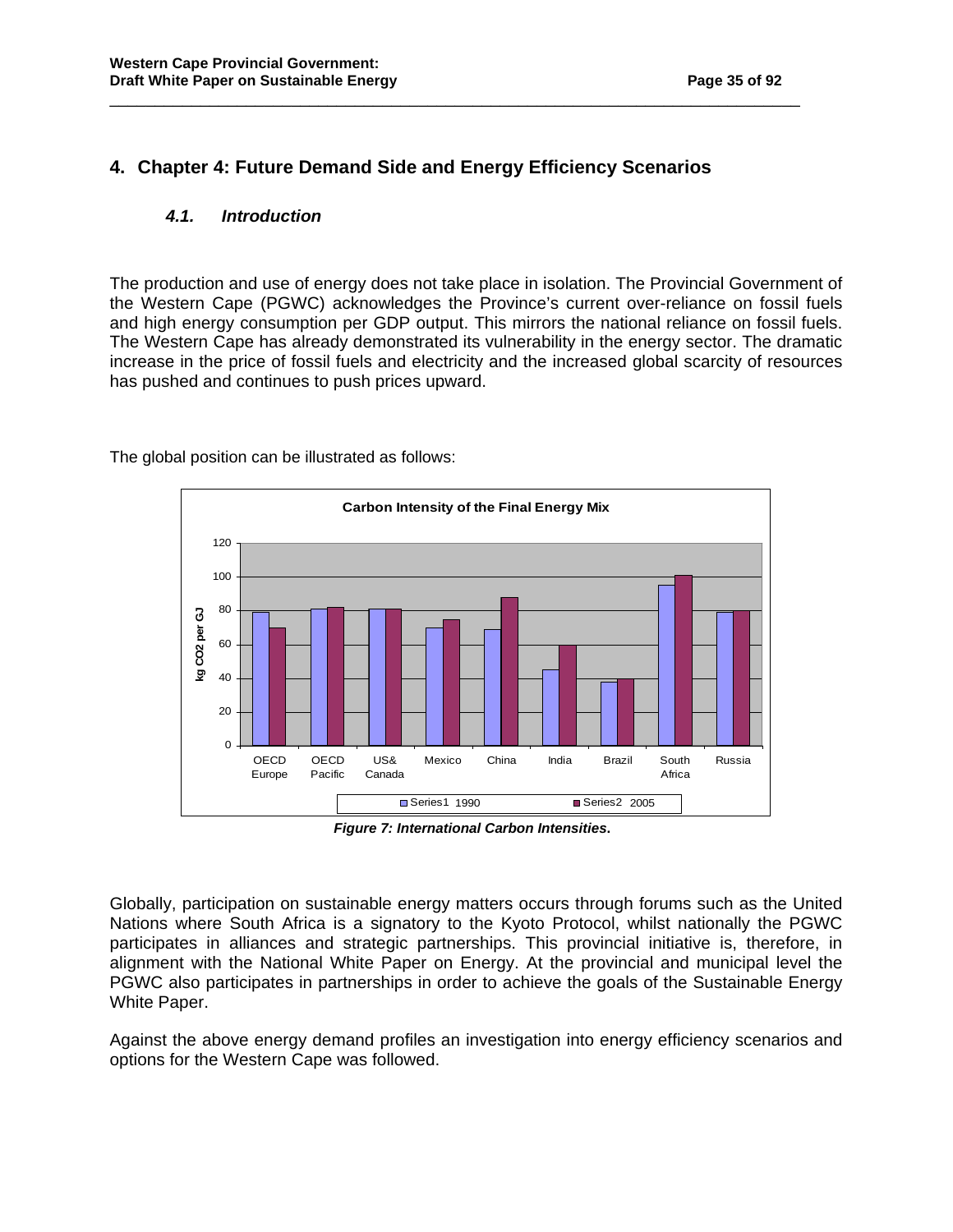# 4. Chapter 4: Future Demand Side and Energy Efficiency Scenarios

## *4.1. Introduction*

The production and use of energy does not take place in isolation. The Provincial Government of the Western Cape (PGWC) acknowledges the Province's current over-reliance on fossil fuels and high energy consumption per GDP output. This mirrors the national reliance on fossil fuels. The Western Cape has already demonstrated its vulnerability in the energy sector. The dramatic increase in the price of fossil fuels and electricity and the increased global scarcity of resources has pushed and continues to push prices upward.

The global position can be illustrated as follows:

*Figure 7: International Carbon Intensities.*

Globally, participation on sustainable energy matters occurs through forums such as the United Nations where South Africa is a signatory to the Kyoto Protocol, whilst nationally the PGWC participates in alliances and strategic partnerships. This provincial initiative is, therefore, in alignment with the National White Paper on Energy. At the provincial and municipal level the PGWC also participates in partnerships in order to achieve the goals of the Sustainable Energy White Paper.

Against the above energy demand profiles an investigation into energy efficiency scenarios and options for the Western Cape was followed.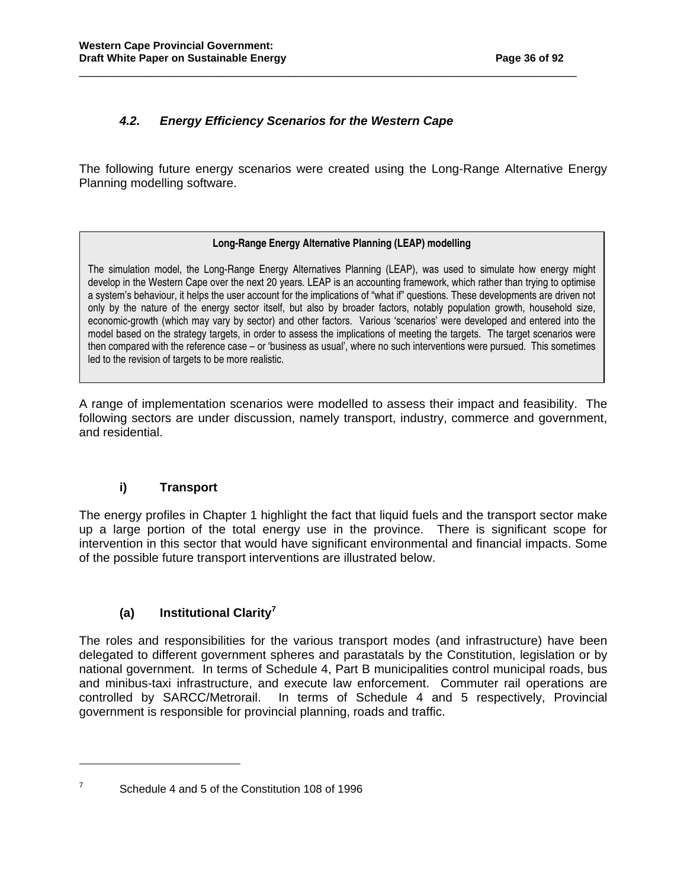### *4.2. Energy Efficiency Scenarios for the Western Cape*

The following future energy scenarios were created using the Long-Range Alternative Energy Planning modelling software.

> **Long-Range Energy Alternative Planning (LEAP) modelling**
>
> The simulation model, the Long-Range Energy Alternatives Planning (LEAP), was used to simulate how energy might develop in the Western Cape over the next 20 years. LEAP is an accounting framework, which rather than trying to optimise a system's behaviour, it helps the user account for the implications of "what if" questions. These developments are driven not only by the nature of the energy sector itself, but also by broader factors, notably population growth, household size, economic-growth (which may vary by sector) and other factors. Various 'scenarios' were developed and entered into the model based on the strategy targets, in order to assess the implications of meeting the targets. The target scenarios were then compared with the reference case – or 'business as usual', where no such interventions were pursued. This sometimes led to the revision of targets to be more realistic.

A range of implementation scenarios were modelled to assess their impact and feasibility. The following sectors are under discussion, namely transport, industry, commerce and government, and residential.

#### i) Transport

The energy profiles in Chapter 1 highlight the fact that liquid fuels and the transport sector make up a large portion of the total energy use in the province. There is significant scope for intervention in this sector that would have significant environmental and financial impacts. Some of the possible future transport interventions are illustrated below.

#### (a) Institutional Clarity[7]

The roles and responsibilities for the various transport modes (and infrastructure) have been delegated to different government spheres and parastatals by the Constitution, legislation or by national government. In terms of Schedule 4, Part B municipalities control municipal roads, bus and minibus-taxi infrastructure, and execute law enforcement. Commuter rail operations are controlled by SARCC/Metrorail. In terms of Schedule 4 and 5 respectively, Provincial government is responsible for provincial planning, roads and traffic.

---

[7] Schedule 4 and 5 of the Constitution 108 of 1996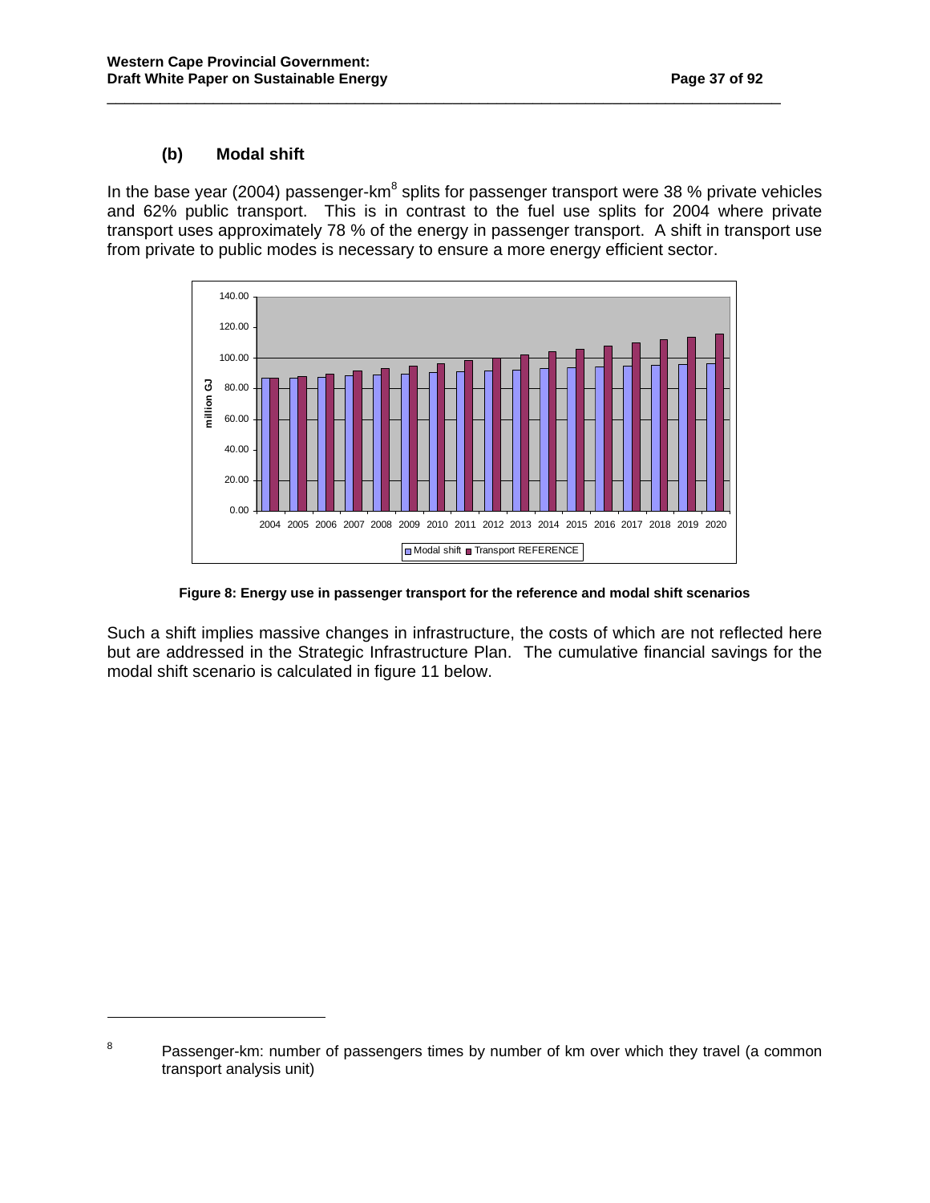### (b) Modal shift

In the base year (2004) passenger-km[8] splits for passenger transport were 38 % private vehicles and 62% public transport. This is in contrast to the fuel use splits for 2004 where private transport uses approximately 78 % of the energy in passenger transport. A shift in transport use from private to public modes is necessary to ensure a more energy efficient sector.

**Figure 8: Energy use in passenger transport for the reference and modal shift scenarios**

Such a shift implies massive changes in infrastructure, the costs of which are not reflected here but are addressed in the Strategic Infrastructure Plan. The cumulative financial savings for the modal shift scenario is calculated in figure 11 below.

[8] Passenger-km: number of passengers times by number of km over which they travel (a common transport analysis unit)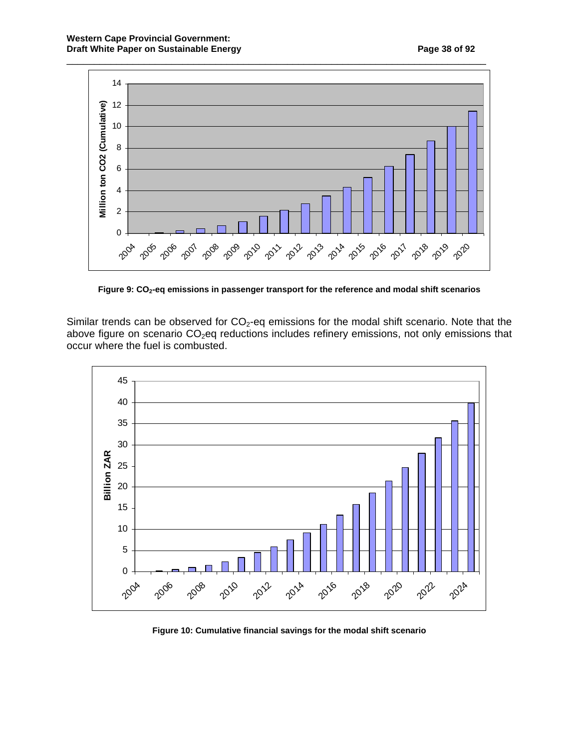Figure 9: $CO_2$-eq emissions in passenger transport for the reference and modal shift scenarios

Similar trends can be observed for $CO_2$-eq emissions for the modal shift scenario. Note that the above figure on scenario $CO_2$eq reductions includes refinery emissions, not only emissions that occur where the fuel is combusted.

Figure 10: Cumulative financial savings for the modal shift scenario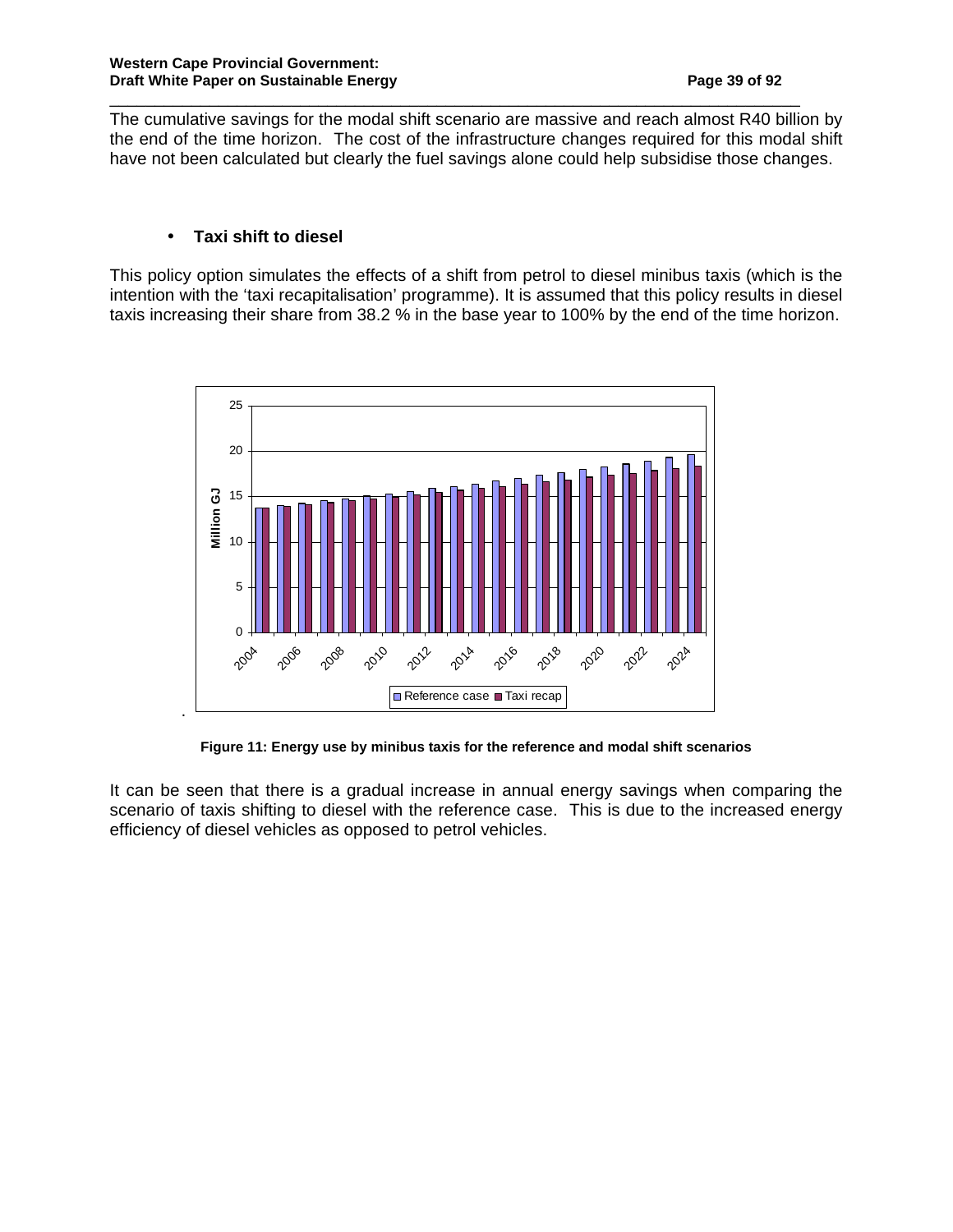The cumulative savings for the modal shift scenario are massive and reach almost R40 billion by the end of the time horizon. The cost of the infrastructure changes required for this modal shift have not been calculated but clearly the fuel savings alone could help subsidise those changes.

- **Taxi shift to diesel**

This policy option simulates the effects of a shift from petrol to diesel minibus taxis (which is the intention with the 'taxi recapitalisation' programme). It is assumed that this policy results in diesel taxis increasing their share from 38.2 % in the base year to 100% by the end of the time horizon.

**Figure 11: Energy use by minibus taxis for the reference and modal shift scenarios**

It can be seen that there is a gradual increase in annual energy savings when comparing the scenario of taxis shifting to diesel with the reference case. This is due to the increased energy efficiency of diesel vehicles as opposed to petrol vehicles.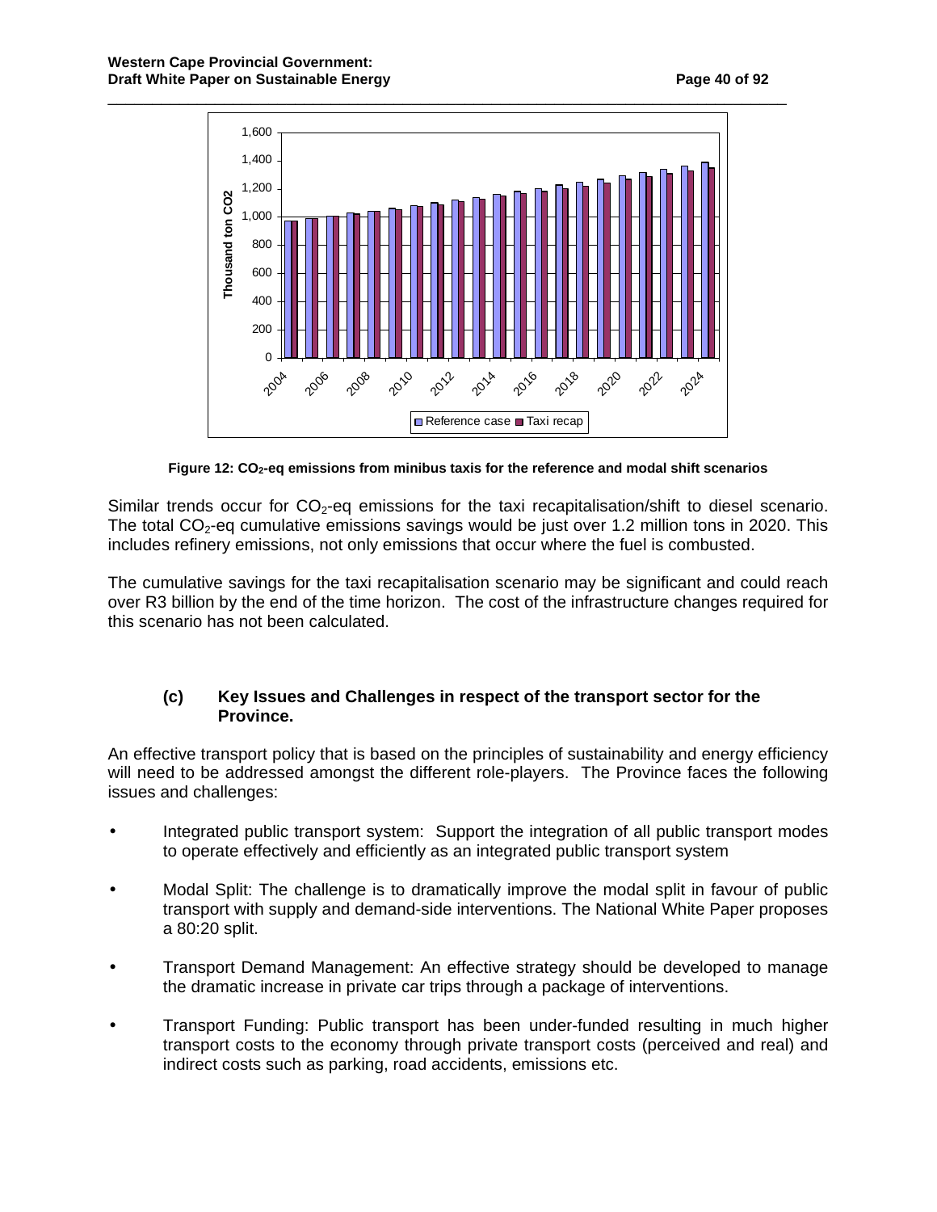Figure 12: $CO_2$-eq emissions from minibus taxis for the reference and modal shift scenarios

Similar trends occur for $CO_2$-eq emissions for the taxi recapitalisation/shift to diesel scenario. The total $CO_2$-eq cumulative emissions savings would be just over 1.2 million tons in 2020. This includes refinery emissions, not only emissions that occur where the fuel is combusted.

The cumulative savings for the taxi recapitalisation scenario may be significant and could reach over R3 billion by the end of the time horizon. The cost of the infrastructure changes required for this scenario has not been calculated.

### (c) Key Issues and Challenges in respect of the transport sector for the Province.

An effective transport policy that is based on the principles of sustainability and energy efficiency will need to be addressed amongst the different role-players. The Province faces the following issues and challenges:

- Integrated public transport system: Support the integration of all public transport modes to operate effectively and efficiently as an integrated public transport system
- Modal Split: The challenge is to dramatically improve the modal split in favour of public transport with supply and demand-side interventions. The National White Paper proposes a 80:20 split.
- Transport Demand Management: An effective strategy should be developed to manage the dramatic increase in private car trips through a package of interventions.
- Transport Funding: Public transport has been under-funded resulting in much higher transport costs to the economy through private transport costs (perceived and real) and indirect costs such as parking, road accidents, emissions etc.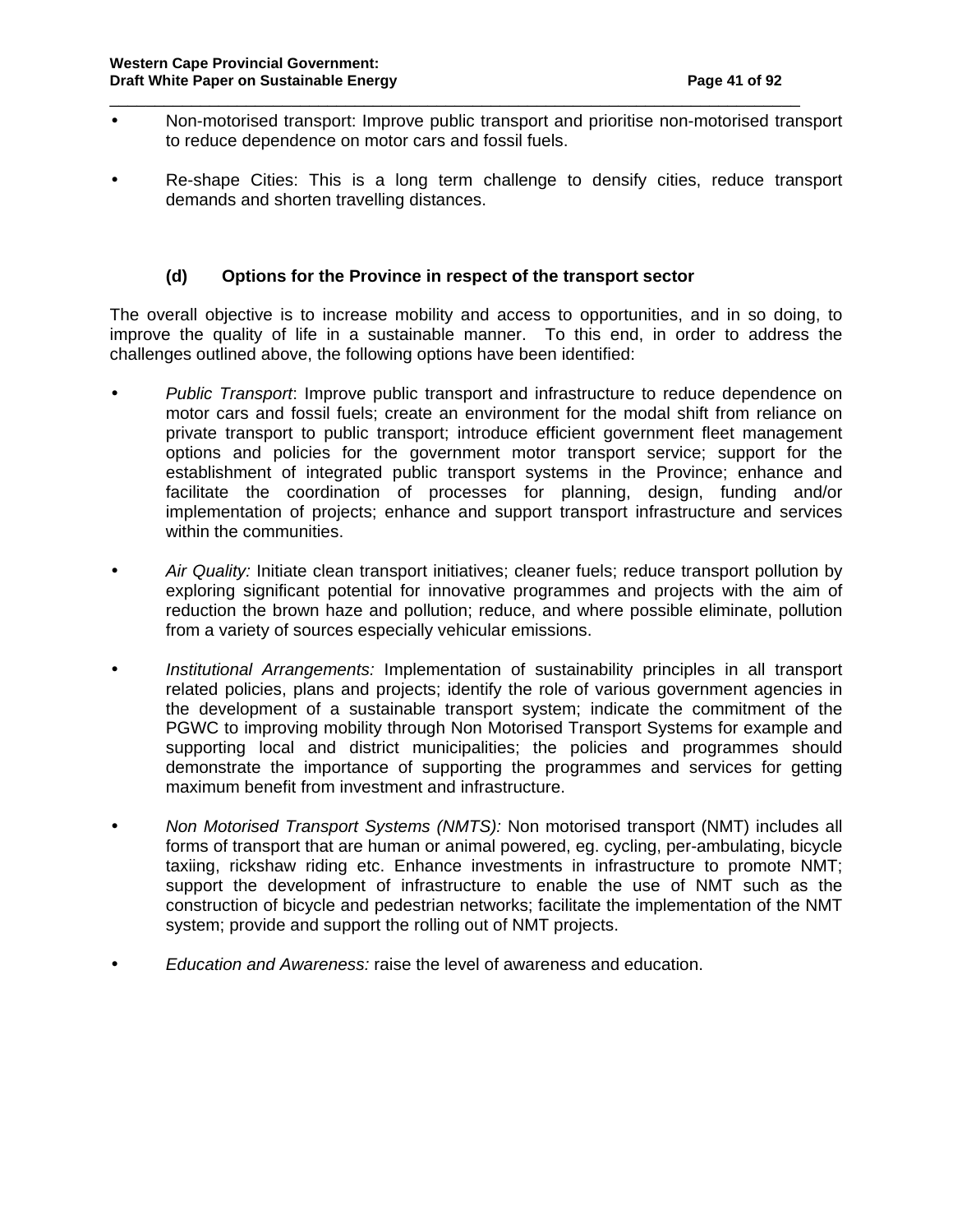- Non-motorised transport: Improve public transport and prioritise non-motorised transport to reduce dependence on motor cars and fossil fuels.

- Re-shape Cities: This is a long term challenge to densify cities, reduce transport demands and shorten travelling distances.

### (d) Options for the Province in respect of the transport sector

The overall objective is to increase mobility and access to opportunities, and in so doing, to improve the quality of life in a sustainable manner. To this end, in order to address the challenges outlined above, the following options have been identified:

- *Public Transport*: Improve public transport and infrastructure to reduce dependence on motor cars and fossil fuels; create an environment for the modal shift from reliance on private transport to public transport; introduce efficient government fleet management options and policies for the government motor transport service; support for the establishment of integrated public transport systems in the Province; enhance and facilitate the coordination of processes for planning, design, funding and/or implementation of projects; enhance and support transport infrastructure and services within the communities.

- *Air Quality:* Initiate clean transport initiatives; cleaner fuels; reduce transport pollution by exploring significant potential for innovative programmes and projects with the aim of reduction the brown haze and pollution; reduce, and where possible eliminate, pollution from a variety of sources especially vehicular emissions.

- *Institutional Arrangements:* Implementation of sustainability principles in all transport related policies, plans and projects; identify the role of various government agencies in the development of a sustainable transport system; indicate the commitment of the PGWC to improving mobility through Non Motorised Transport Systems for example and supporting local and district municipalities; the policies and programmes should demonstrate the importance of supporting the programmes and services for getting maximum benefit from investment and infrastructure.

- *Non Motorised Transport Systems (NMTS):* Non motorised transport (NMT) includes all forms of transport that are human or animal powered, eg. cycling, per-ambulating, bicycle taxiing, rickshaw riding etc. Enhance investments in infrastructure to promote NMT; support the development of infrastructure to enable the use of NMT such as the construction of bicycle and pedestrian networks; facilitate the implementation of the NMT system; provide and support the rolling out of NMT projects.

- *Education and Awareness:* raise the level of awareness and education.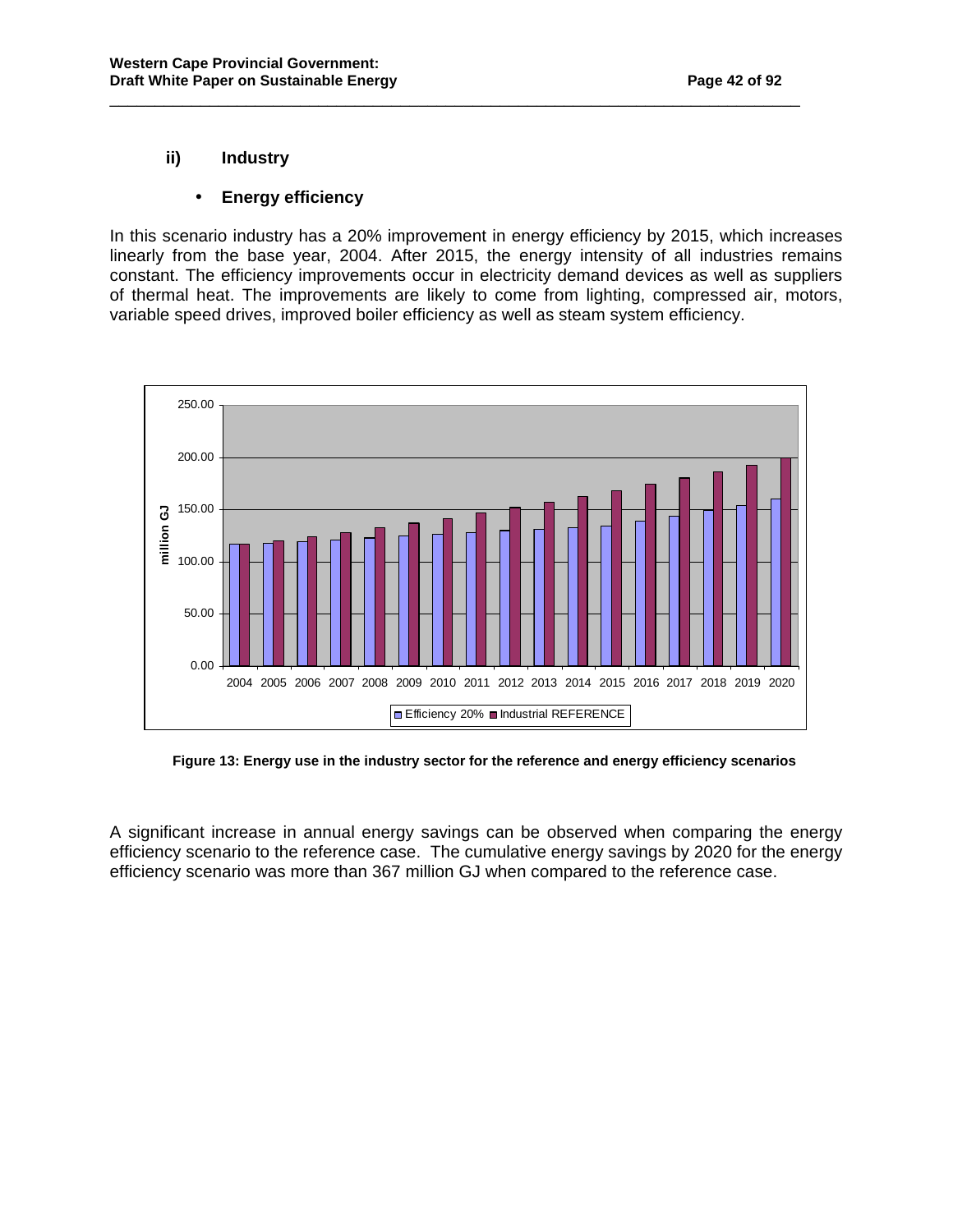### ii) Industry

- **Energy efficiency**

In this scenario industry has a 20% improvement in energy efficiency by 2015, which increases linearly from the base year, 2004. After 2015, the energy intensity of all industries remains constant. The efficiency improvements occur in electricity demand devices as well as suppliers of thermal heat. The improvements are likely to come from lighting, compressed air, motors, variable speed drives, improved boiler efficiency as well as steam system efficiency.

**Figure 13: Energy use in the industry sector for the reference and energy efficiency scenarios**

A significant increase in annual energy savings can be observed when comparing the energy efficiency scenario to the reference case. The cumulative energy savings by 2020 for the energy efficiency scenario was more than 367 million GJ when compared to the reference case.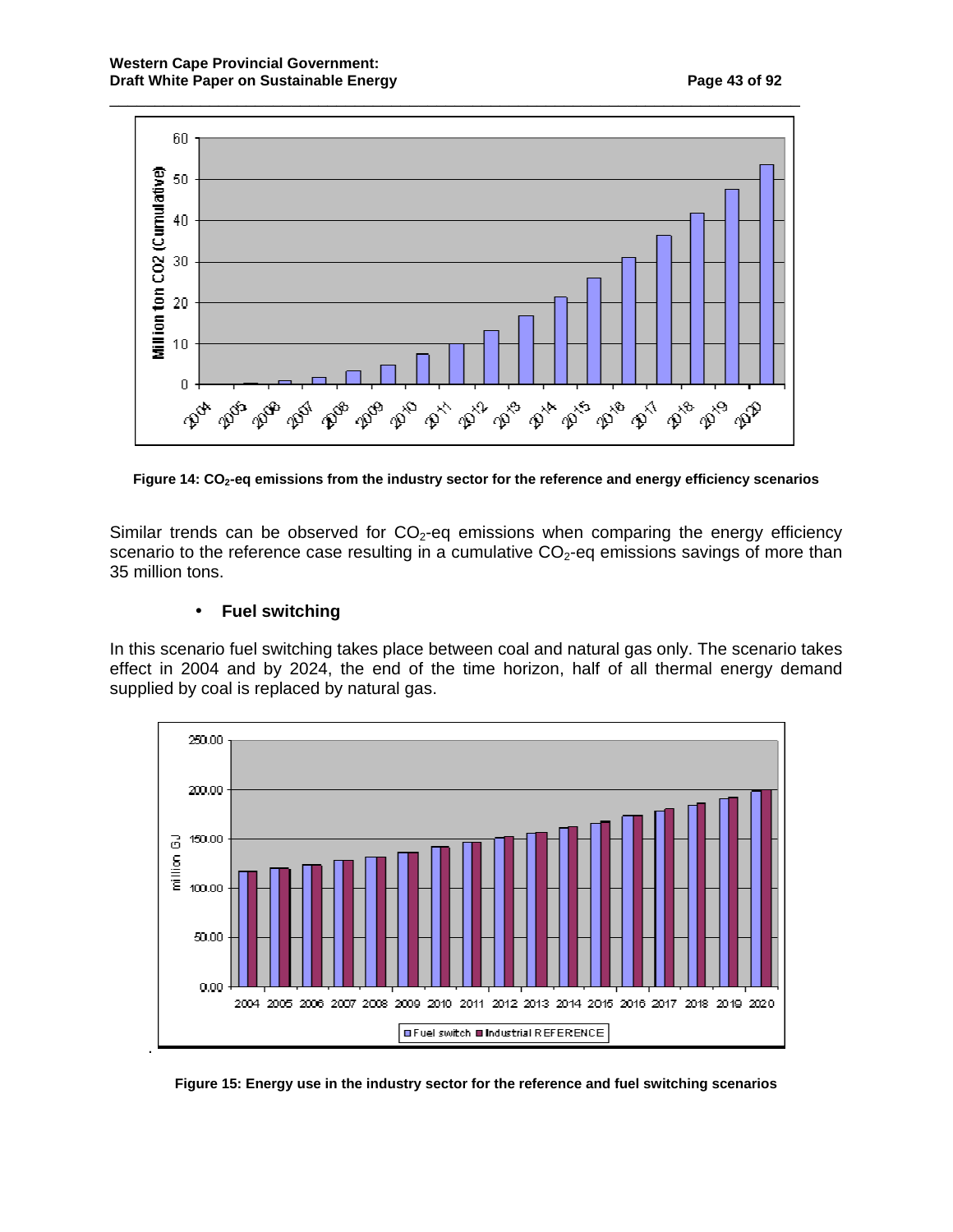Figure 14: $CO_2$-eq emissions from the industry sector for the reference and energy efficiency scenarios

Similar trends can be observed for $CO_2$-eq emissions when comparing the energy efficiency scenario to the reference case resulting in a cumulative $CO_2$-eq emissions savings of more than 35 million tons.

- **Fuel switching**

In this scenario fuel switching takes place between coal and natural gas only. The scenario takes effect in 2004 and by 2024, the end of the time horizon, half of all thermal energy demand supplied by coal is replaced by natural gas.

Figure 15: Energy use in the industry sector for the reference and fuel switching scenarios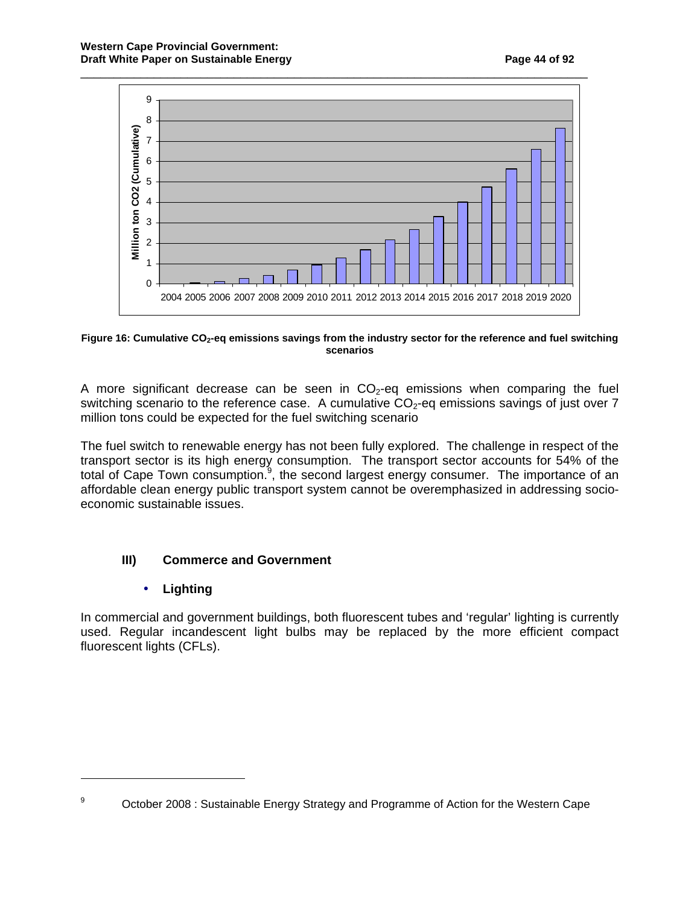Figure 16: Cumulative $CO_2$-eq emissions savings from the industry sector for the reference and fuel switching scenarios

A more significant decrease can be seen in $CO_2$-eq emissions when comparing the fuel switching scenario to the reference case. A cumulative $CO_2$-eq emissions savings of just over 7 million tons could be expected for the fuel switching scenario

The fuel switch to renewable energy has not been fully explored. The challenge in respect of the transport sector is its high energy consumption. The transport sector accounts for 54% of the total of Cape Town consumption.[9], the second largest energy consumer. The importance of an affordable clean energy public transport system cannot be overemphasized in addressing socio-economic sustainable issues.

### III) Commerce and Government

- **Lighting**

In commercial and government buildings, both fluorescent tubes and 'regular' lighting is currently used. Regular incandescent light bulbs may be replaced by the more efficient compact fluorescent lights (CFLs).

---

[9] October 2008 : Sustainable Energy Strategy and Programme of Action for the Western Cape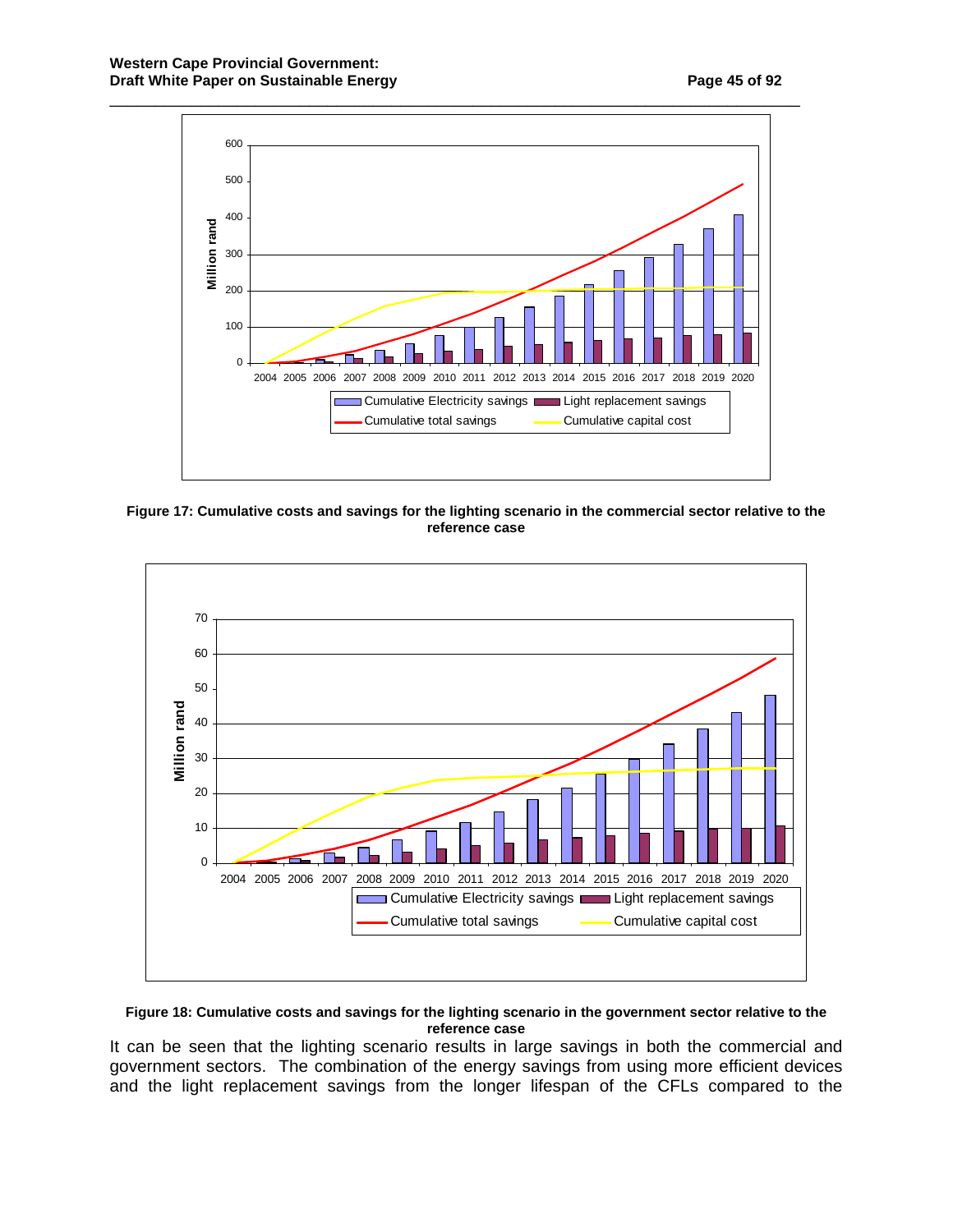Figure 17: Cumulative costs and savings for the lighting scenario in the commercial sector relative to the reference case

Figure 18: Cumulative costs and savings for the lighting scenario in the government sector relative to the reference case

It can be seen that the lighting scenario results in large savings in both the commercial and government sectors. The combination of the energy savings from using more efficient devices and the light replacement savings from the longer lifespan of the CFLs compared to the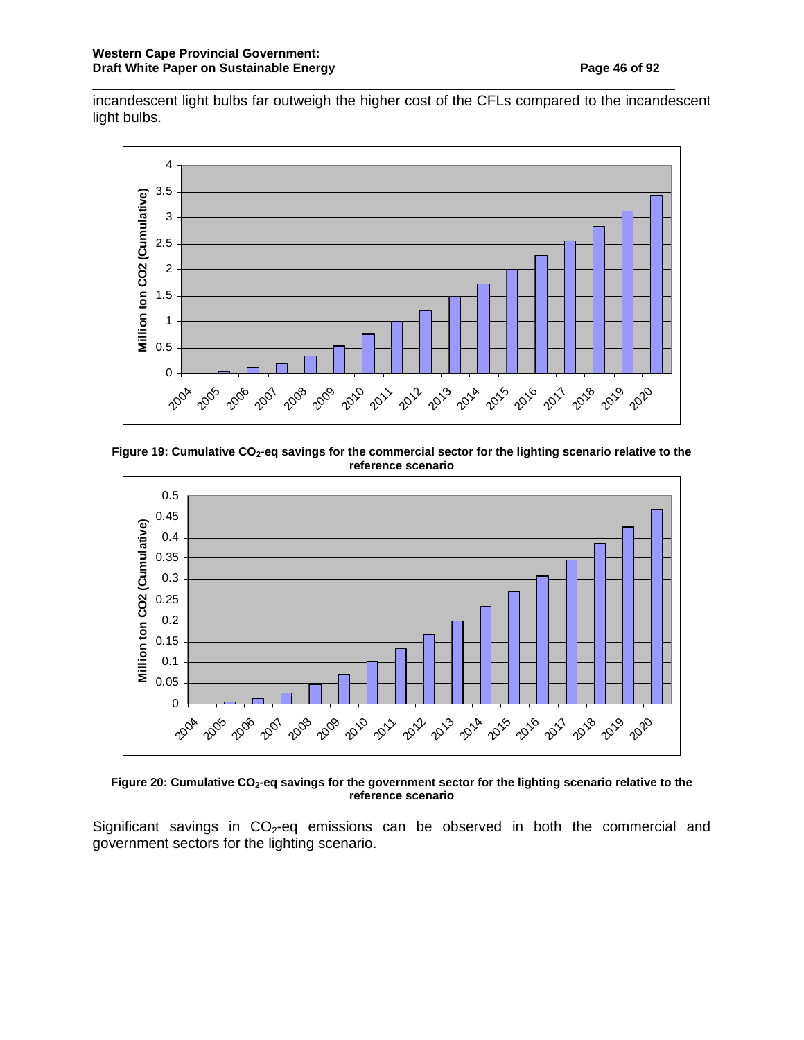incandescent light bulbs far outweigh the higher cost of the CFLs compared to the incandescent light bulbs.

**Figure 19: Cumulative $CO_2$-eq savings for the commercial sector for the lighting scenario relative to the reference scenario**

**Figure 20: Cumulative $CO_2$-eq savings for the government sector for the lighting scenario relative to the reference scenario**

Significant savings in $CO_2$-eq emissions can be observed in both the commercial and government sectors for the lighting scenario.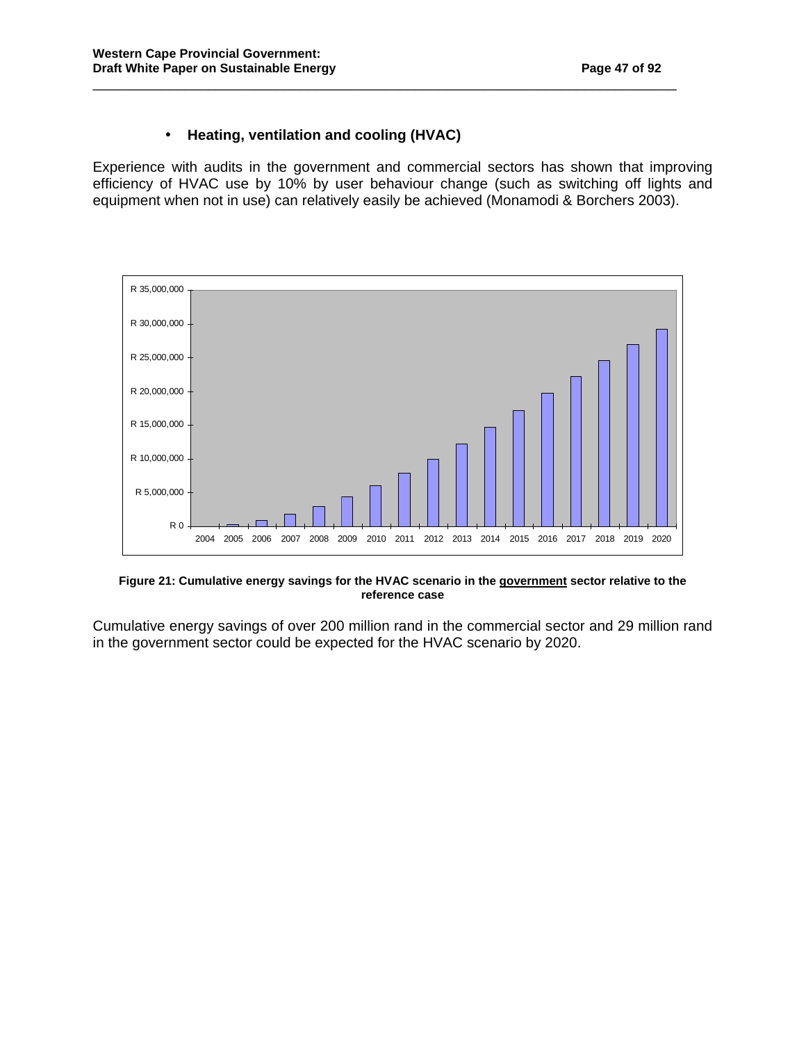- **Heating, ventilation and cooling (HVAC)**

Experience with audits in the government and commercial sectors has shown that improving efficiency of HVAC use by 10% by user behaviour change (such as switching off lights and equipment when not in use) can relatively easily be achieved (Monamodi & Borchers 2003).

**Figure 21: Cumulative energy savings for the HVAC scenario in the government sector relative to the reference case**

Cumulative energy savings of over 200 million rand in the commercial sector and 29 million rand in the government sector could be expected for the HVAC scenario by 2020.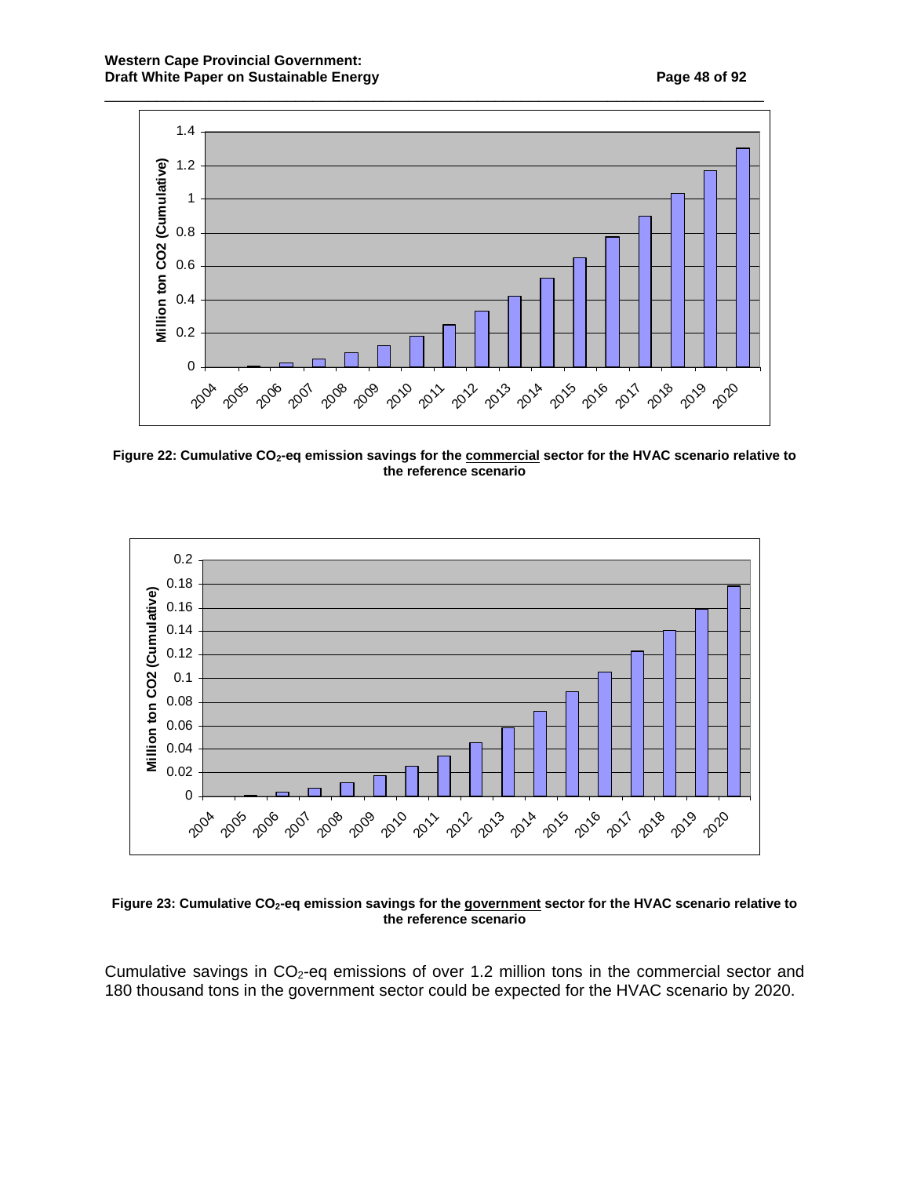**Figure 22: Cumulative $CO_2$-eq emission savings for the <u>commercial</u> sector for the HVAC scenario relative to the reference scenario**

**Figure 23: Cumulative $CO_2$-eq emission savings for the <u>government</u> sector for the HVAC scenario relative to the reference scenario**

Cumulative savings in $CO_2$-eq emissions of over 1.2 million tons in the commercial sector and 180 thousand tons in the government sector could be expected for the HVAC scenario by 2020.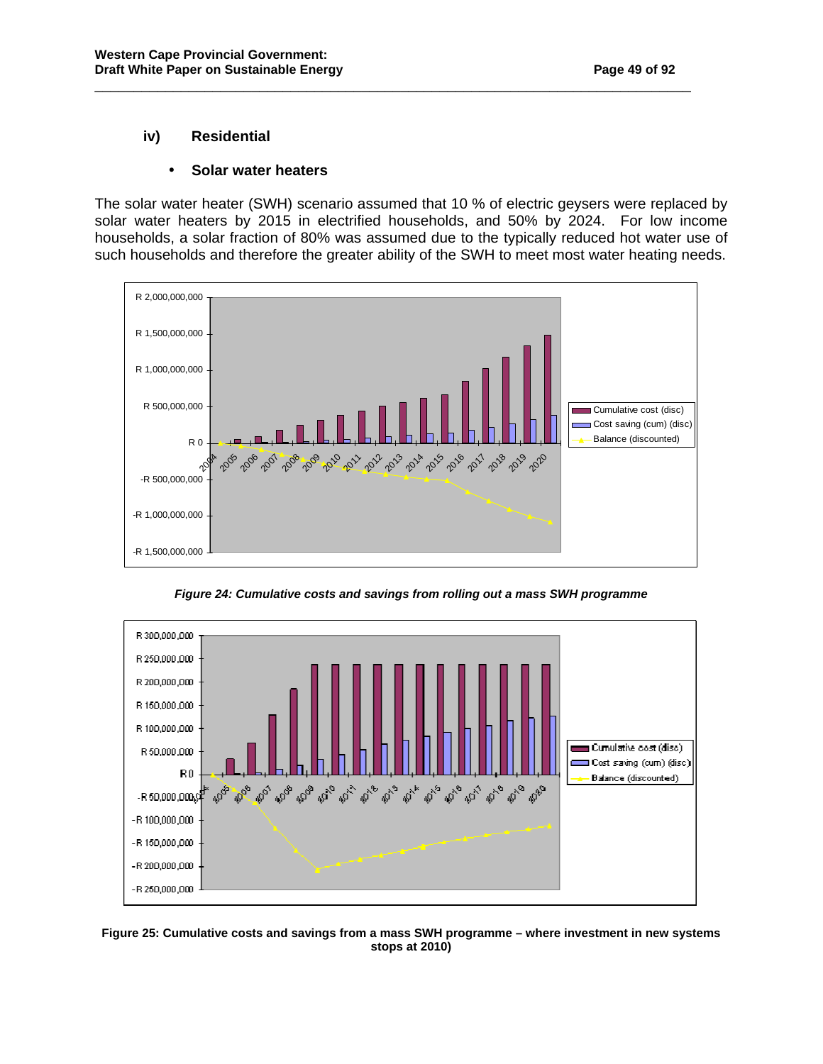### iv) Residential

- **Solar water heaters**

The solar water heater (SWH) scenario assumed that 10 % of electric geysers were replaced by solar water heaters by 2015 in electrified households, and 50% by 2024. For low income households, a solar fraction of 80% was assumed due to the typically reduced hot water use of such households and therefore the greater ability of the SWH to meet most water heating needs.

*Figure 24: Cumulative costs and savings from rolling out a mass SWH programme*

**Figure 25: Cumulative costs and savings from a mass SWH programme – where investment in new systems stops at 2010)**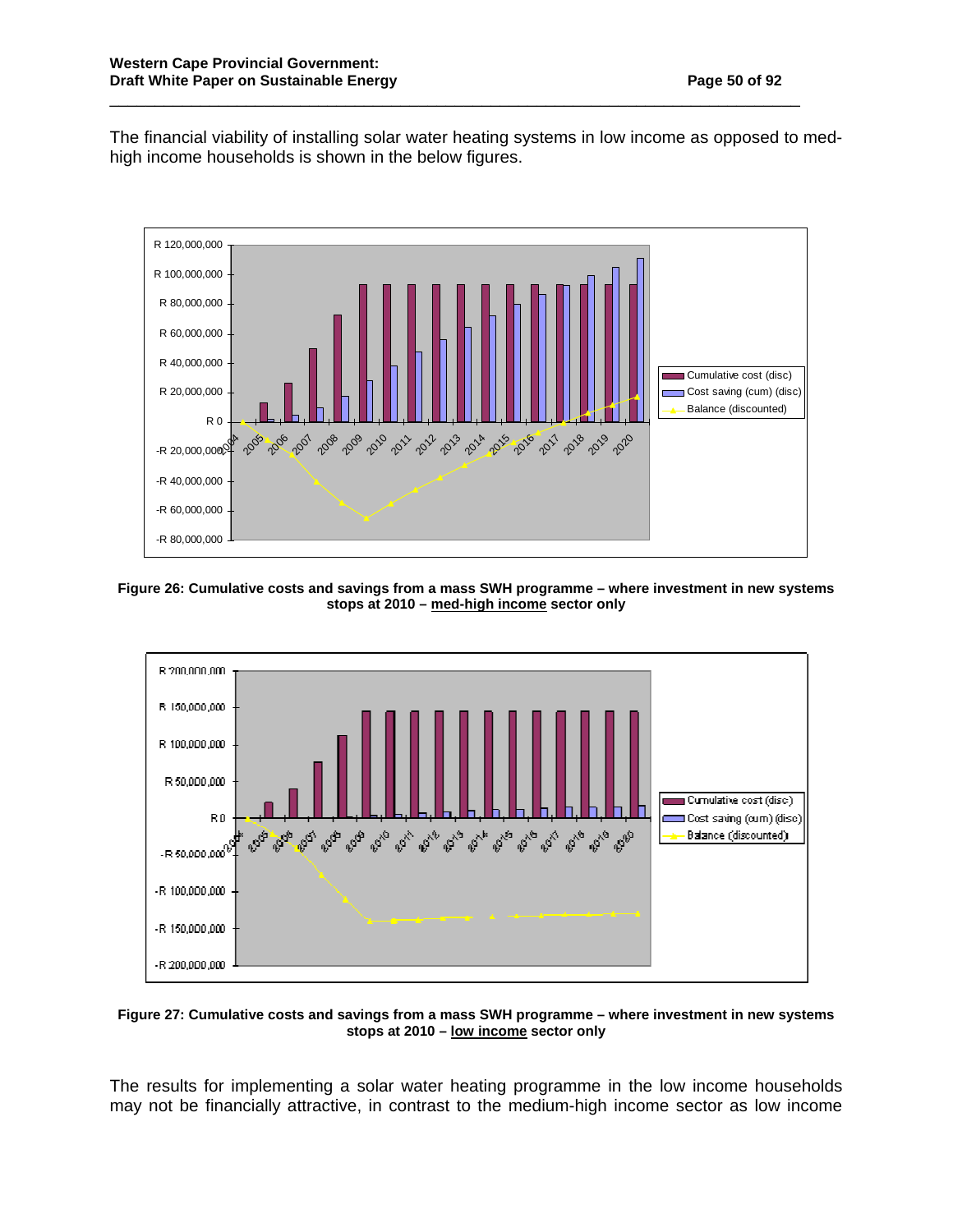The financial viability of installing solar water heating systems in low income as opposed to med-high income households is shown in the below figures.

**Figure 26: Cumulative costs and savings from a mass SWH programme – where investment in new systems stops at 2010 – med-high income sector only**

**Figure 27: Cumulative costs and savings from a mass SWH programme – where investment in new systems stops at 2010 – low income sector only**

The results for implementing a solar water heating programme in the low income households may not be financially attractive, in contrast to the medium-high income sector as low income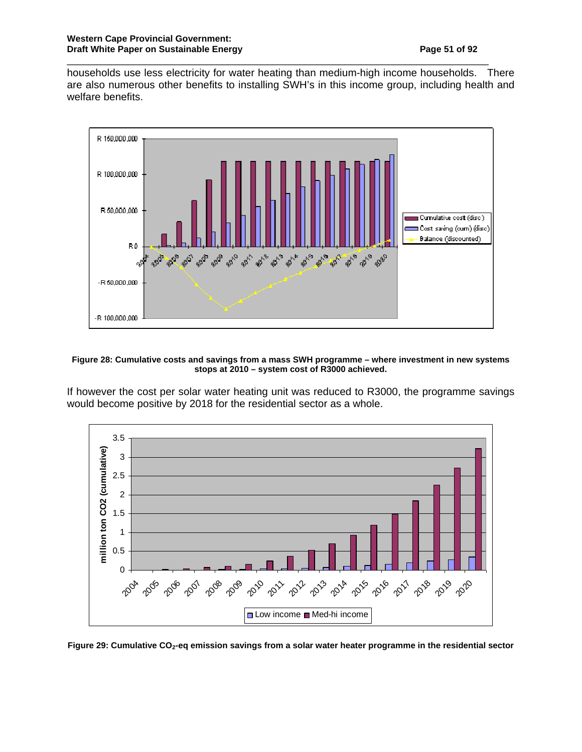households use less electricity for water heating than medium-high income households. There are also numerous other benefits to installing SWH's in this income group, including health and welfare benefits.

**Figure 28: Cumulative costs and savings from a mass SWH programme – where investment in new systems stops at 2010 – system cost of R3000 achieved.**

If however the cost per solar water heating unit was reduced to R3000, the programme savings would become positive by 2018 for the residential sector as a whole.

**Figure 29: Cumulative $CO_2$-eq emission savings from a solar water heater programme in the residential sector**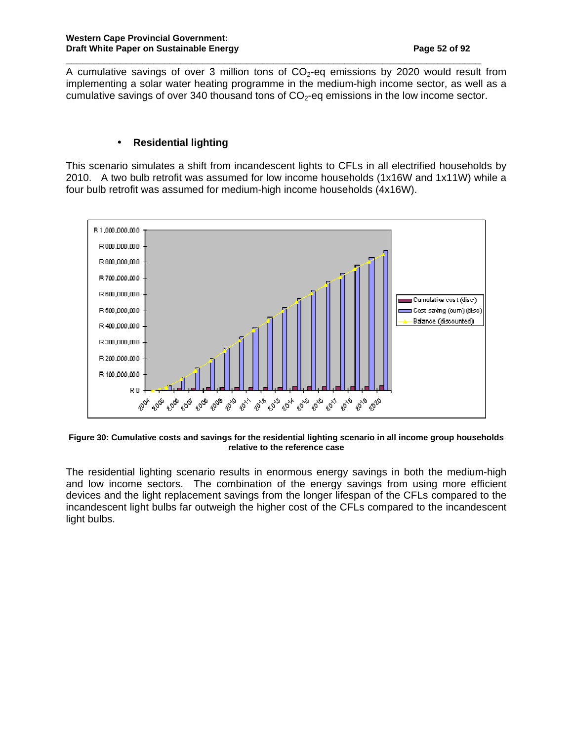A cumulative savings of over 3 million tons of $CO_2$-eq emissions by 2020 would result from implementing a solar water heating programme in the medium-high income sector, as well as a cumulative savings of over 340 thousand tons of $CO_2$-eq emissions in the low income sector.

- **Residential lighting**

This scenario simulates a shift from incandescent lights to CFLs in all electrified households by 2010. A two bulb retrofit was assumed for low income households (1x16W and 1x11W) while a four bulb retrofit was assumed for medium-high income households (4x16W).

**Figure 30: Cumulative costs and savings for the residential lighting scenario in all income group households relative to the reference case**

The residential lighting scenario results in enormous energy savings in both the medium-high and low income sectors. The combination of the energy savings from using more efficient devices and the light replacement savings from the longer lifespan of the CFLs compared to the incandescent light bulbs far outweigh the higher cost of the CFLs compared to the incandescent light bulbs.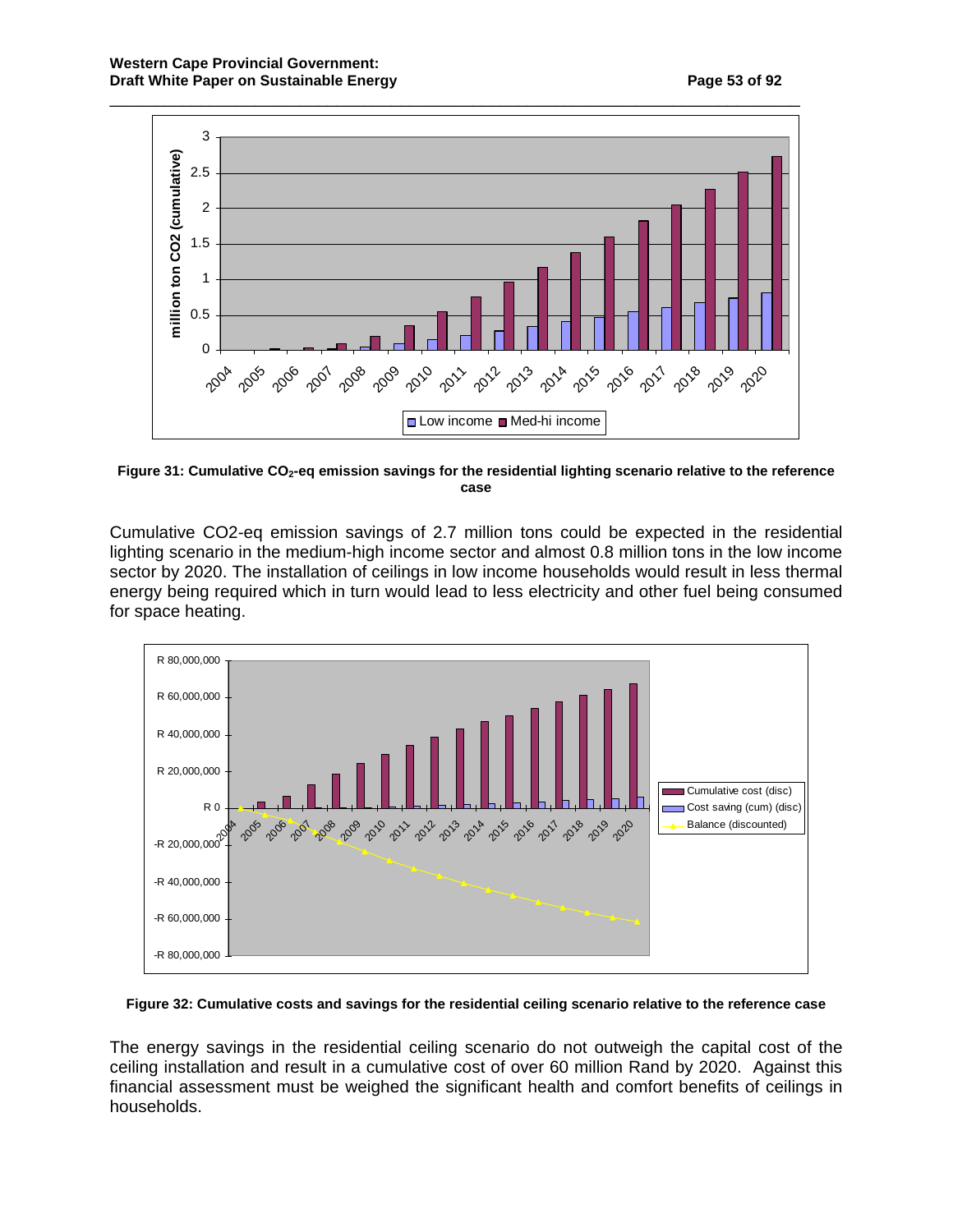**Figure 31: Cumulative $CO_2$-eq emission savings for the residential lighting scenario relative to the reference case**

Cumulative CO2-eq emission savings of 2.7 million tons could be expected in the residential lighting scenario in the medium-high income sector and almost 0.8 million tons in the low income sector by 2020. The installation of ceilings in low income households would result in less thermal energy being required which in turn would lead to less electricity and other fuel being consumed for space heating.

**Figure 32: Cumulative costs and savings for the residential ceiling scenario relative to the reference case**

The energy savings in the residential ceiling scenario do not outweigh the capital cost of the ceiling installation and result in a cumulative cost of over 60 million Rand by 2020. Against this financial assessment must be weighed the significant health and comfort benefits of ceilings in households.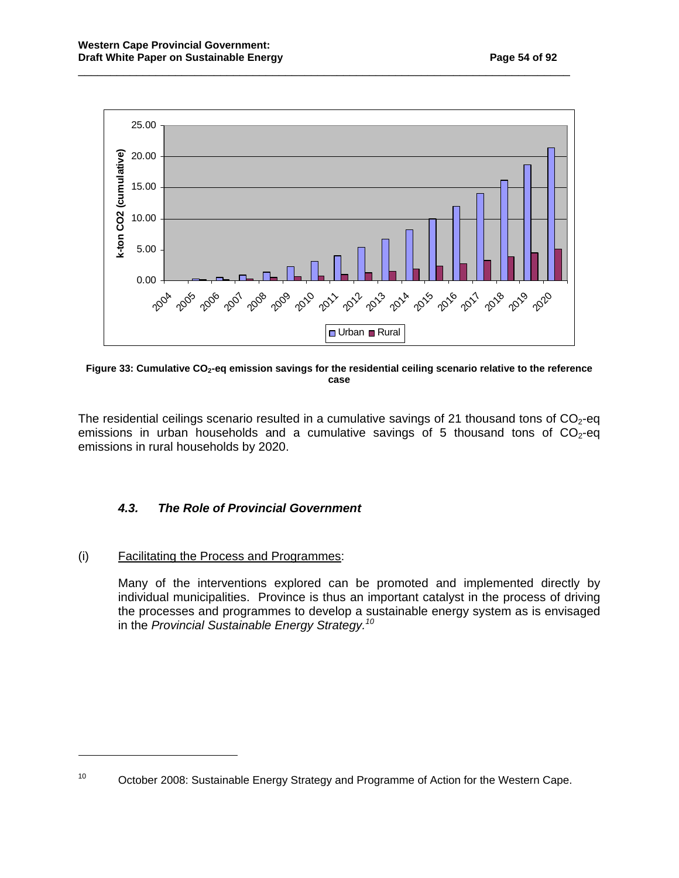**Figure 33: Cumulative $CO_2$-eq emission savings for the residential ceiling scenario relative to the reference case**

The residential ceilings scenario resulted in a cumulative savings of 21 thousand tons of $CO_2$-eq emissions in urban households and a cumulative savings of 5 thousand tons of $CO_2$-eq emissions in rural households by 2020.

### *4.3. The Role of Provincial Government*

(i) Facilitating the Process and Programmes:

Many of the interventions explored can be promoted and implemented directly by individual municipalities. Province is thus an important catalyst in the process of driving the processes and programmes to develop a sustainable energy system as is envisaged in the *Provincial Sustainable Energy Strategy.*[10]

---

[10] October 2008: Sustainable Energy Strategy and Programme of Action for the Western Cape.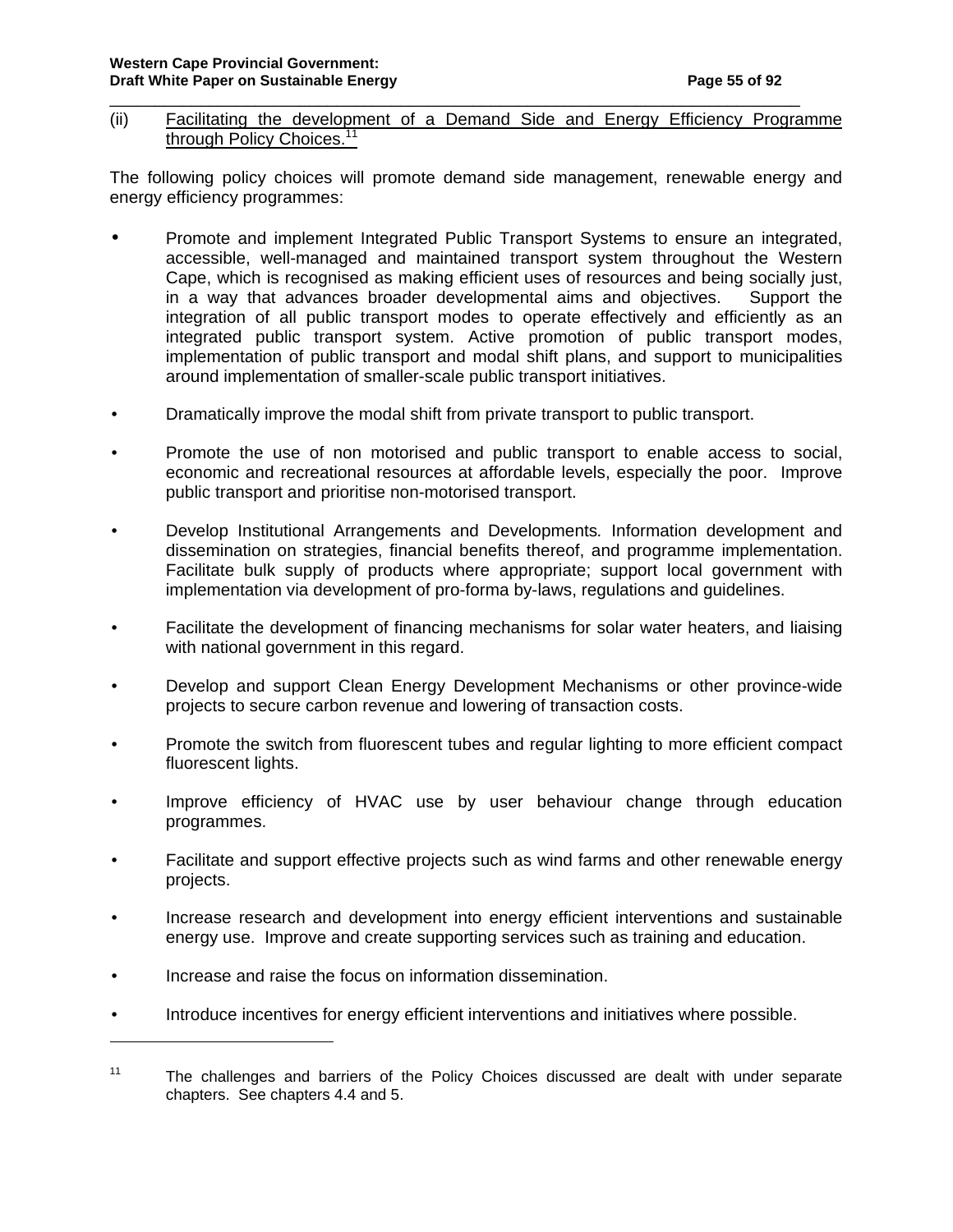(ii) Facilitating the development of a Demand Side and Energy Efficiency Programme through Policy Choices.[11]

The following policy choices will promote demand side management, renewable energy and energy efficiency programmes:

- Promote and implement Integrated Public Transport Systems to ensure an integrated, accessible, well-managed and maintained transport system throughout the Western Cape, which is recognised as making efficient uses of resources and being socially just, in a way that advances broader developmental aims and objectives. Support the integration of all public transport modes to operate effectively and efficiently as an integrated public transport system. Active promotion of public transport modes, implementation of public transport and modal shift plans, and support to municipalities around implementation of smaller-scale public transport initiatives.

- Dramatically improve the modal shift from private transport to public transport.

- Promote the use of non motorised and public transport to enable access to social, economic and recreational resources at affordable levels, especially the poor. Improve public transport and prioritise non-motorised transport.

- Develop Institutional Arrangements and Developments*.* Information development and dissemination on strategies, financial benefits thereof, and programme implementation. Facilitate bulk supply of products where appropriate; support local government with implementation via development of pro-forma by-laws, regulations and guidelines.

- Facilitate the development of financing mechanisms for solar water heaters, and liaising with national government in this regard.

- Develop and support Clean Energy Development Mechanisms or other province-wide projects to secure carbon revenue and lowering of transaction costs.

- Promote the switch from fluorescent tubes and regular lighting to more efficient compact fluorescent lights.

- Improve efficiency of HVAC use by user behaviour change through education programmes.

- Facilitate and support effective projects such as wind farms and other renewable energy projects.

- Increase research and development into energy efficient interventions and sustainable energy use. Improve and create supporting services such as training and education.

- Increase and raise the focus on information dissemination.

- Introduce incentives for energy efficient interventions and initiatives where possible.

---

[11] The challenges and barriers of the Policy Choices discussed are dealt with under separate chapters. See chapters 4.4 and 5.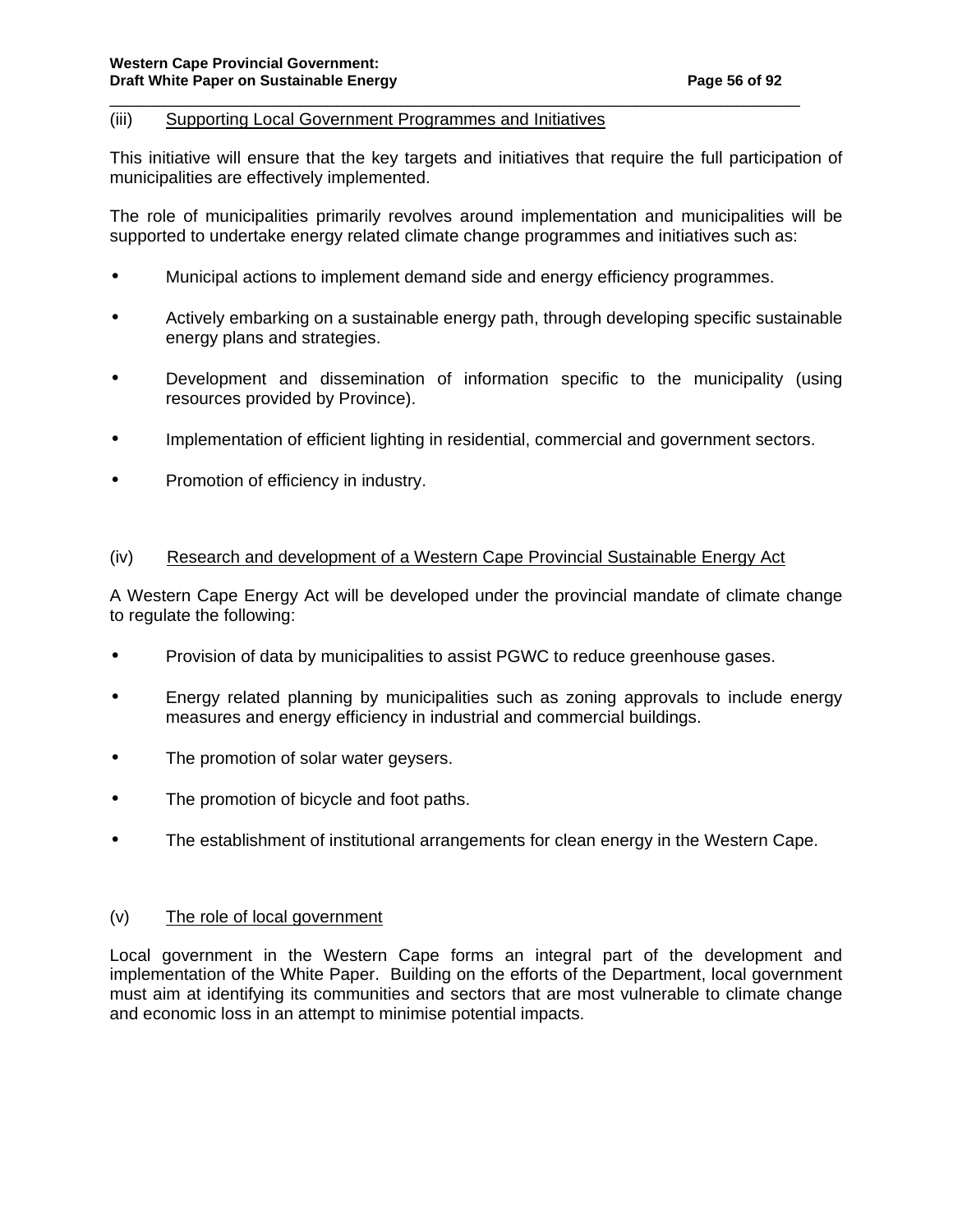(iii) <u>Supporting Local Government Programmes and Initiatives</u>

This initiative will ensure that the key targets and initiatives that require the full participation of municipalities are effectively implemented.

The role of municipalities primarily revolves around implementation and municipalities will be supported to undertake energy related climate change programmes and initiatives such as:

- Municipal actions to implement demand side and energy efficiency programmes.
- Actively embarking on a sustainable energy path, through developing specific sustainable energy plans and strategies.
- Development and dissemination of information specific to the municipality (using resources provided by Province).
- Implementation of efficient lighting in residential, commercial and government sectors.
- Promotion of efficiency in industry.

(iv) <u>Research and development of a Western Cape Provincial Sustainable Energy Act</u>

A Western Cape Energy Act will be developed under the provincial mandate of climate change to regulate the following:

- Provision of data by municipalities to assist PGWC to reduce greenhouse gases.
- Energy related planning by municipalities such as zoning approvals to include energy measures and energy efficiency in industrial and commercial buildings.
- The promotion of solar water geysers.
- The promotion of bicycle and foot paths.
- The establishment of institutional arrangements for clean energy in the Western Cape.

(v) <u>The role of local government</u>

Local government in the Western Cape forms an integral part of the development and implementation of the White Paper. Building on the efforts of the Department, local government must aim at identifying its communities and sectors that are most vulnerable to climate change and economic loss in an attempt to minimise potential impacts.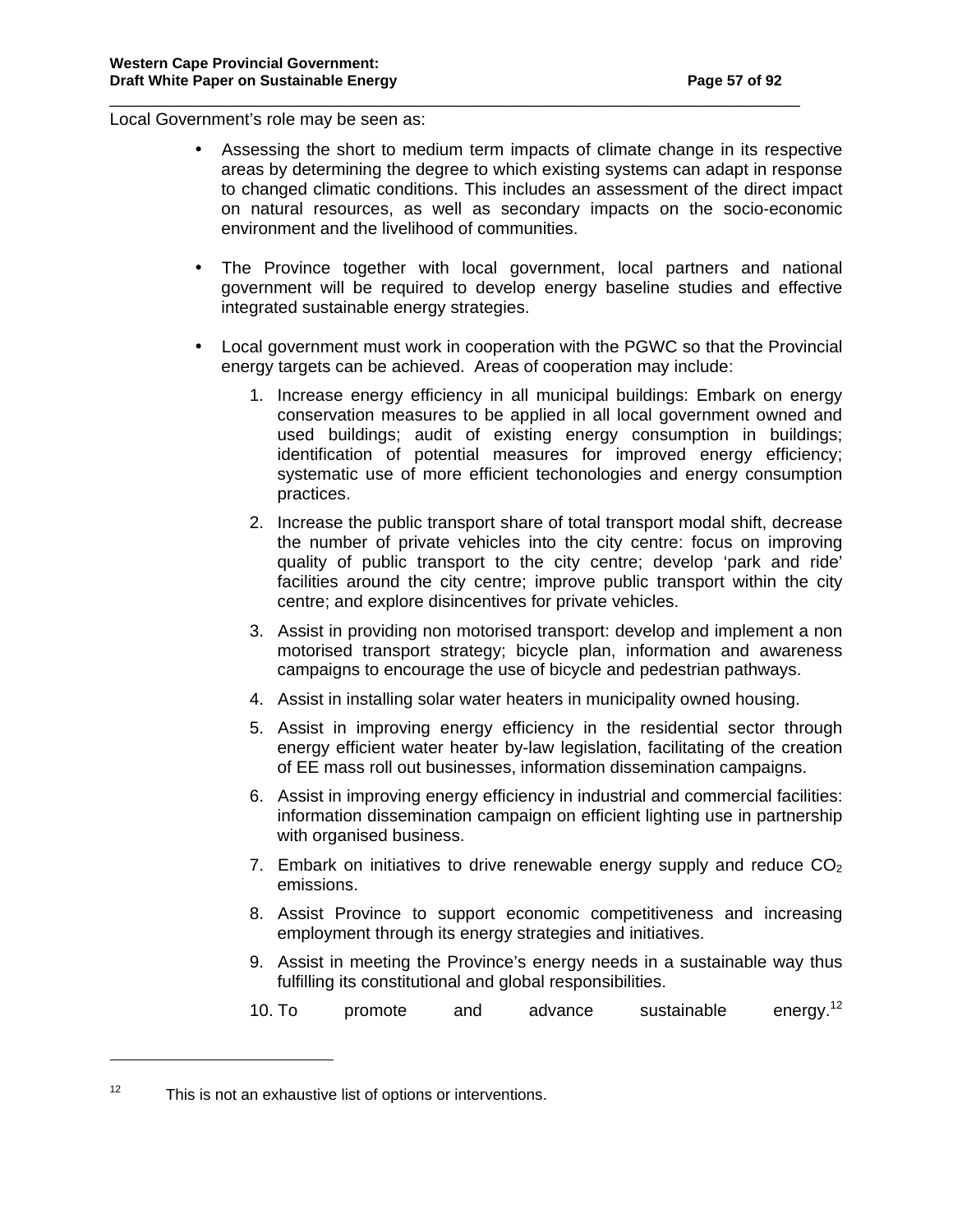Local Government's role may be seen as:

- Assessing the short to medium term impacts of climate change in its respective areas by determining the degree to which existing systems can adapt in response to changed climatic conditions. This includes an assessment of the direct impact on natural resources, as well as secondary impacts on the socio-economic environment and the livelihood of communities.

- The Province together with local government, local partners and national government will be required to develop energy baseline studies and effective integrated sustainable energy strategies.

- Local government must work in cooperation with the PGWC so that the Provincial energy targets can be achieved. Areas of cooperation may include:

  1. Increase energy efficiency in all municipal buildings: Embark on energy conservation measures to be applied in all local government owned and used buildings; audit of existing energy consumption in buildings; identification of potential measures for improved energy efficiency; systematic use of more efficient techonologies and energy consumption practices.
  2. Increase the public transport share of total transport modal shift, decrease the number of private vehicles into the city centre: focus on improving quality of public transport to the city centre; develop 'park and ride' facilities around the city centre; improve public transport within the city centre; and explore disincentives for private vehicles.
  3. Assist in providing non motorised transport: develop and implement a non motorised transport strategy; bicycle plan, information and awareness campaigns to encourage the use of bicycle and pedestrian pathways.
  4. Assist in installing solar water heaters in municipality owned housing.
  5. Assist in improving energy efficiency in the residential sector through energy efficient water heater by-law legislation, facilitating of the creation of EE mass roll out businesses, information dissemination campaigns.
  6. Assist in improving energy efficiency in industrial and commercial facilities: information dissemination campaign on efficient lighting use in partnership with organised business.
  7. Embark on initiatives to drive renewable energy supply and reduce $CO_2$ emissions.
  8. Assist Province to support economic competitiveness and increasing employment through its energy strategies and initiatives.
  9. Assist in meeting the Province's energy needs in a sustainable way thus fulfilling its constitutional and global responsibilities.
  10. To promote and advance sustainable energy.[12]

---

[12] This is not an exhaustive list of options or interventions.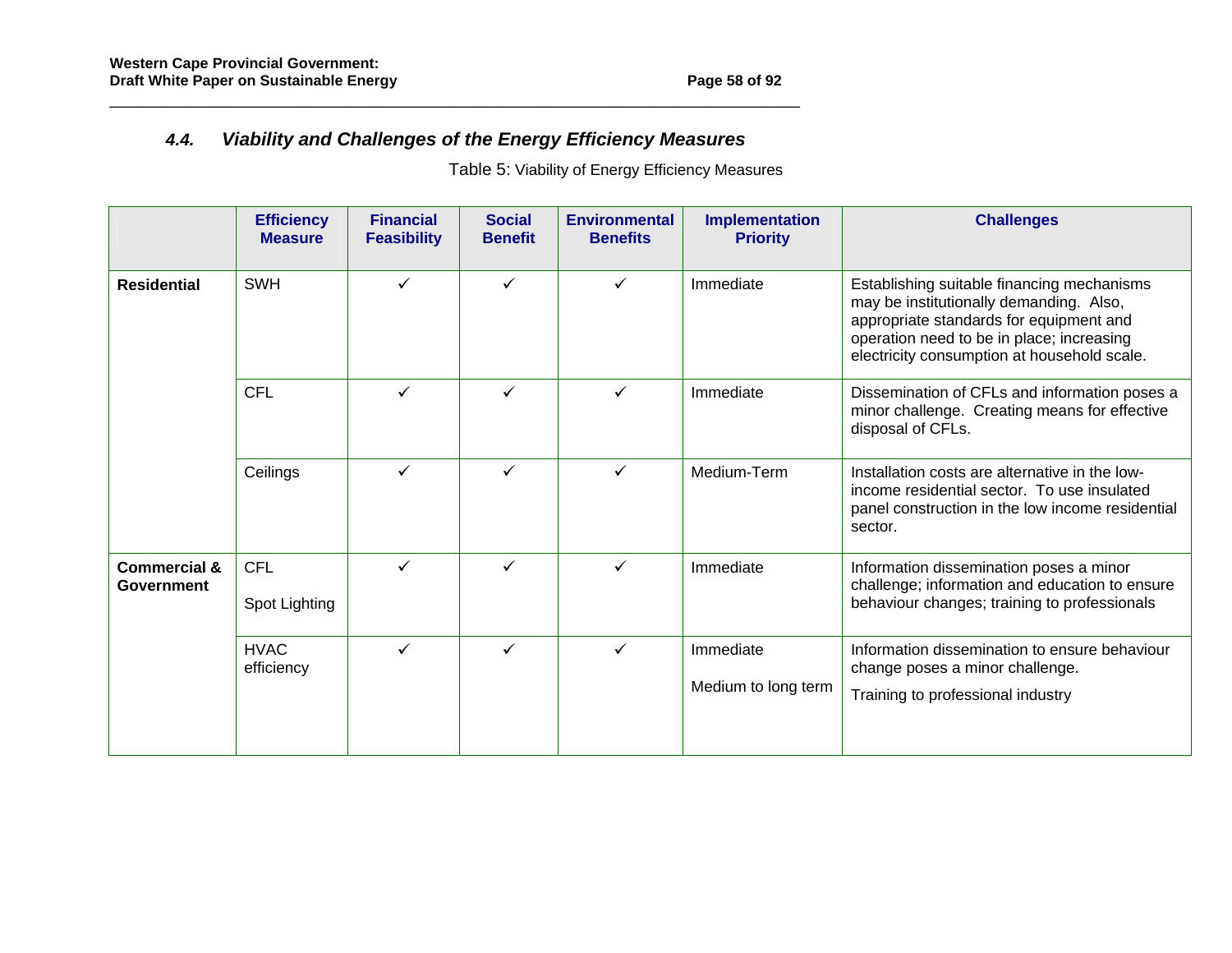## 4.4. *Viability and Challenges of the Energy Efficiency Measures*

Table 5: Viability of Energy Efficiency Measures

| | Efficiency Measure | Financial Feasibility | Social Benefit | Environmental Benefits | Implementation Priority | Challenges |
|---|---|---|---|---|---|---|
| **Residential** | SWH | ✓ | ✓ | ✓ | Immediate | Establishing suitable financing mechanisms may be institutionally demanding. Also, appropriate standards for equipment and operation need to be in place; increasing electricity consumption at household scale. |
| | CFL | ✓ | ✓ | ✓ | Immediate | Dissemination of CFLs and information poses a minor challenge. Creating means for effective disposal of CFLs. |
| | Ceilings | ✓ | ✓ | ✓ | Medium-Term | Installation costs are alternative in the low-income residential sector. To use insulated panel construction in the low income residential sector. |
| **Commercial & Government** | CFL<br><br>Spot Lighting | ✓ | ✓ | ✓ | Immediate | Information dissemination poses a minor challenge; information and education to ensure behaviour changes; training to professionals |
| | HVAC efficiency | ✓ | ✓ | ✓ | Immediate<br><br>Medium to long term | Information dissemination to ensure behaviour change poses a minor challenge.<br><br>Training to professional industry |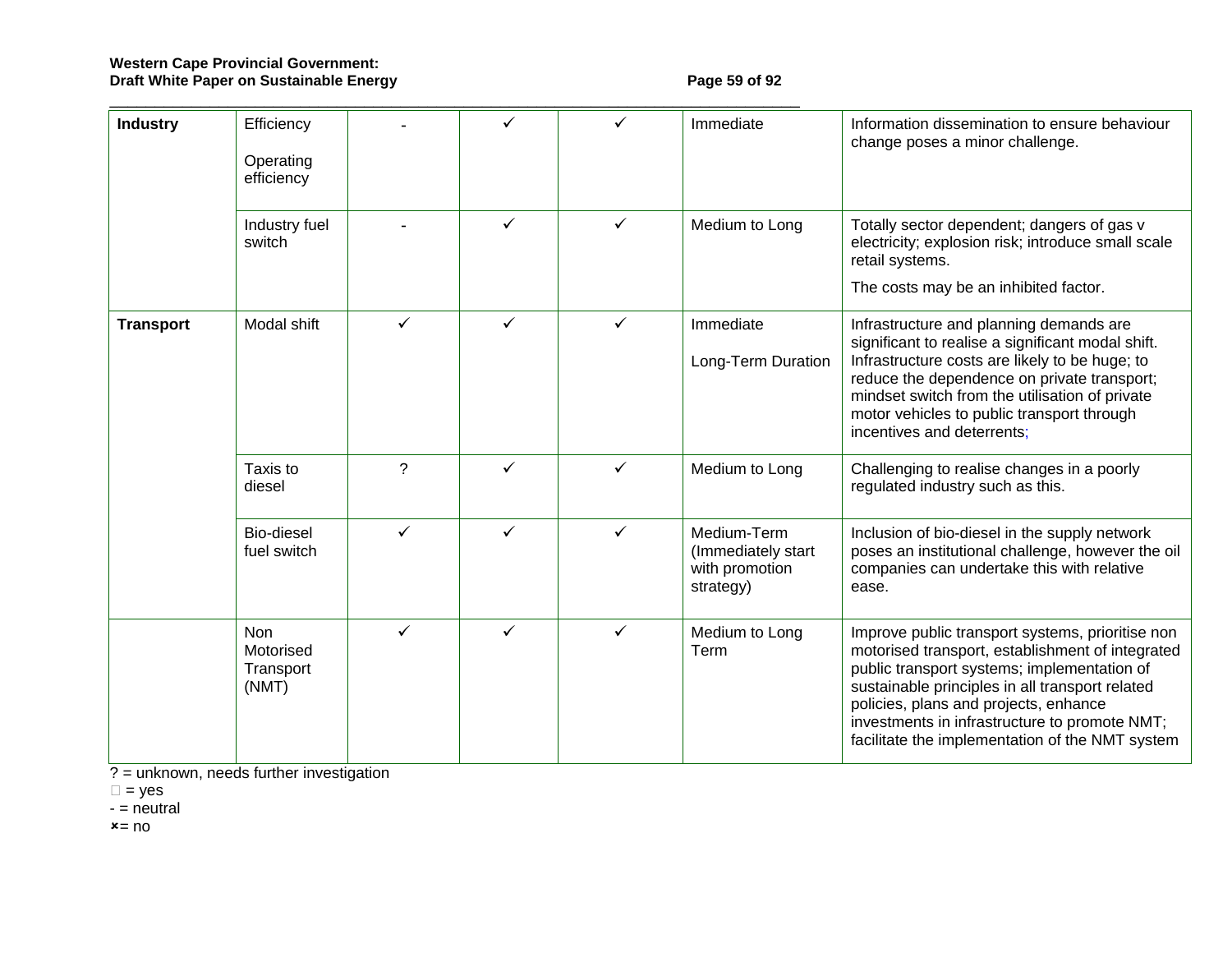| | | | | | | |
|---|---|---|---|---|---|---|
| **Industry** | Efficiency<br><br>Operating efficiency | - | ✓ | ✓ | Immediate | Information dissemination to ensure behaviour change poses a minor challenge. |
| | Industry fuel switch | - | ✓ | ✓ | Medium to Long | Totally sector dependent; dangers of gas v electricity; explosion risk; introduce small scale retail systems.<br><br>The costs may be an inhibited factor. |
| **Transport** | Modal shift | ✓ | ✓ | ✓ | Immediate<br><br>Long-Term Duration | Infrastructure and planning demands are significant to realise a significant modal shift. Infrastructure costs are likely to be huge; to reduce the dependence on private transport; mindset switch from the utilisation of private motor vehicles to public transport through incentives and deterrents; |
| | Taxis to diesel | ? | ✓ | ✓ | Medium to Long | Challenging to realise changes in a poorly regulated industry such as this. |
| | Bio-diesel fuel switch | ✓ | ✓ | ✓ | Medium-Term (Immediately start with promotion strategy) | Inclusion of bio-diesel in the supply network poses an institutional challenge, however the oil companies can undertake this with relative ease. |
| | Non Motorised Transport (NMT) | ✓ | ✓ | ✓ | Medium to Long Term | Improve public transport systems, prioritise non motorised transport, establishment of integrated public transport systems; implementation of sustainable principles in all transport related policies, plans and projects, enhance investments in infrastructure to promote NMT; facilitate the implementation of the NMT system |

? = unknown, needs further investigation

✓ = yes

- = neutral

✗ = no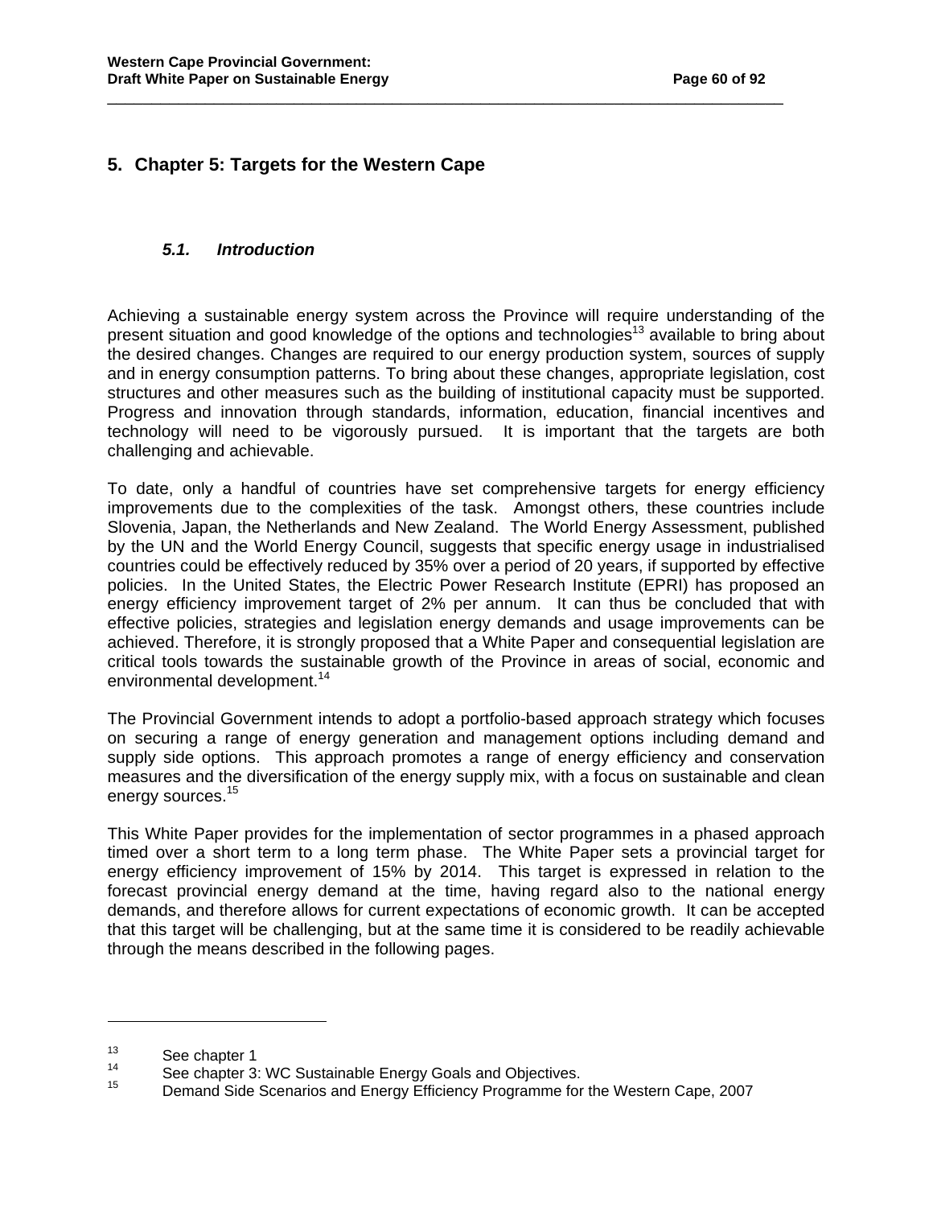# 5. Chapter 5: Targets for the Western Cape

## *5.1. Introduction*

Achieving a sustainable energy system across the Province will require understanding of the present situation and good knowledge of the options and technologies[13] available to bring about the desired changes. Changes are required to our energy production system, sources of supply and in energy consumption patterns. To bring about these changes, appropriate legislation, cost structures and other measures such as the building of institutional capacity must be supported. Progress and innovation through standards, information, education, financial incentives and technology will need to be vigorously pursued. It is important that the targets are both challenging and achievable.

To date, only a handful of countries have set comprehensive targets for energy efficiency improvements due to the complexities of the task. Amongst others, these countries include Slovenia, Japan, the Netherlands and New Zealand. The World Energy Assessment, published by the UN and the World Energy Council, suggests that specific energy usage in industrialised countries could be effectively reduced by 35% over a period of 20 years, if supported by effective policies. In the United States, the Electric Power Research Institute (EPRI) has proposed an energy efficiency improvement target of 2% per annum. It can thus be concluded that with effective policies, strategies and legislation energy demands and usage improvements can be achieved. Therefore, it is strongly proposed that a White Paper and consequential legislation are critical tools towards the sustainable growth of the Province in areas of social, economic and environmental development.[14]

The Provincial Government intends to adopt a portfolio-based approach strategy which focuses on securing a range of energy generation and management options including demand and supply side options. This approach promotes a range of energy efficiency and conservation measures and the diversification of the energy supply mix, with a focus on sustainable and clean energy sources.[15]

This White Paper provides for the implementation of sector programmes in a phased approach timed over a short term to a long term phase. The White Paper sets a provincial target for energy efficiency improvement of 15% by 2014. This target is expressed in relation to the forecast provincial energy demand at the time, having regard also to the national energy demands, and therefore allows for current expectations of economic growth. It can be accepted that this target will be challenging, but at the same time it is considered to be readily achievable through the means described in the following pages.

---

[13] See chapter 1

[14] See chapter 3: WC Sustainable Energy Goals and Objectives.

[15] Demand Side Scenarios and Energy Efficiency Programme for the Western Cape, 2007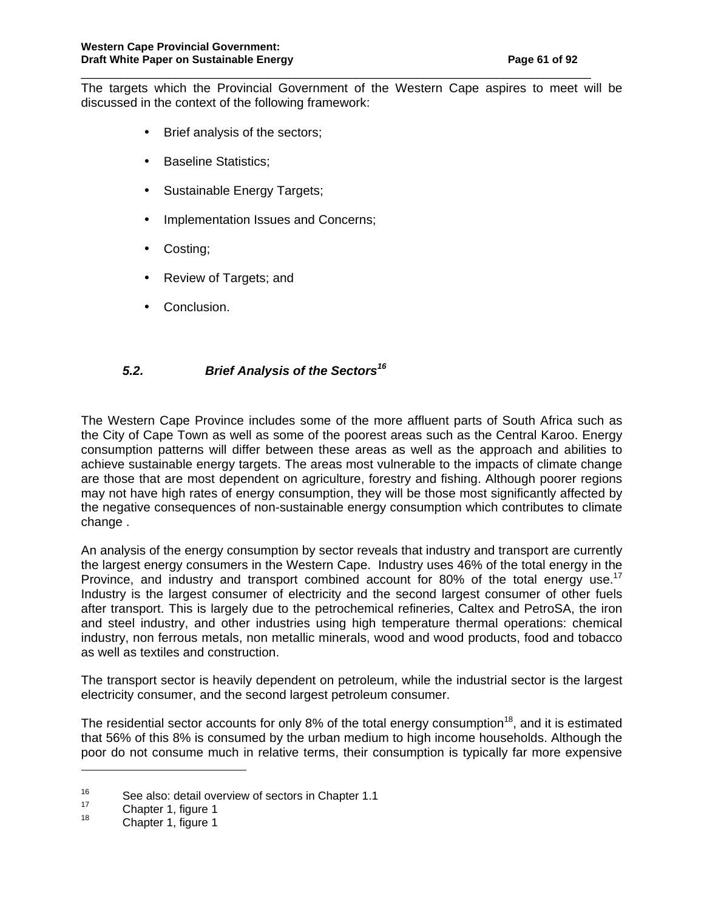The targets which the Provincial Government of the Western Cape aspires to meet will be discussed in the context of the following framework:

- Brief analysis of the sectors;
- Baseline Statistics;
- Sustainable Energy Targets;
- Implementation Issues and Concerns;
- Costing;
- Review of Targets; and
- Conclusion.

### *5.2. Brief Analysis of the Sectors[16]*

The Western Cape Province includes some of the more affluent parts of South Africa such as the City of Cape Town as well as some of the poorest areas such as the Central Karoo. Energy consumption patterns will differ between these areas as well as the approach and abilities to achieve sustainable energy targets. The areas most vulnerable to the impacts of climate change are those that are most dependent on agriculture, forestry and fishing. Although poorer regions may not have high rates of energy consumption, they will be those most significantly affected by the negative consequences of non-sustainable energy consumption which contributes to climate change .

An analysis of the energy consumption by sector reveals that industry and transport are currently the largest energy consumers in the Western Cape. Industry uses 46% of the total energy in the Province, and industry and transport combined account for 80% of the total energy use.[17] Industry is the largest consumer of electricity and the second largest consumer of other fuels after transport. This is largely due to the petrochemical refineries, Caltex and PetroSA, the iron and steel industry, and other industries using high temperature thermal operations: chemical industry, non ferrous metals, non metallic minerals, wood and wood products, food and tobacco as well as textiles and construction.

The transport sector is heavily dependent on petroleum, while the industrial sector is the largest electricity consumer, and the second largest petroleum consumer.

The residential sector accounts for only 8% of the total energy consumption[18], and it is estimated that 56% of this 8% is consumed by the urban medium to high income households. Although the poor do not consume much in relative terms, their consumption is typically far more expensive

---

[16] See also: detail overview of sectors in Chapter 1.1

[17] Chapter 1, figure 1

[18] Chapter 1, figure 1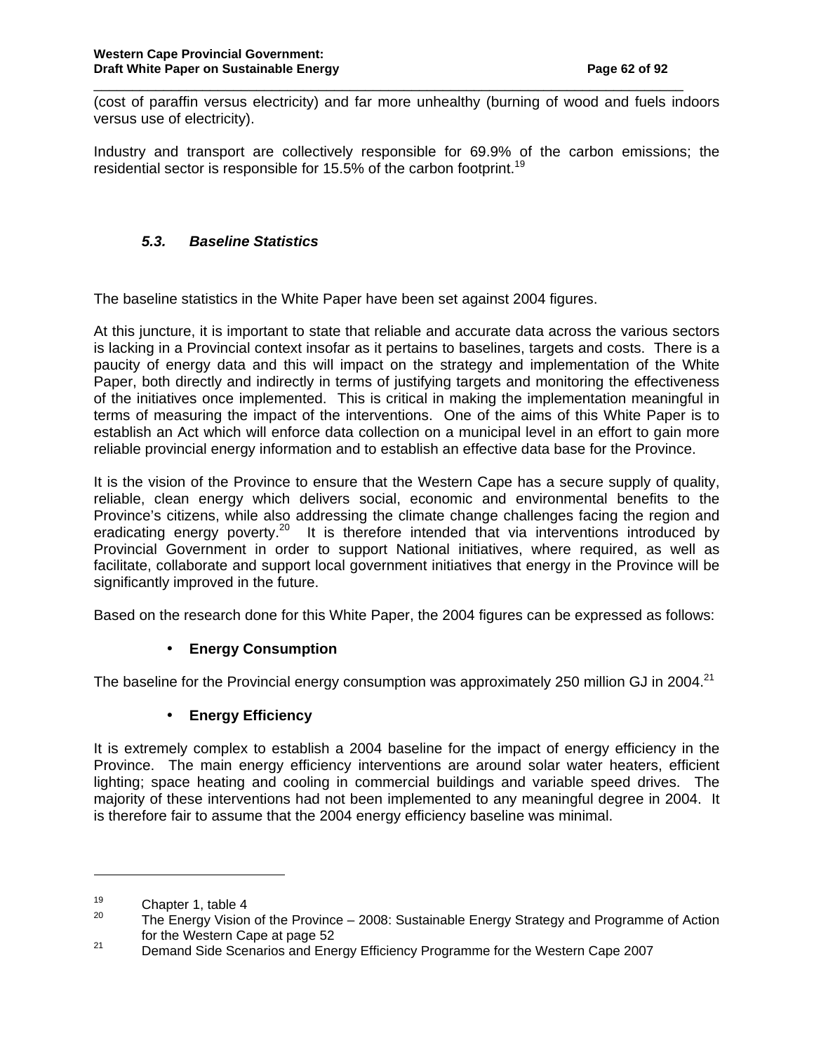(cost of paraffin versus electricity) and far more unhealthy (burning of wood and fuels indoors versus use of electricity).

Industry and transport are collectively responsible for 69.9% of the carbon emissions; the residential sector is responsible for 15.5% of the carbon footprint.[19]

### *5.3. Baseline Statistics*

The baseline statistics in the White Paper have been set against 2004 figures.

At this juncture, it is important to state that reliable and accurate data across the various sectors is lacking in a Provincial context insofar as it pertains to baselines, targets and costs. There is a paucity of energy data and this will impact on the strategy and implementation of the White Paper, both directly and indirectly in terms of justifying targets and monitoring the effectiveness of the initiatives once implemented. This is critical in making the implementation meaningful in terms of measuring the impact of the interventions. One of the aims of this White Paper is to establish an Act which will enforce data collection on a municipal level in an effort to gain more reliable provincial energy information and to establish an effective data base for the Province.

It is the vision of the Province to ensure that the Western Cape has a secure supply of quality, reliable, clean energy which delivers social, economic and environmental benefits to the Province's citizens, while also addressing the climate change challenges facing the region and eradicating energy poverty.[20] It is therefore intended that via interventions introduced by Provincial Government in order to support National initiatives, where required, as well as facilitate, collaborate and support local government initiatives that energy in the Province will be significantly improved in the future.

Based on the research done for this White Paper, the 2004 figures can be expressed as follows:

- **Energy Consumption**

The baseline for the Provincial energy consumption was approximately 250 million GJ in 2004.[21]

- **Energy Efficiency**

It is extremely complex to establish a 2004 baseline for the impact of energy efficiency in the Province. The main energy efficiency interventions are around solar water heaters, efficient lighting; space heating and cooling in commercial buildings and variable speed drives. The majority of these interventions had not been implemented to any meaningful degree in 2004. It is therefore fair to assume that the 2004 energy efficiency baseline was minimal.

---

[19] Chapter 1, table 4

[20] The Energy Vision of the Province – 2008: Sustainable Energy Strategy and Programme of Action for the Western Cape at page 52

[21] Demand Side Scenarios and Energy Efficiency Programme for the Western Cape 2007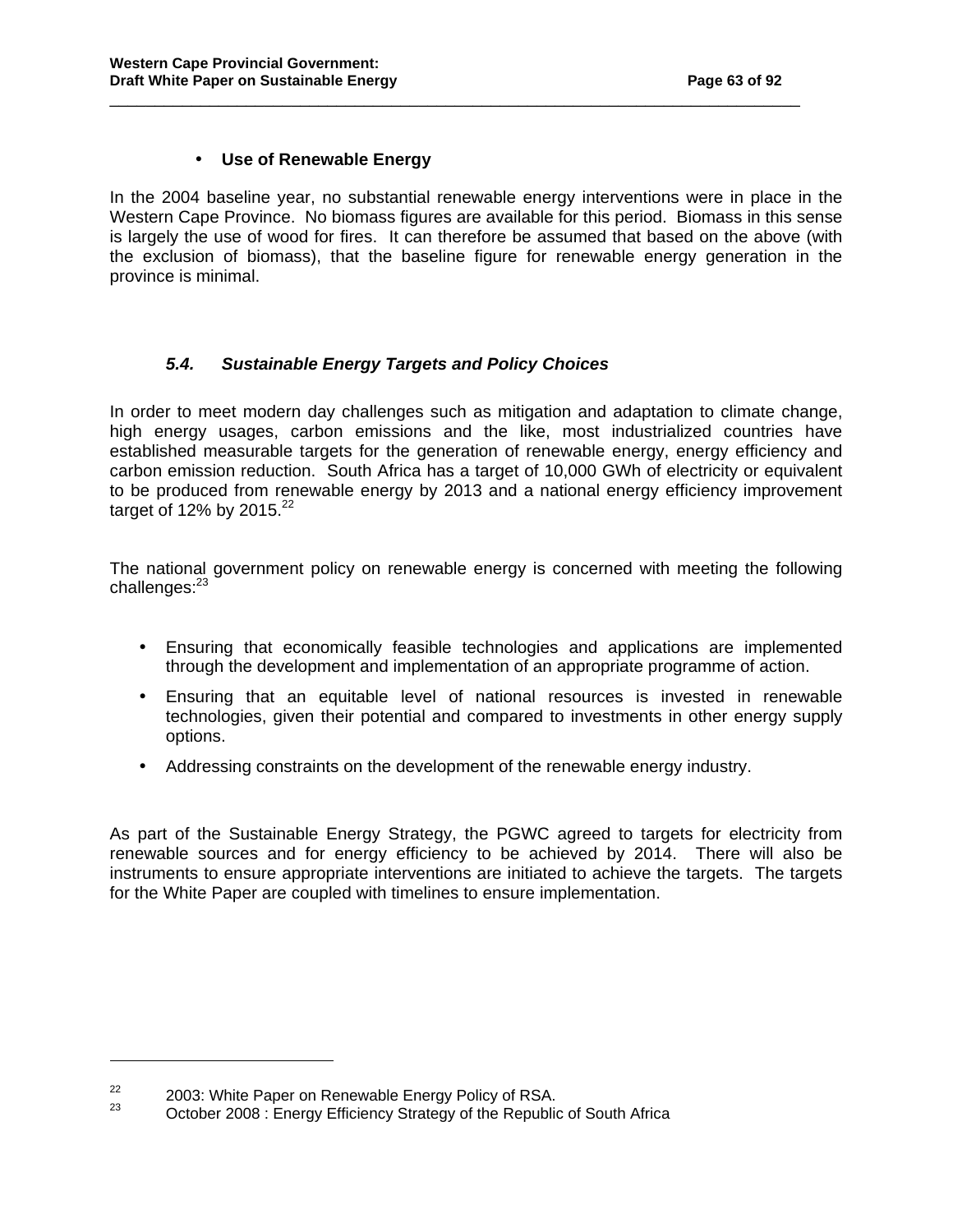- **Use of Renewable Energy**

In the 2004 baseline year, no substantial renewable energy interventions were in place in the Western Cape Province. No biomass figures are available for this period. Biomass in this sense is largely the use of wood for fires. It can therefore be assumed that based on the above (with the exclusion of biomass), that the baseline figure for renewable energy generation in the province is minimal.

### *5.4. Sustainable Energy Targets and Policy Choices*

In order to meet modern day challenges such as mitigation and adaptation to climate change, high energy usages, carbon emissions and the like, most industrialized countries have established measurable targets for the generation of renewable energy, energy efficiency and carbon emission reduction. South Africa has a target of 10,000 GWh of electricity or equivalent to be produced from renewable energy by 2013 and a national energy efficiency improvement target of 12% by 2015.[22]

The national government policy on renewable energy is concerned with meeting the following challenges:[23]

- Ensuring that economically feasible technologies and applications are implemented through the development and implementation of an appropriate programme of action.
- Ensuring that an equitable level of national resources is invested in renewable technologies, given their potential and compared to investments in other energy supply options.
- Addressing constraints on the development of the renewable energy industry.

As part of the Sustainable Energy Strategy, the PGWC agreed to targets for electricity from renewable sources and for energy efficiency to be achieved by 2014. There will also be instruments to ensure appropriate interventions are initiated to achieve the targets. The targets for the White Paper are coupled with timelines to ensure implementation.

---

[22] 2003: White Paper on Renewable Energy Policy of RSA.

[23] October 2008 : Energy Efficiency Strategy of the Republic of South Africa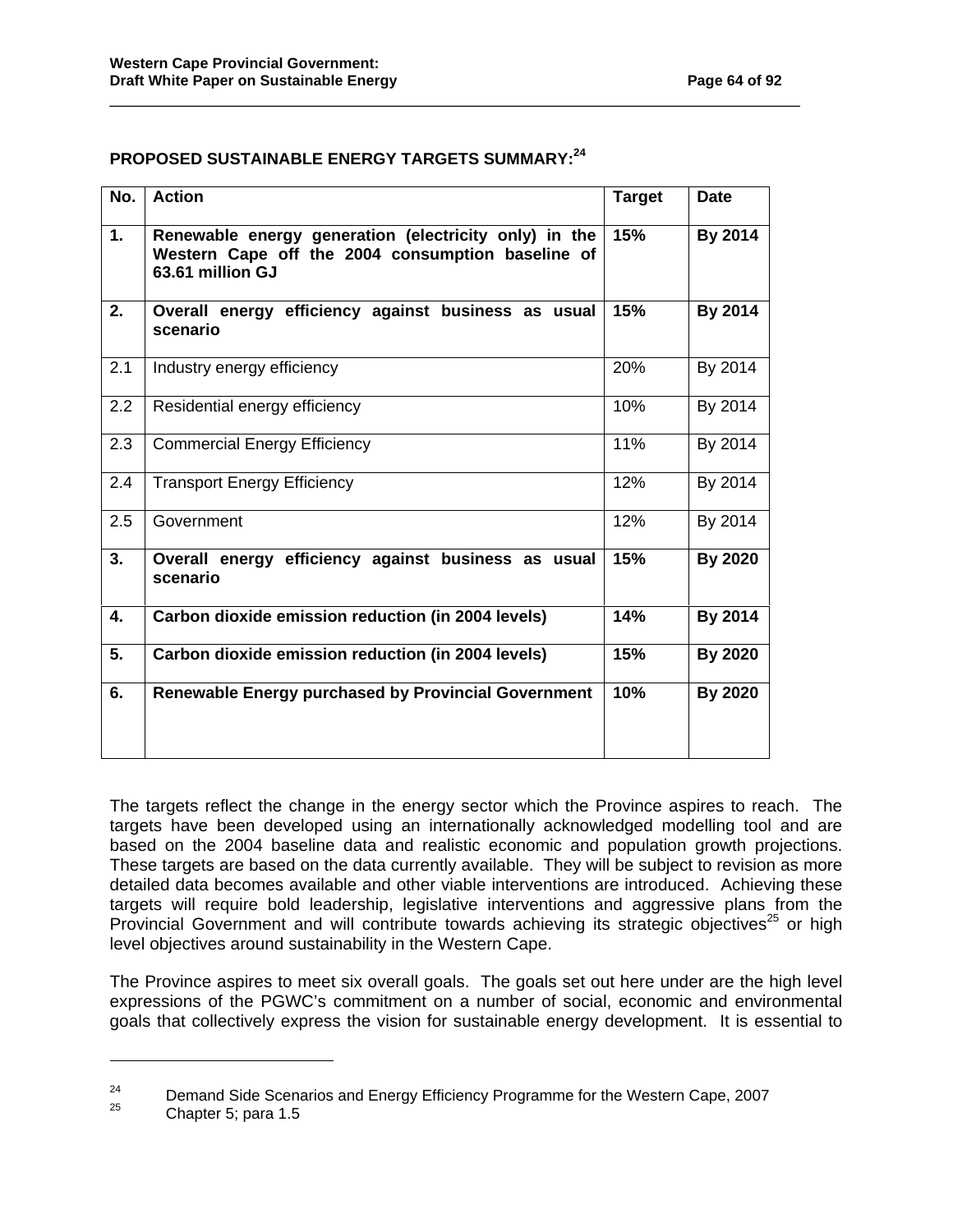**PROPOSED SUSTAINABLE ENERGY TARGETS SUMMARY:[24]**

| No. | Action | Target | Date |
|---|---|---|---|
| **1.** | **Renewable energy generation (electricity only) in the Western Cape off the 2004 consumption baseline of 63.61 million GJ** | **15%** | **By 2014** |
| **2.** | **Overall energy efficiency against business as usual scenario** | **15%** | **By 2014** |
| 2.1 | Industry energy efficiency | 20% | By 2014 |
| 2.2 | Residential energy efficiency | 10% | By 2014 |
| 2.3 | Commercial Energy Efficiency | 11% | By 2014 |
| 2.4 | Transport Energy Efficiency | 12% | By 2014 |
| 2.5 | Government | 12% | By 2014 |
| **3.** | **Overall energy efficiency against business as usual scenario** | **15%** | **By 2020** |
| **4.** | **Carbon dioxide emission reduction (in 2004 levels)** | **14%** | **By 2014** |
| **5.** | **Carbon dioxide emission reduction (in 2004 levels)** | **15%** | **By 2020** |
| **6.** | **Renewable Energy purchased by Provincial Government** | **10%** | **By 2020** |

The targets reflect the change in the energy sector which the Province aspires to reach. The targets have been developed using an internationally acknowledged modelling tool and are based on the 2004 baseline data and realistic economic and population growth projections. These targets are based on the data currently available. They will be subject to revision as more detailed data becomes available and other viable interventions are introduced. Achieving these targets will require bold leadership, legislative interventions and aggressive plans from the Provincial Government and will contribute towards achieving its strategic objectives[25] or high level objectives around sustainability in the Western Cape.

The Province aspires to meet six overall goals. The goals set out here under are the high level expressions of the PGWC's commitment on a number of social, economic and environmental goals that collectively express the vision for sustainable energy development. It is essential to

---

[24] Demand Side Scenarios and Energy Efficiency Programme for the Western Cape, 2007

[25] Chapter 5; para 1.5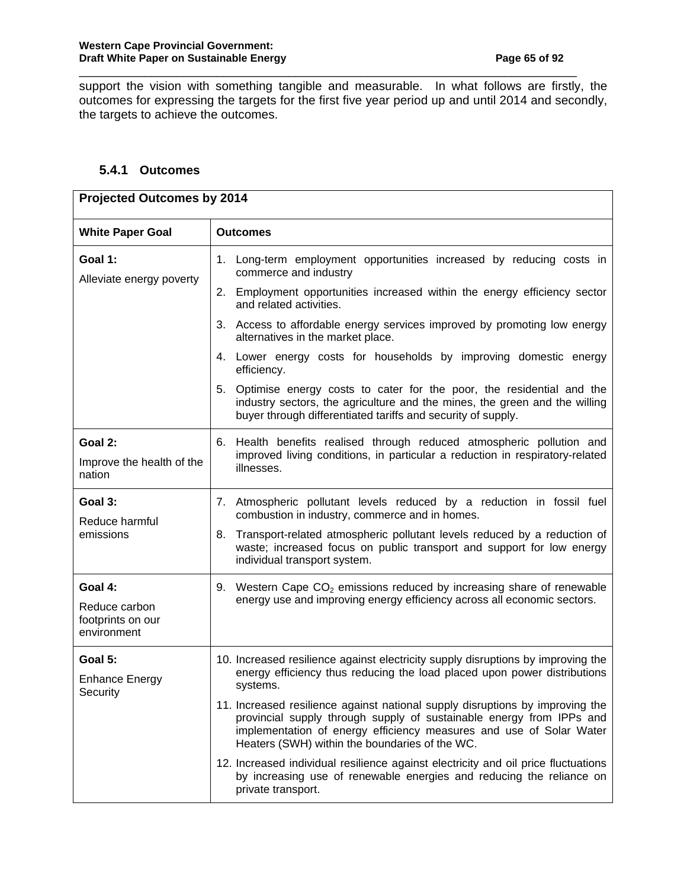support the vision with something tangible and measurable. In what follows are firstly, the outcomes for expressing the targets for the first five year period up and until 2014 and secondly, the targets to achieve the outcomes.

### 5.4.1 Outcomes

| Projected Outcomes by 2014 | |
|---|---|
| **White Paper Goal** | **Outcomes** |
| **Goal 1:** Alleviate energy poverty | 1. Long-term employment opportunities increased by reducing costs in commerce and industry<br>2. Employment opportunities increased within the energy efficiency sector and related activities.<br>3. Access to affordable energy services improved by promoting low energy alternatives in the market place.<br>4. Lower energy costs for households by improving domestic energy efficiency.<br>5. Optimise energy costs to cater for the poor, the residential and the industry sectors, the agriculture and the mines, the green and the willing buyer through differentiated tariffs and security of supply. |
| **Goal 2:** Improve the health of the nation | 6. Health benefits realised through reduced atmospheric pollution and improved living conditions, in particular a reduction in respiratory-related illnesses. |
| **Goal 3:** Reduce harmful emissions | 7. Atmospheric pollutant levels reduced by a reduction in fossil fuel combustion in industry, commerce and in homes.<br>8. Transport-related atmospheric pollutant levels reduced by a reduction of waste; increased focus on public transport and support for low energy individual transport system. |
| **Goal 4:** Reduce carbon footprints on our environment | 9. Western Cape $CO_2$ emissions reduced by increasing share of renewable energy use and improving energy efficiency across all economic sectors. |
| **Goal 5:** Enhance Energy Security | 10. Increased resilience against electricity supply disruptions by improving the energy efficiency thus reducing the load placed upon power distributions systems.<br>11. Increased resilience against national supply disruptions by improving the provincial supply through supply of sustainable energy from IPPs and implementation of energy efficiency measures and use of Solar Water Heaters (SWH) within the boundaries of the WC.<br>12. Increased individual resilience against electricity and oil price fluctuations by increasing use of renewable energies and reducing the reliance on private transport. |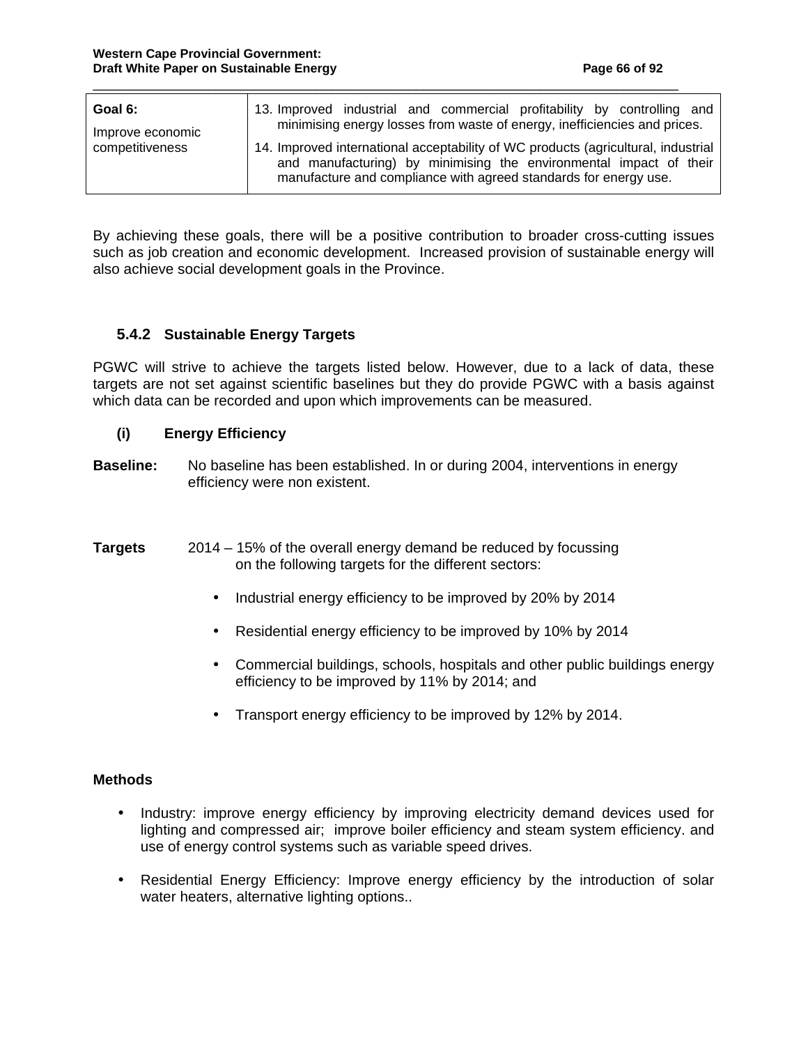| Goal 6: Improve economic competitiveness | 13. Improved industrial and commercial profitability by controlling and minimising energy losses from waste of energy, inefficiencies and prices. 14. Improved international acceptability of WC products (agricultural, industrial and manufacturing) by minimising the environmental impact of their manufacture and compliance with agreed standards for energy use. |
|---|---|

By achieving these goals, there will be a positive contribution to broader cross-cutting issues such as job creation and economic development. Increased provision of sustainable energy will also achieve social development goals in the Province.

### 5.4.2 Sustainable Energy Targets

PGWC will strive to achieve the targets listed below. However, due to a lack of data, these targets are not set against scientific baselines but they do provide PGWC with a basis against which data can be recorded and upon which improvements can be measured.

#### (i) Energy Efficiency

**Baseline:** No baseline has been established. In or during 2004, interventions in energy efficiency were non existent.

**Targets** 2014 – 15% of the overall energy demand be reduced by focussing on the following targets for the different sectors:

- Industrial energy efficiency to be improved by 20% by 2014
- Residential energy efficiency to be improved by 10% by 2014
- Commercial buildings, schools, hospitals and other public buildings energy efficiency to be improved by 11% by 2014; and
- Transport energy efficiency to be improved by 12% by 2014.

**Methods**

- Industry: improve energy efficiency by improving electricity demand devices used for lighting and compressed air; improve boiler efficiency and steam system efficiency. and use of energy control systems such as variable speed drives.
- Residential Energy Efficiency: Improve energy efficiency by the introduction of solar water heaters, alternative lighting options..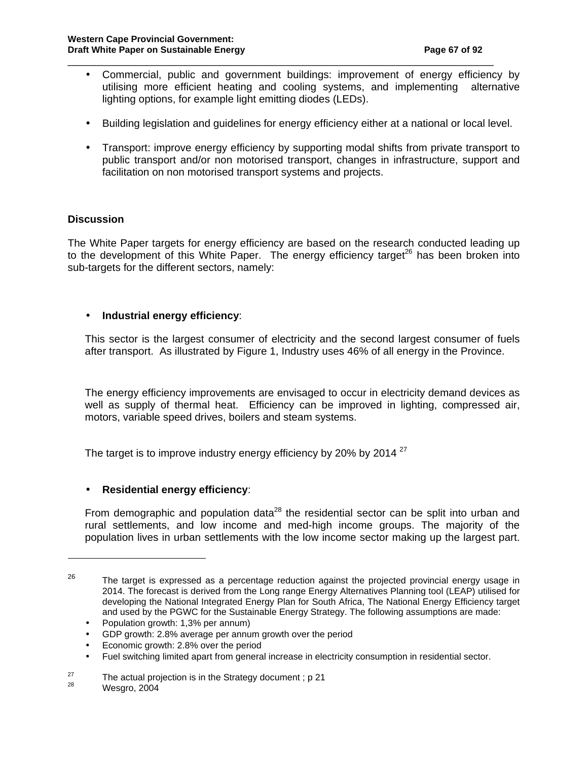- Commercial, public and government buildings: improvement of energy efficiency by utilising more efficient heating and cooling systems, and implementing alternative lighting options, for example light emitting diodes (LEDs).

- Building legislation and guidelines for energy efficiency either at a national or local level.

- Transport: improve energy efficiency by supporting modal shifts from private transport to public transport and/or non motorised transport, changes in infrastructure, support and facilitation on non motorised transport systems and projects.

**Discussion**

The White Paper targets for energy efficiency are based on the research conducted leading up to the development of this White Paper. The energy efficiency target[26] has been broken into sub-targets for the different sectors, namely:

- **Industrial energy efficiency**:

  This sector is the largest consumer of electricity and the second largest consumer of fuels after transport. As illustrated by Figure 1, Industry uses 46% of all energy in the Province.

  The energy efficiency improvements are envisaged to occur in electricity demand devices as well as supply of thermal heat. Efficiency can be improved in lighting, compressed air, motors, variable speed drives, boilers and steam systems.

  The target is to improve industry energy efficiency by 20% by 2014 [27]

- **Residential energy efficiency**:

  From demographic and population data[28] the residential sector can be split into urban and rural settlements, and low income and med-high income groups. The majority of the population lives in urban settlements with the low income sector making up the largest part.

---

[26] The target is expressed as a percentage reduction against the projected provincial energy usage in 2014. The forecast is derived from the Long range Energy Alternatives Planning tool (LEAP) utilised for developing the National Integrated Energy Plan for South Africa, The National Energy Efficiency target and used by the PGWC for the Sustainable Energy Strategy. The following assumptions are made:

- Population growth: 1,3% per annum)
- GDP growth: 2.8% average per annum growth over the period
- Economic growth: 2.8% over the period
- Fuel switching limited apart from general increase in electricity consumption in residential sector.

[27] The actual projection is in the Strategy document ; p 21

[28] Wesgro, 2004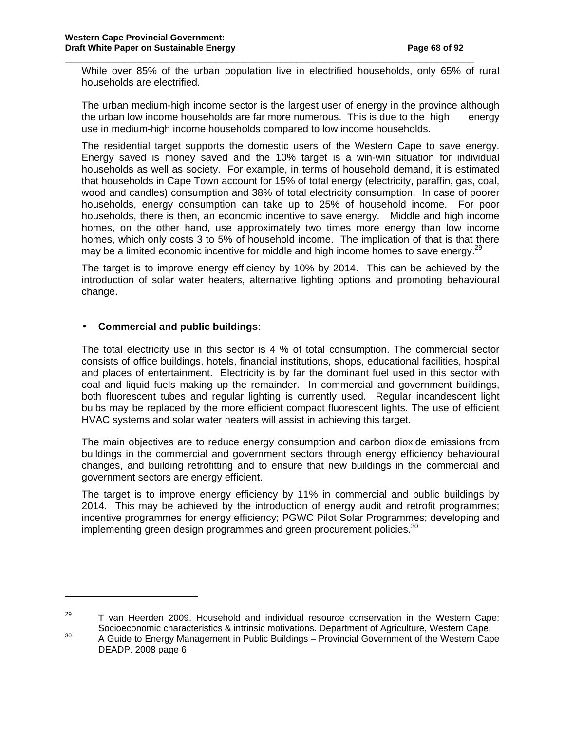While over 85% of the urban population live in electrified households, only 65% of rural households are electrified.

The urban medium-high income sector is the largest user of energy in the province although the urban low income households are far more numerous. This is due to the high energy use in medium-high income households compared to low income households.

The residential target supports the domestic users of the Western Cape to save energy. Energy saved is money saved and the 10% target is a win-win situation for individual households as well as society. For example, in terms of household demand, it is estimated that households in Cape Town account for 15% of total energy (electricity, paraffin, gas, coal, wood and candles) consumption and 38% of total electricity consumption. In case of poorer households, energy consumption can take up to 25% of household income. For poor households, there is then, an economic incentive to save energy. Middle and high income homes, on the other hand, use approximately two times more energy than low income homes, which only costs 3 to 5% of household income. The implication of that is that there may be a limited economic incentive for middle and high income homes to save energy.[29]

The target is to improve energy efficiency by 10% by 2014. This can be achieved by the introduction of solar water heaters, alternative lighting options and promoting behavioural change.

- **Commercial and public buildings**:

The total electricity use in this sector is 4 % of total consumption. The commercial sector consists of office buildings, hotels, financial institutions, shops, educational facilities, hospital and places of entertainment. Electricity is by far the dominant fuel used in this sector with coal and liquid fuels making up the remainder. In commercial and government buildings, both fluorescent tubes and regular lighting is currently used. Regular incandescent light bulbs may be replaced by the more efficient compact fluorescent lights. The use of efficient HVAC systems and solar water heaters will assist in achieving this target.

The main objectives are to reduce energy consumption and carbon dioxide emissions from buildings in the commercial and government sectors through energy efficiency behavioural changes, and building retrofitting and to ensure that new buildings in the commercial and government sectors are energy efficient.

The target is to improve energy efficiency by 11% in commercial and public buildings by 2014. This may be achieved by the introduction of energy audit and retrofit programmes; incentive programmes for energy efficiency; PGWC Pilot Solar Programmes; developing and implementing green design programmes and green procurement policies.[30]

---

[29] T van Heerden 2009. Household and individual resource conservation in the Western Cape: Socioeconomic characteristics & intrinsic motivations. Department of Agriculture, Western Cape.

[30] A Guide to Energy Management in Public Buildings – Provincial Government of the Western Cape DEADP. 2008 page 6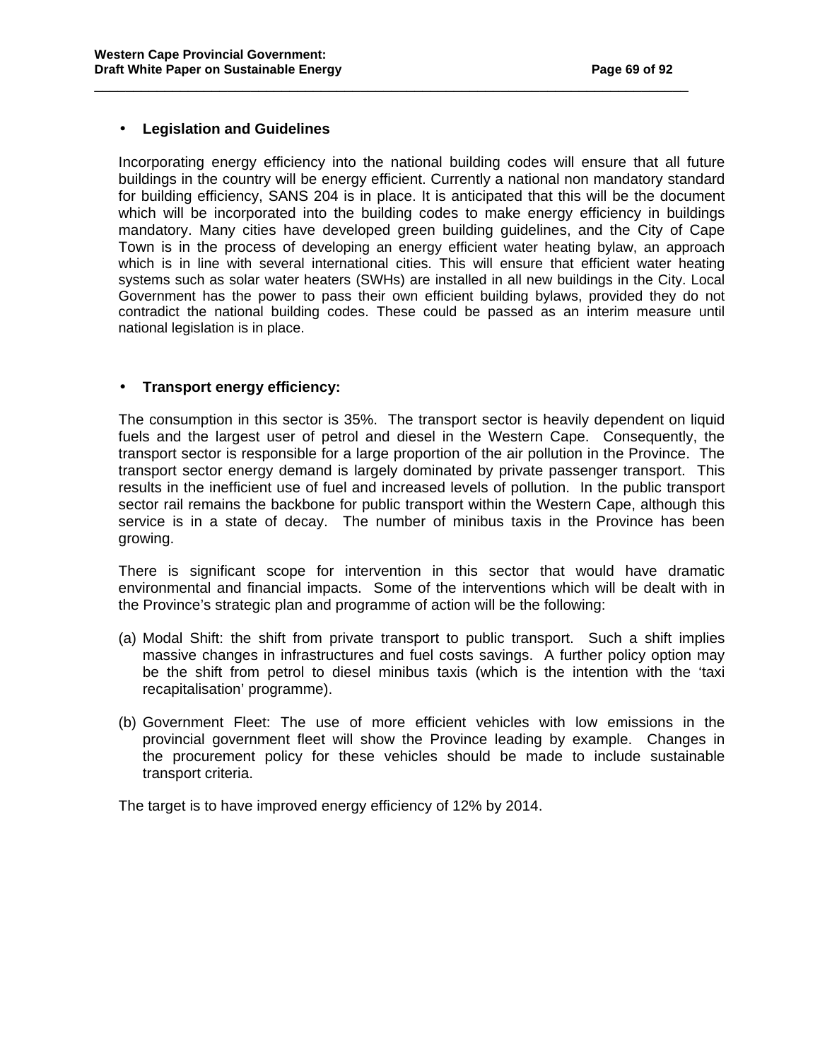- **Legislation and Guidelines**

Incorporating energy efficiency into the national building codes will ensure that all future buildings in the country will be energy efficient. Currently a national non mandatory standard for building efficiency, SANS 204 is in place. It is anticipated that this will be the document which will be incorporated into the building codes to make energy efficiency in buildings mandatory. Many cities have developed green building guidelines, and the City of Cape Town is in the process of developing an energy efficient water heating bylaw, an approach which is in line with several international cities. This will ensure that efficient water heating systems such as solar water heaters (SWHs) are installed in all new buildings in the City. Local Government has the power to pass their own efficient building bylaws, provided they do not contradict the national building codes. These could be passed as an interim measure until national legislation is in place.

- **Transport energy efficiency:**

The consumption in this sector is 35%. The transport sector is heavily dependent on liquid fuels and the largest user of petrol and diesel in the Western Cape. Consequently, the transport sector is responsible for a large proportion of the air pollution in the Province. The transport sector energy demand is largely dominated by private passenger transport. This results in the inefficient use of fuel and increased levels of pollution. In the public transport sector rail remains the backbone for public transport within the Western Cape, although this service is in a state of decay. The number of minibus taxis in the Province has been growing.

There is significant scope for intervention in this sector that would have dramatic environmental and financial impacts. Some of the interventions which will be dealt with in the Province's strategic plan and programme of action will be the following:

(a) Modal Shift: the shift from private transport to public transport. Such a shift implies massive changes in infrastructures and fuel costs savings. A further policy option may be the shift from petrol to diesel minibus taxis (which is the intention with the 'taxi recapitalisation' programme).

(b) Government Fleet: The use of more efficient vehicles with low emissions in the provincial government fleet will show the Province leading by example. Changes in the procurement policy for these vehicles should be made to include sustainable transport criteria.

The target is to have improved energy efficiency of 12% by 2014.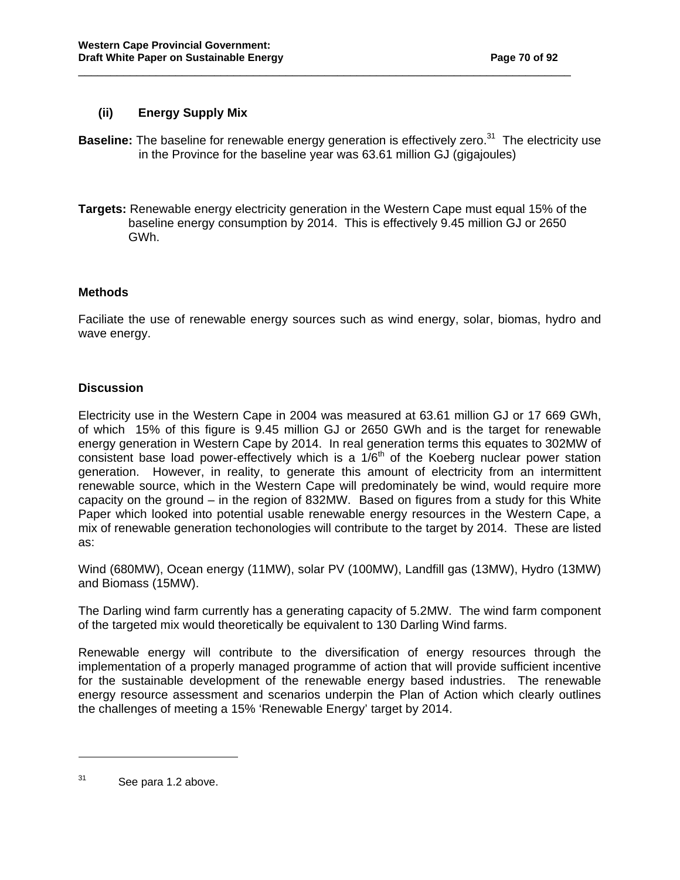### (ii) Energy Supply Mix

**Baseline:** The baseline for renewable energy generation is effectively zero.[31] The electricity use in the Province for the baseline year was 63.61 million GJ (gigajoules)

**Targets:** Renewable energy electricity generation in the Western Cape must equal 15% of the baseline energy consumption by 2014. This is effectively 9.45 million GJ or 2650 GWh.

**Methods**

Faciliate the use of renewable energy sources such as wind energy, solar, biomas, hydro and wave energy.

**Discussion**

Electricity use in the Western Cape in 2004 was measured at 63.61 million GJ or 17 669 GWh, of which 15% of this figure is 9.45 million GJ or 2650 GWh and is the target for renewable energy generation in Western Cape by 2014. In real generation terms this equates to 302MW of consistent base load power-effectively which is a 1/6th of the Koeberg nuclear power station generation. However, in reality, to generate this amount of electricity from an intermittent renewable source, which in the Western Cape will predominately be wind, would require more capacity on the ground – in the region of 832MW. Based on figures from a study for this White Paper which looked into potential usable renewable energy resources in the Western Cape, a mix of renewable generation techonologies will contribute to the target by 2014. These are listed as:

Wind (680MW), Ocean energy (11MW), solar PV (100MW), Landfill gas (13MW), Hydro (13MW) and Biomass (15MW).

The Darling wind farm currently has a generating capacity of 5.2MW. The wind farm component of the targeted mix would theoretically be equivalent to 130 Darling Wind farms.

Renewable energy will contribute to the diversification of energy resources through the implementation of a properly managed programme of action that will provide sufficient incentive for the sustainable development of the renewable energy based industries. The renewable energy resource assessment and scenarios underpin the Plan of Action which clearly outlines the challenges of meeting a 15% 'Renewable Energy' target by 2014.

---

[31] See para 1.2 above.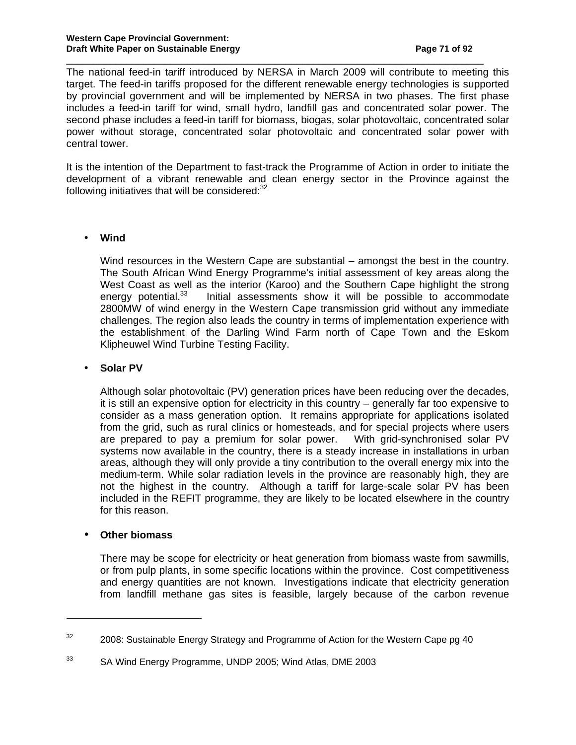The national feed-in tariff introduced by NERSA in March 2009 will contribute to meeting this target. The feed-in tariffs proposed for the different renewable energy technologies is supported by provincial government and will be implemented by NERSA in two phases. The first phase includes a feed-in tariff for wind, small hydro, landfill gas and concentrated solar power. The second phase includes a feed-in tariff for biomass, biogas, solar photovoltaic, concentrated solar power without storage, concentrated solar photovoltaic and concentrated solar power with central tower.

It is the intention of the Department to fast-track the Programme of Action in order to initiate the development of a vibrant renewable and clean energy sector in the Province against the following initiatives that will be considered:[32]

- **Wind**

  Wind resources in the Western Cape are substantial – amongst the best in the country. The South African Wind Energy Programme's initial assessment of key areas along the West Coast as well as the interior (Karoo) and the Southern Cape highlight the strong energy potential.[33] Initial assessments show it will be possible to accommodate 2800MW of wind energy in the Western Cape transmission grid without any immediate challenges. The region also leads the country in terms of implementation experience with the establishment of the Darling Wind Farm north of Cape Town and the Eskom Klipheuwel Wind Turbine Testing Facility.

- **Solar PV**

  Although solar photovoltaic (PV) generation prices have been reducing over the decades, it is still an expensive option for electricity in this country – generally far too expensive to consider as a mass generation option. It remains appropriate for applications isolated from the grid, such as rural clinics or homesteads, and for special projects where users are prepared to pay a premium for solar power. With grid-synchronised solar PV systems now available in the country, there is a steady increase in installations in urban areas, although they will only provide a tiny contribution to the overall energy mix into the medium-term. While solar radiation levels in the province are reasonably high, they are not the highest in the country. Although a tariff for large-scale solar PV has been included in the REFIT programme, they are likely to be located elsewhere in the country for this reason.

- **Other biomass**

  There may be scope for electricity or heat generation from biomass waste from sawmills, or from pulp plants, in some specific locations within the province. Cost competitiveness and energy quantities are not known. Investigations indicate that electricity generation from landfill methane gas sites is feasible, largely because of the carbon revenue

---

[32] 2008: Sustainable Energy Strategy and Programme of Action for the Western Cape pg 40

[33] SA Wind Energy Programme, UNDP 2005; Wind Atlas, DME 2003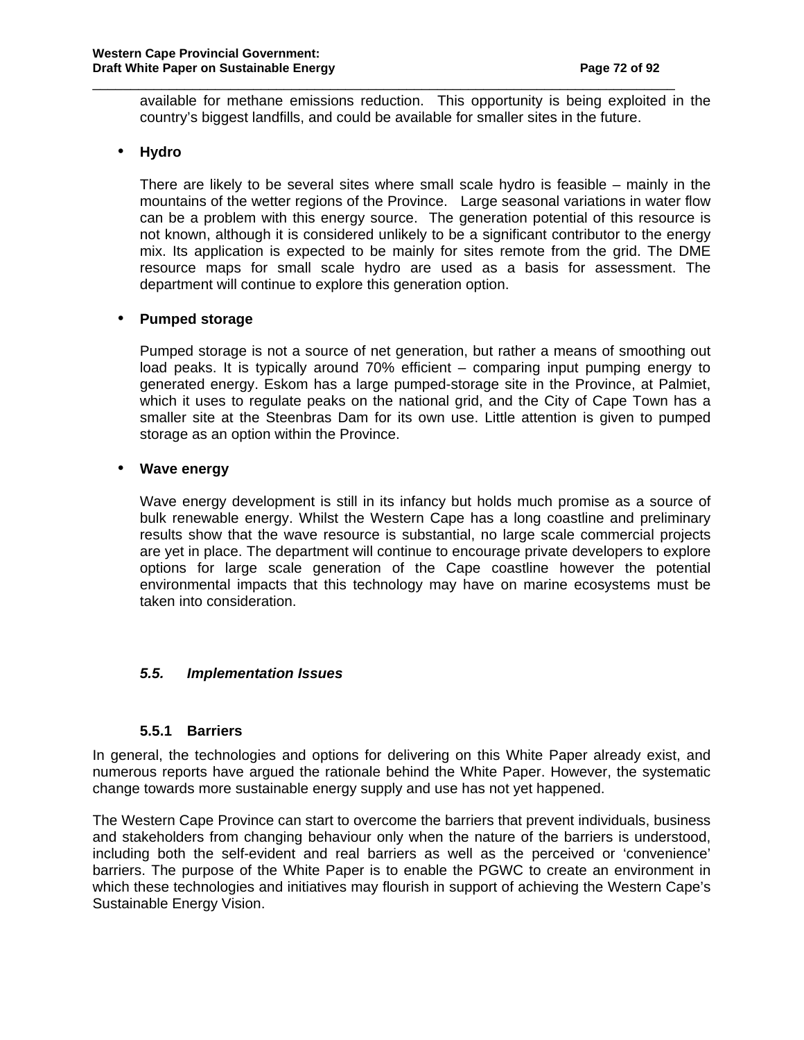available for methane emissions reduction. This opportunity is being exploited in the country's biggest landfills, and could be available for smaller sites in the future.

- **Hydro**

  There are likely to be several sites where small scale hydro is feasible – mainly in the mountains of the wetter regions of the Province. Large seasonal variations in water flow can be a problem with this energy source. The generation potential of this resource is not known, although it is considered unlikely to be a significant contributor to the energy mix. Its application is expected to be mainly for sites remote from the grid. The DME resource maps for small scale hydro are used as a basis for assessment. The department will continue to explore this generation option.

- **Pumped storage**

  Pumped storage is not a source of net generation, but rather a means of smoothing out load peaks. It is typically around 70% efficient – comparing input pumping energy to generated energy. Eskom has a large pumped-storage site in the Province, at Palmiet, which it uses to regulate peaks on the national grid, and the City of Cape Town has a smaller site at the Steenbras Dam for its own use. Little attention is given to pumped storage as an option within the Province.

- **Wave energy**

  Wave energy development is still in its infancy but holds much promise as a source of bulk renewable energy. Whilst the Western Cape has a long coastline and preliminary results show that the wave resource is substantial, no large scale commercial projects are yet in place. The department will continue to encourage private developers to explore options for large scale generation of the Cape coastline however the potential environmental impacts that this technology may have on marine ecosystems must be taken into consideration.

## *5.5. Implementation Issues*

### 5.5.1 Barriers

In general, the technologies and options for delivering on this White Paper already exist, and numerous reports have argued the rationale behind the White Paper. However, the systematic change towards more sustainable energy supply and use has not yet happened.

The Western Cape Province can start to overcome the barriers that prevent individuals, business and stakeholders from changing behaviour only when the nature of the barriers is understood, including both the self-evident and real barriers as well as the perceived or 'convenience' barriers. The purpose of the White Paper is to enable the PGWC to create an environment in which these technologies and initiatives may flourish in support of achieving the Western Cape's Sustainable Energy Vision.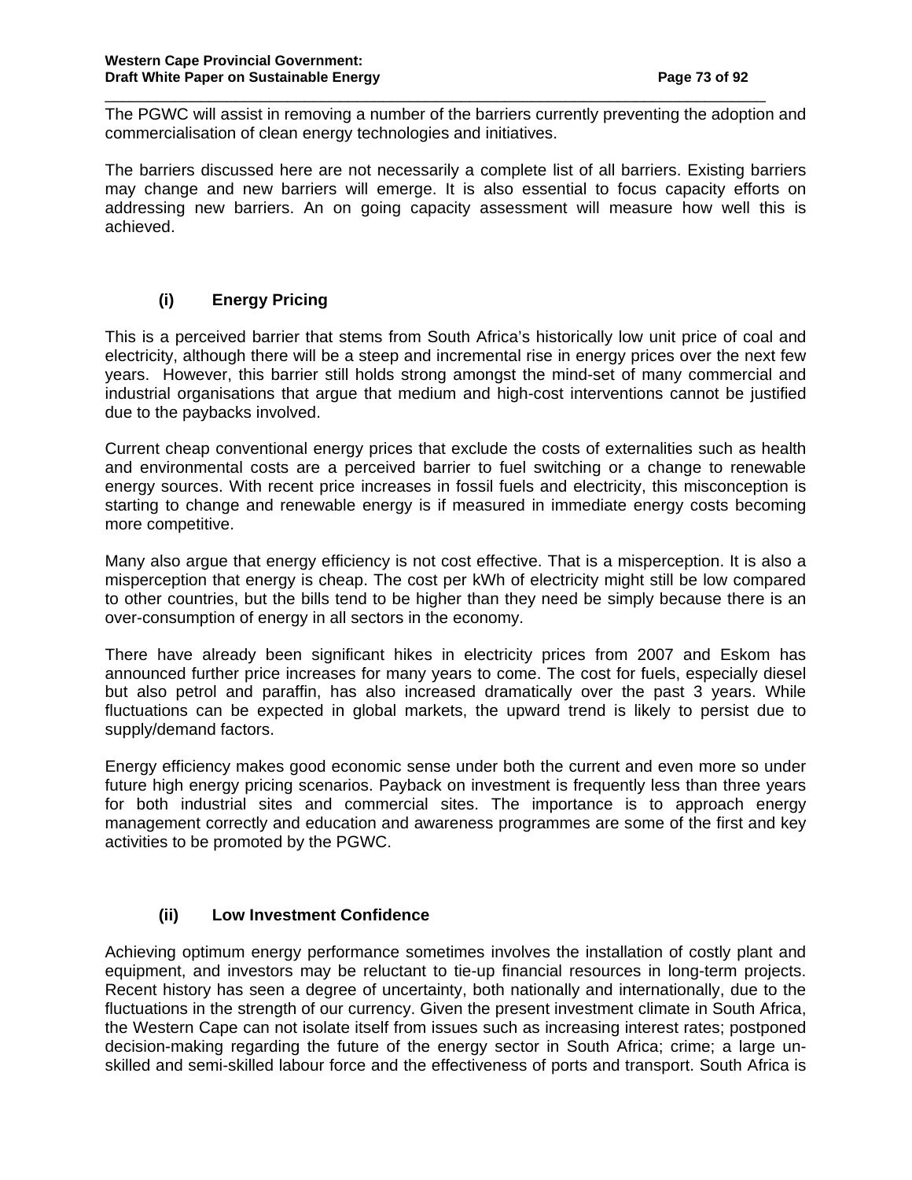The PGWC will assist in removing a number of the barriers currently preventing the adoption and commercialisation of clean energy technologies and initiatives.

The barriers discussed here are not necessarily a complete list of all barriers. Existing barriers may change and new barriers will emerge. It is also essential to focus capacity efforts on addressing new barriers. An on going capacity assessment will measure how well this is achieved.

### (i) Energy Pricing

This is a perceived barrier that stems from South Africa's historically low unit price of coal and electricity, although there will be a steep and incremental rise in energy prices over the next few years. However, this barrier still holds strong amongst the mind-set of many commercial and industrial organisations that argue that medium and high-cost interventions cannot be justified due to the paybacks involved.

Current cheap conventional energy prices that exclude the costs of externalities such as health and environmental costs are a perceived barrier to fuel switching or a change to renewable energy sources. With recent price increases in fossil fuels and electricity, this misconception is starting to change and renewable energy is if measured in immediate energy costs becoming more competitive.

Many also argue that energy efficiency is not cost effective. That is a misperception. It is also a misperception that energy is cheap. The cost per kWh of electricity might still be low compared to other countries, but the bills tend to be higher than they need be simply because there is an over-consumption of energy in all sectors in the economy.

There have already been significant hikes in electricity prices from 2007 and Eskom has announced further price increases for many years to come. The cost for fuels, especially diesel but also petrol and paraffin, has also increased dramatically over the past 3 years. While fluctuations can be expected in global markets, the upward trend is likely to persist due to supply/demand factors.

Energy efficiency makes good economic sense under both the current and even more so under future high energy pricing scenarios. Payback on investment is frequently less than three years for both industrial sites and commercial sites. The importance is to approach energy management correctly and education and awareness programmes are some of the first and key activities to be promoted by the PGWC.

### (ii) Low Investment Confidence

Achieving optimum energy performance sometimes involves the installation of costly plant and equipment, and investors may be reluctant to tie-up financial resources in long-term projects. Recent history has seen a degree of uncertainty, both nationally and internationally, due to the fluctuations in the strength of our currency. Given the present investment climate in South Africa, the Western Cape can not isolate itself from issues such as increasing interest rates; postponed decision-making regarding the future of the energy sector in South Africa; crime; a large un-skilled and semi-skilled labour force and the effectiveness of ports and transport. South Africa is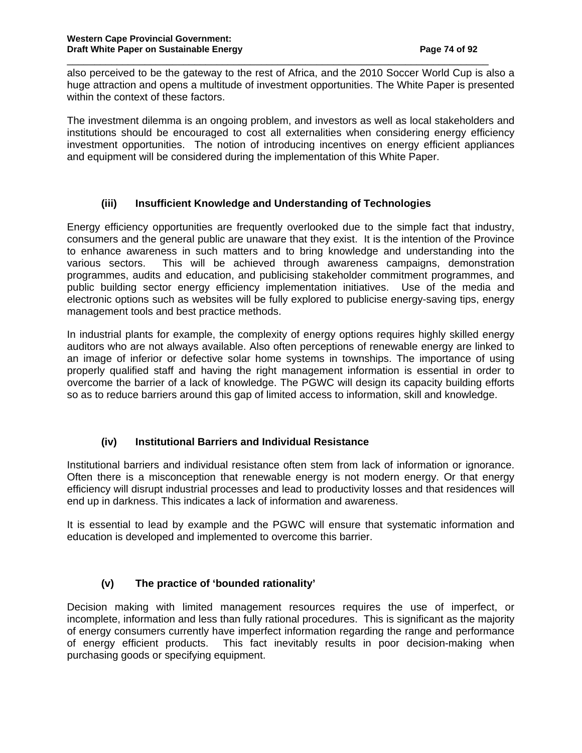also perceived to be the gateway to the rest of Africa, and the 2010 Soccer World Cup is also a huge attraction and opens a multitude of investment opportunities. The White Paper is presented within the context of these factors.

The investment dilemma is an ongoing problem, and investors as well as local stakeholders and institutions should be encouraged to cost all externalities when considering energy efficiency investment opportunities. The notion of introducing incentives on energy efficient appliances and equipment will be considered during the implementation of this White Paper.

#### (iii) Insufficient Knowledge and Understanding of Technologies

Energy efficiency opportunities are frequently overlooked due to the simple fact that industry, consumers and the general public are unaware that they exist. It is the intention of the Province to enhance awareness in such matters and to bring knowledge and understanding into the various sectors. This will be achieved through awareness campaigns, demonstration programmes, audits and education, and publicising stakeholder commitment programmes, and public building sector energy efficiency implementation initiatives. Use of the media and electronic options such as websites will be fully explored to publicise energy-saving tips, energy management tools and best practice methods.

In industrial plants for example, the complexity of energy options requires highly skilled energy auditors who are not always available. Also often perceptions of renewable energy are linked to an image of inferior or defective solar home systems in townships. The importance of using properly qualified staff and having the right management information is essential in order to overcome the barrier of a lack of knowledge. The PGWC will design its capacity building efforts so as to reduce barriers around this gap of limited access to information, skill and knowledge.

#### (iv) Institutional Barriers and Individual Resistance

Institutional barriers and individual resistance often stem from lack of information or ignorance. Often there is a misconception that renewable energy is not modern energy. Or that energy efficiency will disrupt industrial processes and lead to productivity losses and that residences will end up in darkness. This indicates a lack of information and awareness.

It is essential to lead by example and the PGWC will ensure that systematic information and education is developed and implemented to overcome this barrier.

#### (v) The practice of 'bounded rationality'

Decision making with limited management resources requires the use of imperfect, or incomplete, information and less than fully rational procedures. This is significant as the majority of energy consumers currently have imperfect information regarding the range and performance of energy efficient products. This fact inevitably results in poor decision-making when purchasing goods or specifying equipment.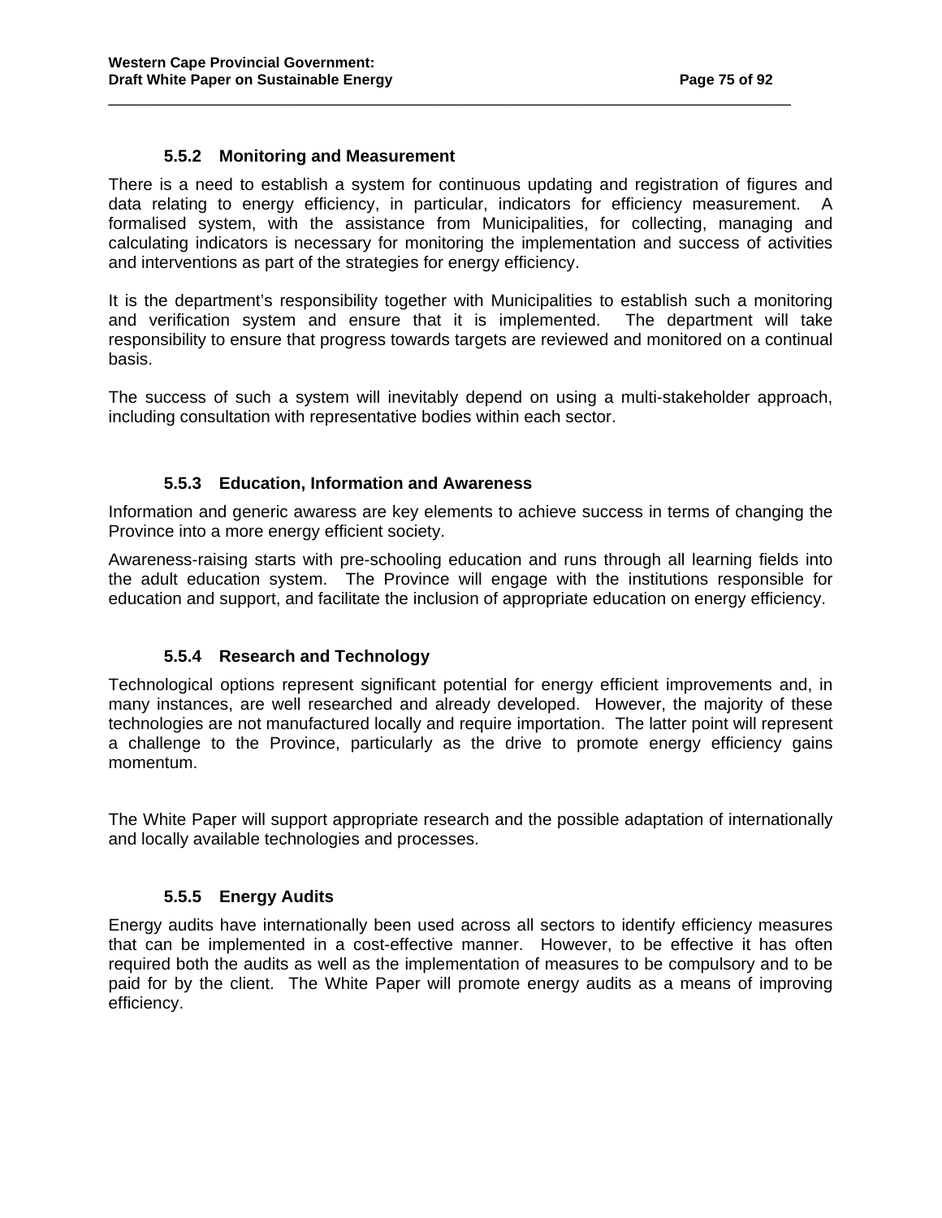### 5.5.2 Monitoring and Measurement

There is a need to establish a system for continuous updating and registration of figures and data relating to energy efficiency, in particular, indicators for efficiency measurement. A formalised system, with the assistance from Municipalities, for collecting, managing and calculating indicators is necessary for monitoring the implementation and success of activities and interventions as part of the strategies for energy efficiency.

It is the department's responsibility together with Municipalities to establish such a monitoring and verification system and ensure that it is implemented. The department will take responsibility to ensure that progress towards targets are reviewed and monitored on a continual basis.

The success of such a system will inevitably depend on using a multi-stakeholder approach, including consultation with representative bodies within each sector.

### 5.5.3 Education, Information and Awareness

Information and generic awaress are key elements to achieve success in terms of changing the Province into a more energy efficient society.

Awareness-raising starts with pre-schooling education and runs through all learning fields into the adult education system. The Province will engage with the institutions responsible for education and support, and facilitate the inclusion of appropriate education on energy efficiency.

### 5.5.4 Research and Technology

Technological options represent significant potential for energy efficient improvements and, in many instances, are well researched and already developed. However, the majority of these technologies are not manufactured locally and require importation. The latter point will represent a challenge to the Province, particularly as the drive to promote energy efficiency gains momentum.

The White Paper will support appropriate research and the possible adaptation of internationally and locally available technologies and processes.

### 5.5.5 Energy Audits

Energy audits have internationally been used across all sectors to identify efficiency measures that can be implemented in a cost-effective manner. However, to be effective it has often required both the audits as well as the implementation of measures to be compulsory and to be paid for by the client. The White Paper will promote energy audits as a means of improving efficiency.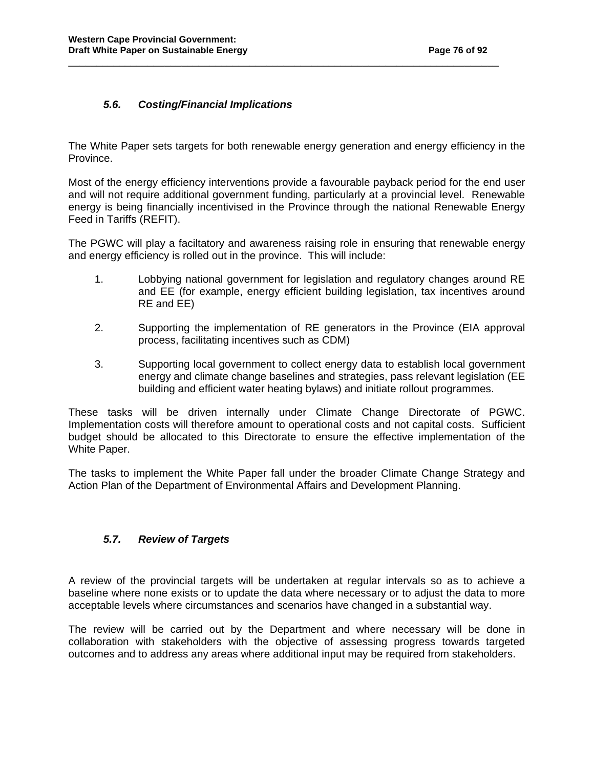### *5.6. Costing/Financial Implications*

The White Paper sets targets for both renewable energy generation and energy efficiency in the Province.

Most of the energy efficiency interventions provide a favourable payback period for the end user and will not require additional government funding, particularly at a provincial level. Renewable energy is being financially incentivised in the Province through the national Renewable Energy Feed in Tariffs (REFIT).

The PGWC will play a faciltatory and awareness raising role in ensuring that renewable energy and energy efficiency is rolled out in the province. This will include:

1. Lobbying national government for legislation and regulatory changes around RE and EE (for example, energy efficient building legislation, tax incentives around RE and EE)

2. Supporting the implementation of RE generators in the Province (EIA approval process, facilitating incentives such as CDM)

3. Supporting local government to collect energy data to establish local government energy and climate change baselines and strategies, pass relevant legislation (EE building and efficient water heating bylaws) and initiate rollout programmes.

These tasks will be driven internally under Climate Change Directorate of PGWC. Implementation costs will therefore amount to operational costs and not capital costs. Sufficient budget should be allocated to this Directorate to ensure the effective implementation of the White Paper.

The tasks to implement the White Paper fall under the broader Climate Change Strategy and Action Plan of the Department of Environmental Affairs and Development Planning.

### *5.7. Review of Targets*

A review of the provincial targets will be undertaken at regular intervals so as to achieve a baseline where none exists or to update the data where necessary or to adjust the data to more acceptable levels where circumstances and scenarios have changed in a substantial way.

The review will be carried out by the Department and where necessary will be done in collaboration with stakeholders with the objective of assessing progress towards targeted outcomes and to address any areas where additional input may be required from stakeholders.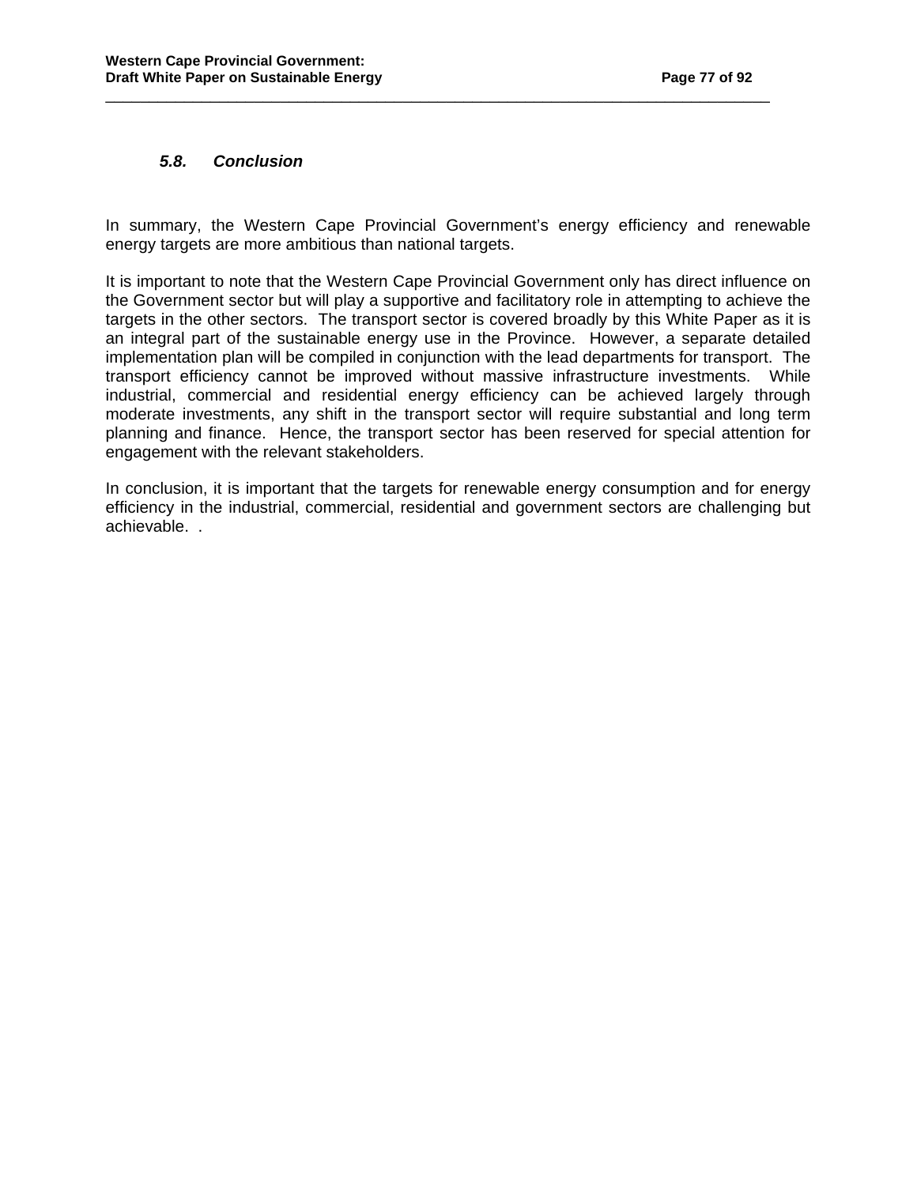### *5.8. Conclusion*

In summary, the Western Cape Provincial Government's energy efficiency and renewable energy targets are more ambitious than national targets.

It is important to note that the Western Cape Provincial Government only has direct influence on the Government sector but will play a supportive and facilitatory role in attempting to achieve the targets in the other sectors. The transport sector is covered broadly by this White Paper as it is an integral part of the sustainable energy use in the Province. However, a separate detailed implementation plan will be compiled in conjunction with the lead departments for transport. The transport efficiency cannot be improved without massive infrastructure investments. While industrial, commercial and residential energy efficiency can be achieved largely through moderate investments, any shift in the transport sector will require substantial and long term planning and finance. Hence, the transport sector has been reserved for special attention for engagement with the relevant stakeholders.

In conclusion, it is important that the targets for renewable energy consumption and for energy efficiency in the industrial, commercial, residential and government sectors are challenging but achievable. .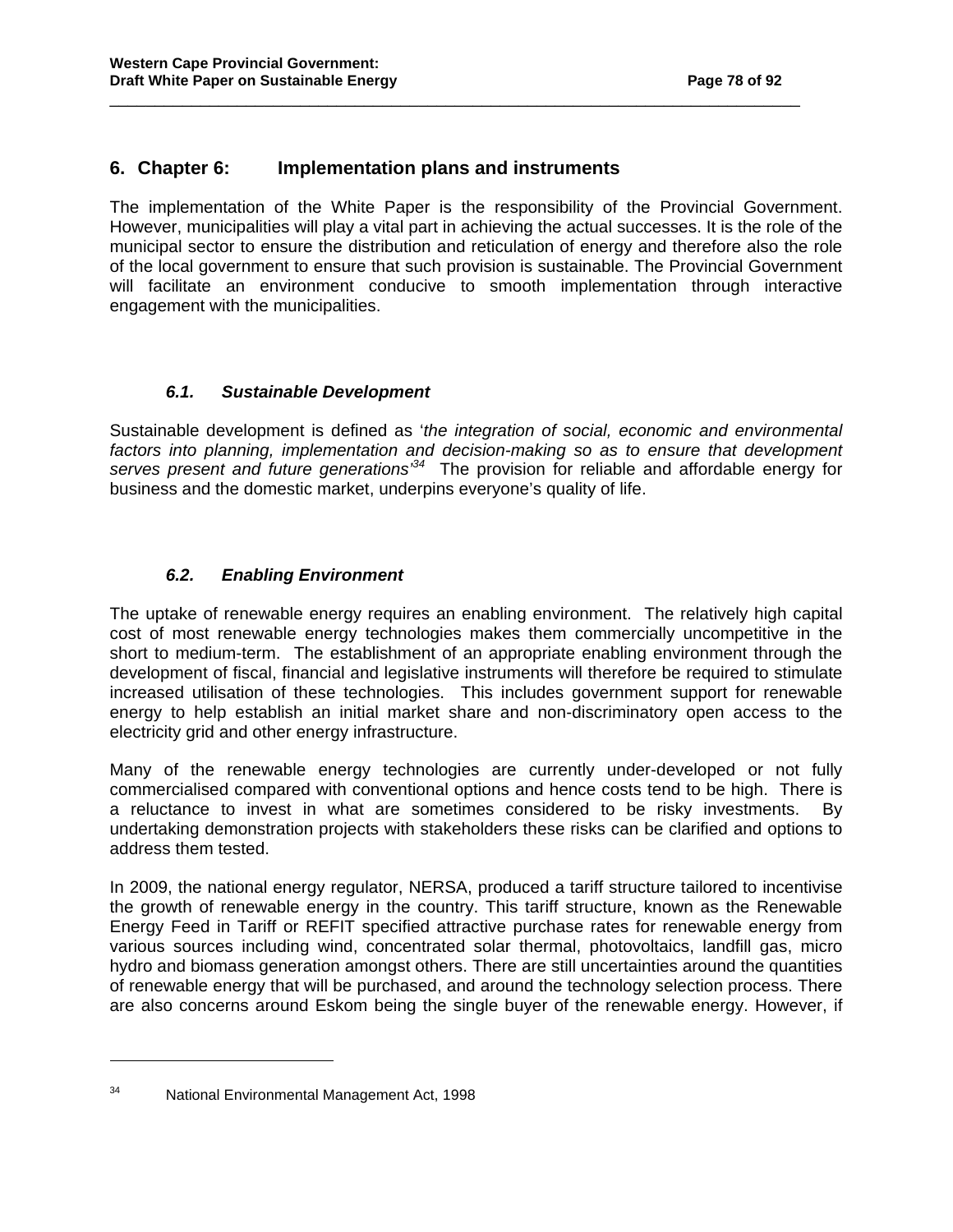# 6. Chapter 6: Implementation plans and instruments

The implementation of the White Paper is the responsibility of the Provincial Government. However, municipalities will play a vital part in achieving the actual successes. It is the role of the municipal sector to ensure the distribution and reticulation of energy and therefore also the role of the local government to ensure that such provision is sustainable. The Provincial Government will facilitate an environment conducive to smooth implementation through interactive engagement with the municipalities.

## *6.1. Sustainable Development*

Sustainable development is defined as '*the integration of social, economic and environmental factors into planning, implementation and decision-making so as to ensure that development serves present and future generations*'[34] The provision for reliable and affordable energy for business and the domestic market, underpins everyone's quality of life.

## *6.2. Enabling Environment*

The uptake of renewable energy requires an enabling environment. The relatively high capital cost of most renewable energy technologies makes them commercially uncompetitive in the short to medium-term. The establishment of an appropriate enabling environment through the development of fiscal, financial and legislative instruments will therefore be required to stimulate increased utilisation of these technologies. This includes government support for renewable energy to help establish an initial market share and non-discriminatory open access to the electricity grid and other energy infrastructure.

Many of the renewable energy technologies are currently under-developed or not fully commercialised compared with conventional options and hence costs tend to be high. There is a reluctance to invest in what are sometimes considered to be risky investments. By undertaking demonstration projects with stakeholders these risks can be clarified and options to address them tested.

In 2009, the national energy regulator, NERSA, produced a tariff structure tailored to incentivise the growth of renewable energy in the country. This tariff structure, known as the Renewable Energy Feed in Tariff or REFIT specified attractive purchase rates for renewable energy from various sources including wind, concentrated solar thermal, photovoltaics, landfill gas, micro hydro and biomass generation amongst others. There are still uncertainties around the quantities of renewable energy that will be purchased, and around the technology selection process. There are also concerns around Eskom being the single buyer of the renewable energy. However, if

---

[34] National Environmental Management Act, 1998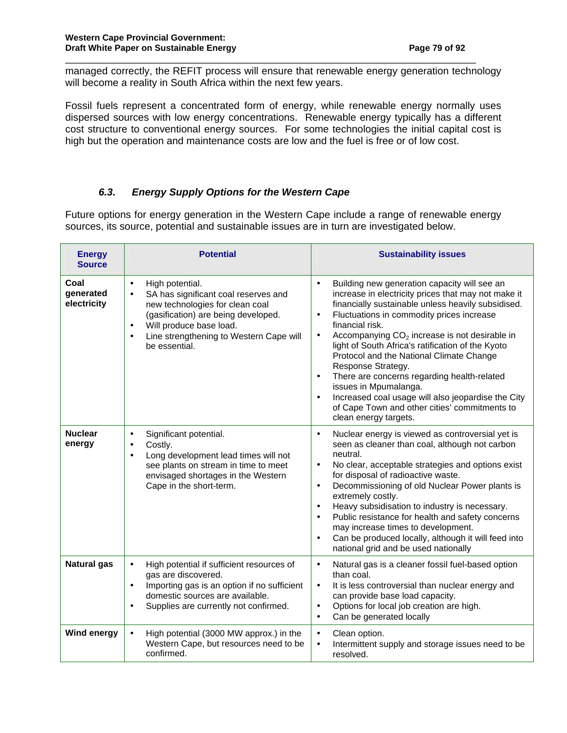managed correctly, the REFIT process will ensure that renewable energy generation technology will become a reality in South Africa within the next few years.

Fossil fuels represent a concentrated form of energy, while renewable energy normally uses dispersed sources with low energy concentrations. Renewable energy typically has a different cost structure to conventional energy sources. For some technologies the initial capital cost is high but the operation and maintenance costs are low and the fuel is free or of low cost.

### *6.3. Energy Supply Options for the Western Cape*

Future options for energy generation in the Western Cape include a range of renewable energy sources, its source, potential and sustainable issues are in turn are investigated below.

| Energy Source | Potential | Sustainability issues |
|---|---|---|
| **Coal generated electricity** | • High potential.<br>• SA has significant coal reserves and new technologies for clean coal (gasification) are being developed.<br>• Will produce base load.<br>• Line strengthening to Western Cape will be essential. | • Building new generation capacity will see an increase in electricity prices that may not make it financially sustainable unless heavily subsidised.<br>• Fluctuations in commodity prices increase financial risk.<br>• Accompanying $CO_2$ increase is not desirable in light of South Africa's ratification of the Kyoto Protocol and the National Climate Change Response Strategy.<br>• There are concerns regarding health-related issues in Mpumalanga.<br>• Increased coal usage will also jeopardise the City of Cape Town and other cities' commitments to clean energy targets. |
| **Nuclear energy** | • Significant potential.<br>• Costly.<br>• Long development lead times will not see plants on stream in time to meet envisaged shortages in the Western Cape in the short-term. | • Nuclear energy is viewed as controversial yet is seen as cleaner than coal, although not carbon neutral.<br>• No clear, acceptable strategies and options exist for disposal of radioactive waste.<br>• Decommissioning of old Nuclear Power plants is extremely costly.<br>• Heavy subsidisation to industry is necessary.<br>• Public resistance for health and safety concerns may increase times to development.<br>• Can be produced locally, although it will feed into national grid and be used nationally |
| **Natural gas** | • High potential if sufficient resources of gas are discovered.<br>• Importing gas is an option if no sufficient domestic sources are available.<br>• Supplies are currently not confirmed. | • Natural gas is a cleaner fossil fuel-based option than coal.<br>• It is less controversial than nuclear energy and can provide base load capacity.<br>• Options for local job creation are high.<br>• Can be generated locally |
| **Wind energy** | • High potential (3000 MW approx.) in the Western Cape, but resources need to be confirmed. | • Clean option.<br>• Intermittent supply and storage issues need to be resolved. |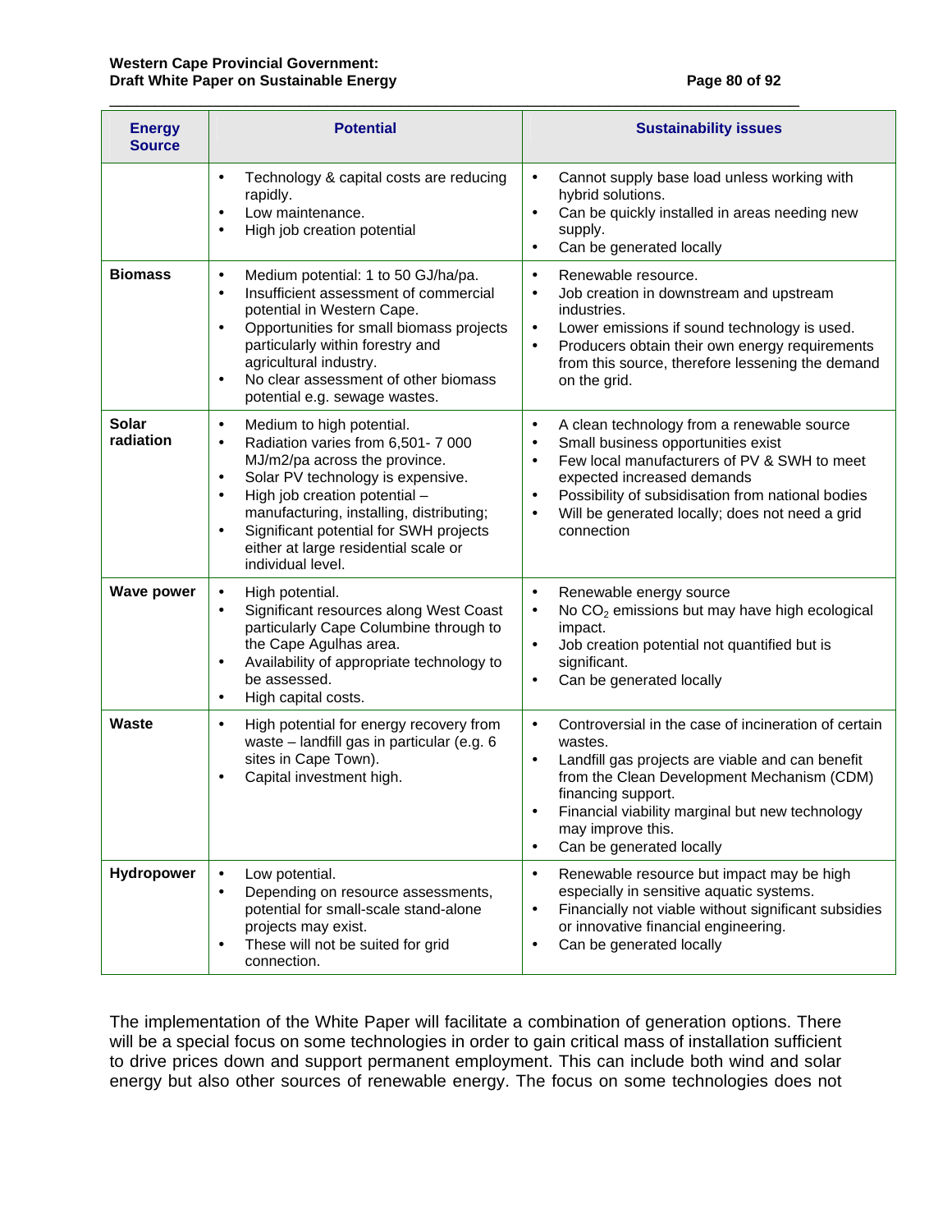| Energy Source | Potential | Sustainability issues |
|---|---|---|
| | • Technology & capital costs are reducing rapidly.<br>• Low maintenance.<br>• High job creation potential | • Cannot supply base load unless working with hybrid solutions.<br>• Can be quickly installed in areas needing new supply.<br>• Can be generated locally |
| **Biomass** | • Medium potential: 1 to 50 GJ/ha/pa.<br>• Insufficient assessment of commercial potential in Western Cape.<br>• Opportunities for small biomass projects particularly within forestry and agricultural industry.<br>• No clear assessment of other biomass potential e.g. sewage wastes. | • Renewable resource.<br>• Job creation in downstream and upstream industries.<br>• Lower emissions if sound technology is used.<br>• Producers obtain their own energy requirements from this source, therefore lessening the demand on the grid. |
| **Solar radiation** | • Medium to high potential.<br>• Radiation varies from 6,501- 7 000 MJ/m2/pa across the province.<br>• Solar PV technology is expensive.<br>• High job creation potential – manufacturing, installing, distributing;<br>• Significant potential for SWH projects either at large residential scale or individual level. | • A clean technology from a renewable source<br>• Small business opportunities exist<br>• Few local manufacturers of PV & SWH to meet expected increased demands<br>• Possibility of subsidisation from national bodies<br>• Will be generated locally; does not need a grid connection |
| **Wave power** | • High potential.<br>• Significant resources along West Coast particularly Cape Columbine through to the Cape Agulhas area.<br>• Availability of appropriate technology to be assessed.<br>• High capital costs. | • Renewable energy source<br>• No $CO_2$ emissions but may have high ecological impact.<br>• Job creation potential not quantified but is significant.<br>• Can be generated locally |
| **Waste** | • High potential for energy recovery from waste – landfill gas in particular (e.g. 6 sites in Cape Town).<br>• Capital investment high. | • Controversial in the case of incineration of certain wastes.<br>• Landfill gas projects are viable and can benefit from the Clean Development Mechanism (CDM) financing support.<br>• Financial viability marginal but new technology may improve this.<br>• Can be generated locally |
| **Hydropower** | • Low potential.<br>• Depending on resource assessments, potential for small-scale stand-alone projects may exist.<br>• These will not be suited for grid connection. | • Renewable resource but impact may be high especially in sensitive aquatic systems.<br>• Financially not viable without significant subsidies or innovative financial engineering.<br>• Can be generated locally |

The implementation of the White Paper will facilitate a combination of generation options. There will be a special focus on some technologies in order to gain critical mass of installation sufficient to drive prices down and support permanent employment. This can include both wind and solar energy but also other sources of renewable energy. The focus on some technologies does not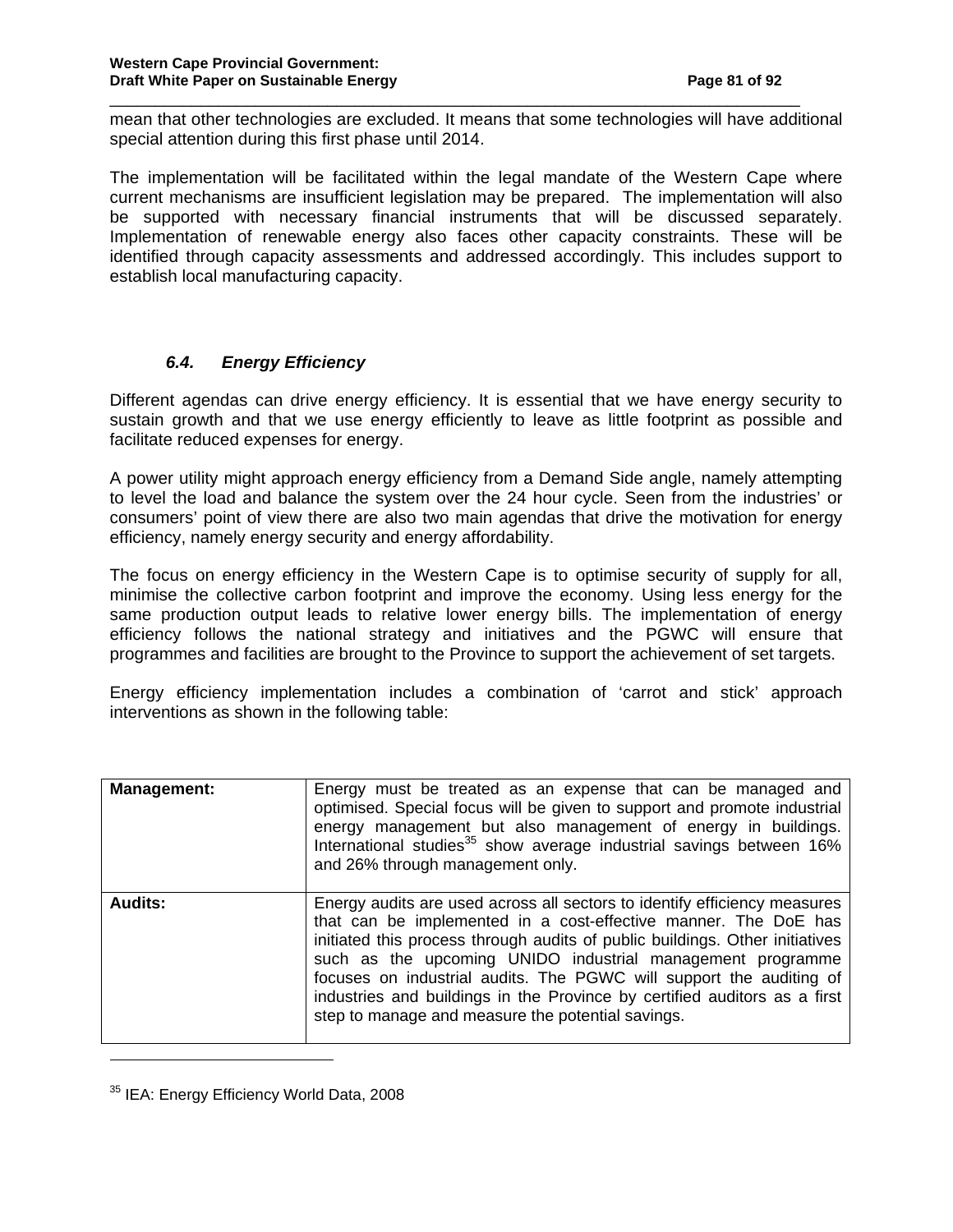mean that other technologies are excluded. It means that some technologies will have additional special attention during this first phase until 2014.

The implementation will be facilitated within the legal mandate of the Western Cape where current mechanisms are insufficient legislation may be prepared. The implementation will also be supported with necessary financial instruments that will be discussed separately. Implementation of renewable energy also faces other capacity constraints. These will be identified through capacity assessments and addressed accordingly. This includes support to establish local manufacturing capacity.

### *6.4. Energy Efficiency*

Different agendas can drive energy efficiency. It is essential that we have energy security to sustain growth and that we use energy efficiently to leave as little footprint as possible and facilitate reduced expenses for energy.

A power utility might approach energy efficiency from a Demand Side angle, namely attempting to level the load and balance the system over the 24 hour cycle. Seen from the industries' or consumers' point of view there are also two main agendas that drive the motivation for energy efficiency, namely energy security and energy affordability.

The focus on energy efficiency in the Western Cape is to optimise security of supply for all, minimise the collective carbon footprint and improve the economy. Using less energy for the same production output leads to relative lower energy bills. The implementation of energy efficiency follows the national strategy and initiatives and the PGWC will ensure that programmes and facilities are brought to the Province to support the achievement of set targets.

Energy efficiency implementation includes a combination of 'carrot and stick' approach interventions as shown in the following table:

| | |
|---|---|
| **Management:** | Energy must be treated as an expense that can be managed and optimised. Special focus will be given to support and promote industrial energy management but also management of energy in buildings. International studies[35] show average industrial savings between 16% and 26% through management only. |
| **Audits:** | Energy audits are used across all sectors to identify efficiency measures that can be implemented in a cost-effective manner. The DoE has initiated this process through audits of public buildings. Other initiatives such as the upcoming UNIDO industrial management programme focuses on industrial audits. The PGWC will support the auditing of industries and buildings in the Province by certified auditors as a first step to manage and measure the potential savings. |

[35] IEA: Energy Efficiency World Data, 2008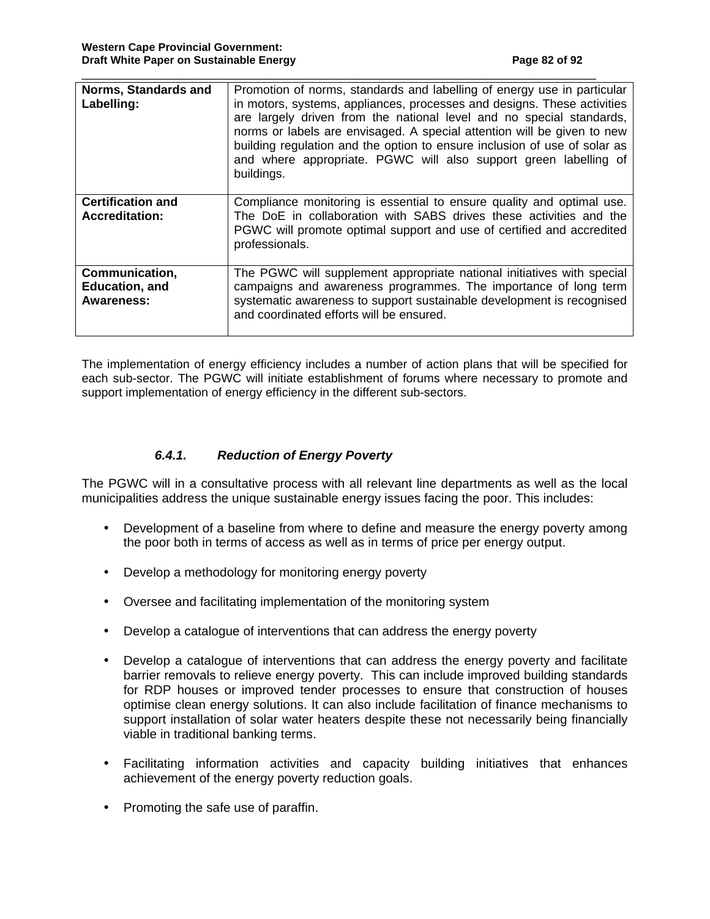| Norms, Standards and Labelling: | Promotion of norms, standards and labelling of energy use in particular in motors, systems, appliances, processes and designs. These activities are largely driven from the national level and no special standards, norms or labels are envisaged. A special attention will be given to new building regulation and the option to ensure inclusion of use of solar as and where appropriate. PGWC will also support green labelling of buildings. |
|---|---|
| **Certification and Accreditation:** | Compliance monitoring is essential to ensure quality and optimal use. The DoE in collaboration with SABS drives these activities and the PGWC will promote optimal support and use of certified and accredited professionals. |
| **Communication, Education, and Awareness:** | The PGWC will supplement appropriate national initiatives with special campaigns and awareness programmes. The importance of long term systematic awareness to support sustainable development is recognised and coordinated efforts will be ensured. |

The implementation of energy efficiency includes a number of action plans that will be specified for each sub-sector. The PGWC will initiate establishment of forums where necessary to promote and support implementation of energy efficiency in the different sub-sectors.

#### *6.4.1. Reduction of Energy Poverty*

The PGWC will in a consultative process with all relevant line departments as well as the local municipalities address the unique sustainable energy issues facing the poor. This includes:

- Development of a baseline from where to define and measure the energy poverty among the poor both in terms of access as well as in terms of price per energy output.
- Develop a methodology for monitoring energy poverty
- Oversee and facilitating implementation of the monitoring system
- Develop a catalogue of interventions that can address the energy poverty
- Develop a catalogue of interventions that can address the energy poverty and facilitate barrier removals to relieve energy poverty. This can include improved building standards for RDP houses or improved tender processes to ensure that construction of houses optimise clean energy solutions. It can also include facilitation of finance mechanisms to support installation of solar water heaters despite these not necessarily being financially viable in traditional banking terms.
- Facilitating information activities and capacity building initiatives that enhances achievement of the energy poverty reduction goals.
- Promoting the safe use of paraffin.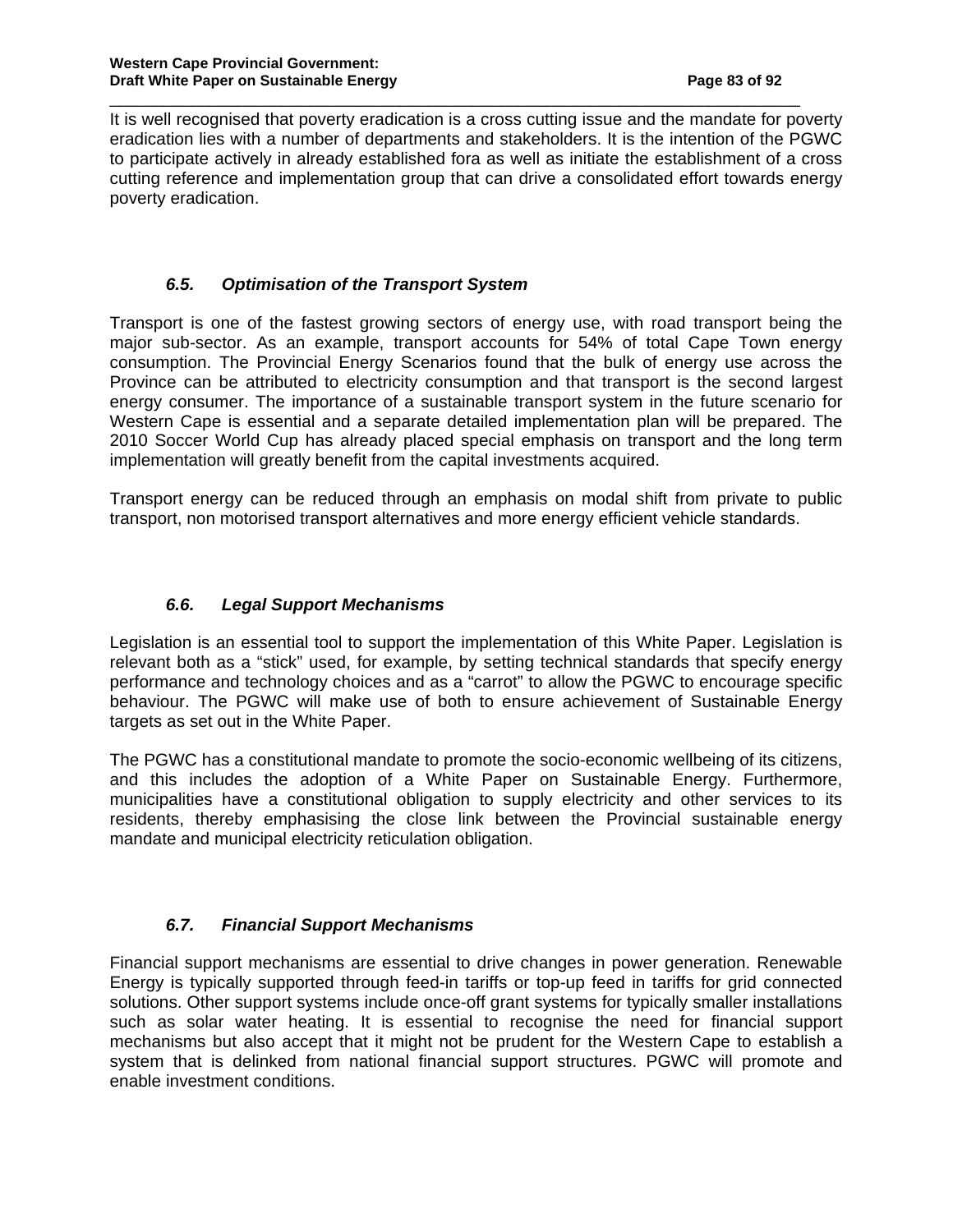It is well recognised that poverty eradication is a cross cutting issue and the mandate for poverty eradication lies with a number of departments and stakeholders. It is the intention of the PGWC to participate actively in already established fora as well as initiate the establishment of a cross cutting reference and implementation group that can drive a consolidated effort towards energy poverty eradication.

### *6.5. Optimisation of the Transport System*

Transport is one of the fastest growing sectors of energy use, with road transport being the major sub-sector. As an example, transport accounts for 54% of total Cape Town energy consumption. The Provincial Energy Scenarios found that the bulk of energy use across the Province can be attributed to electricity consumption and that transport is the second largest energy consumer. The importance of a sustainable transport system in the future scenario for Western Cape is essential and a separate detailed implementation plan will be prepared. The 2010 Soccer World Cup has already placed special emphasis on transport and the long term implementation will greatly benefit from the capital investments acquired.

Transport energy can be reduced through an emphasis on modal shift from private to public transport, non motorised transport alternatives and more energy efficient vehicle standards.

### *6.6. Legal Support Mechanisms*

Legislation is an essential tool to support the implementation of this White Paper. Legislation is relevant both as a "stick" used, for example, by setting technical standards that specify energy performance and technology choices and as a "carrot" to allow the PGWC to encourage specific behaviour. The PGWC will make use of both to ensure achievement of Sustainable Energy targets as set out in the White Paper.

The PGWC has a constitutional mandate to promote the socio-economic wellbeing of its citizens, and this includes the adoption of a White Paper on Sustainable Energy. Furthermore, municipalities have a constitutional obligation to supply electricity and other services to its residents, thereby emphasising the close link between the Provincial sustainable energy mandate and municipal electricity reticulation obligation.

### *6.7. Financial Support Mechanisms*

Financial support mechanisms are essential to drive changes in power generation. Renewable Energy is typically supported through feed-in tariffs or top-up feed in tariffs for grid connected solutions. Other support systems include once-off grant systems for typically smaller installations such as solar water heating. It is essential to recognise the need for financial support mechanisms but also accept that it might not be prudent for the Western Cape to establish a system that is delinked from national financial support structures. PGWC will promote and enable investment conditions.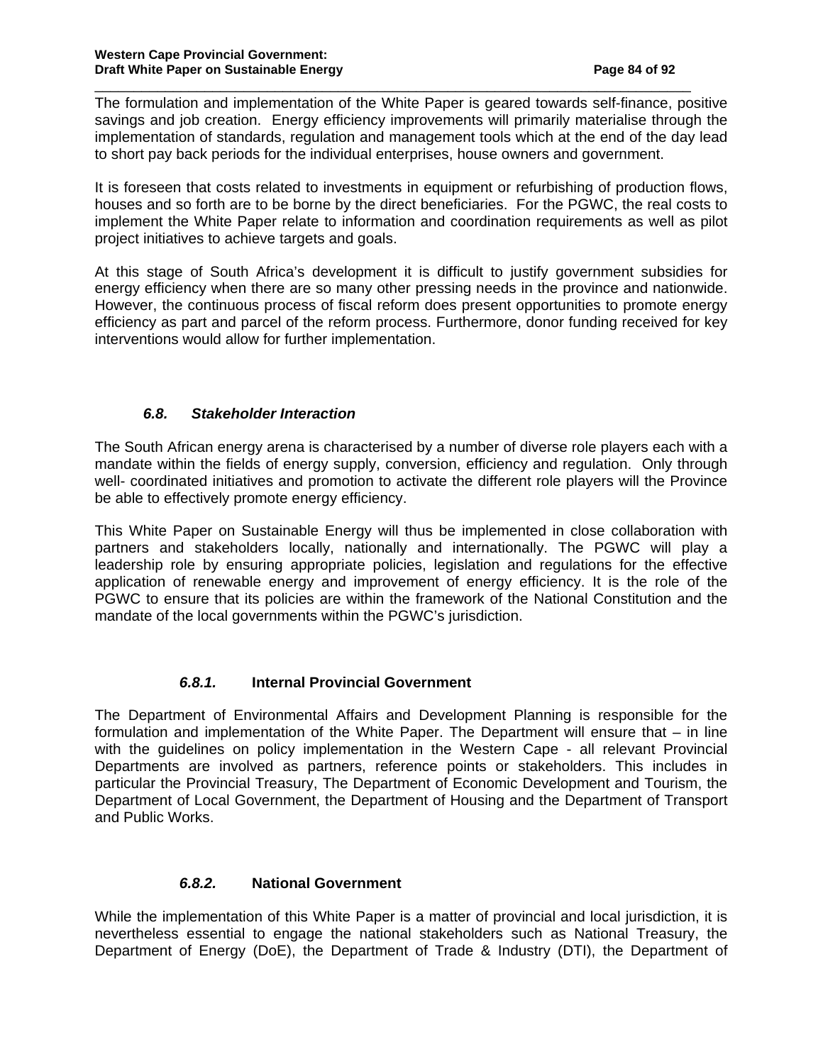The formulation and implementation of the White Paper is geared towards self-finance, positive savings and job creation. Energy efficiency improvements will primarily materialise through the implementation of standards, regulation and management tools which at the end of the day lead to short pay back periods for the individual enterprises, house owners and government.

It is foreseen that costs related to investments in equipment or refurbishing of production flows, houses and so forth are to be borne by the direct beneficiaries. For the PGWC, the real costs to implement the White Paper relate to information and coordination requirements as well as pilot project initiatives to achieve targets and goals.

At this stage of South Africa's development it is difficult to justify government subsidies for energy efficiency when there are so many other pressing needs in the province and nationwide. However, the continuous process of fiscal reform does present opportunities to promote energy efficiency as part and parcel of the reform process. Furthermore, donor funding received for key interventions would allow for further implementation.

### *6.8. Stakeholder Interaction*

The South African energy arena is characterised by a number of diverse role players each with a mandate within the fields of energy supply, conversion, efficiency and regulation. Only through well- coordinated initiatives and promotion to activate the different role players will the Province be able to effectively promote energy efficiency.

This White Paper on Sustainable Energy will thus be implemented in close collaboration with partners and stakeholders locally, nationally and internationally. The PGWC will play a leadership role by ensuring appropriate policies, legislation and regulations for the effective application of renewable energy and improvement of energy efficiency. It is the role of the PGWC to ensure that its policies are within the framework of the National Constitution and the mandate of the local governments within the PGWC's jurisdiction.

#### *6.8.1.* **Internal Provincial Government**

The Department of Environmental Affairs and Development Planning is responsible for the formulation and implementation of the White Paper. The Department will ensure that – in line with the guidelines on policy implementation in the Western Cape - all relevant Provincial Departments are involved as partners, reference points or stakeholders. This includes in particular the Provincial Treasury, The Department of Economic Development and Tourism, the Department of Local Government, the Department of Housing and the Department of Transport and Public Works.

#### *6.8.2.* **National Government**

While the implementation of this White Paper is a matter of provincial and local jurisdiction, it is nevertheless essential to engage the national stakeholders such as National Treasury, the Department of Energy (DoE), the Department of Trade & Industry (DTI), the Department of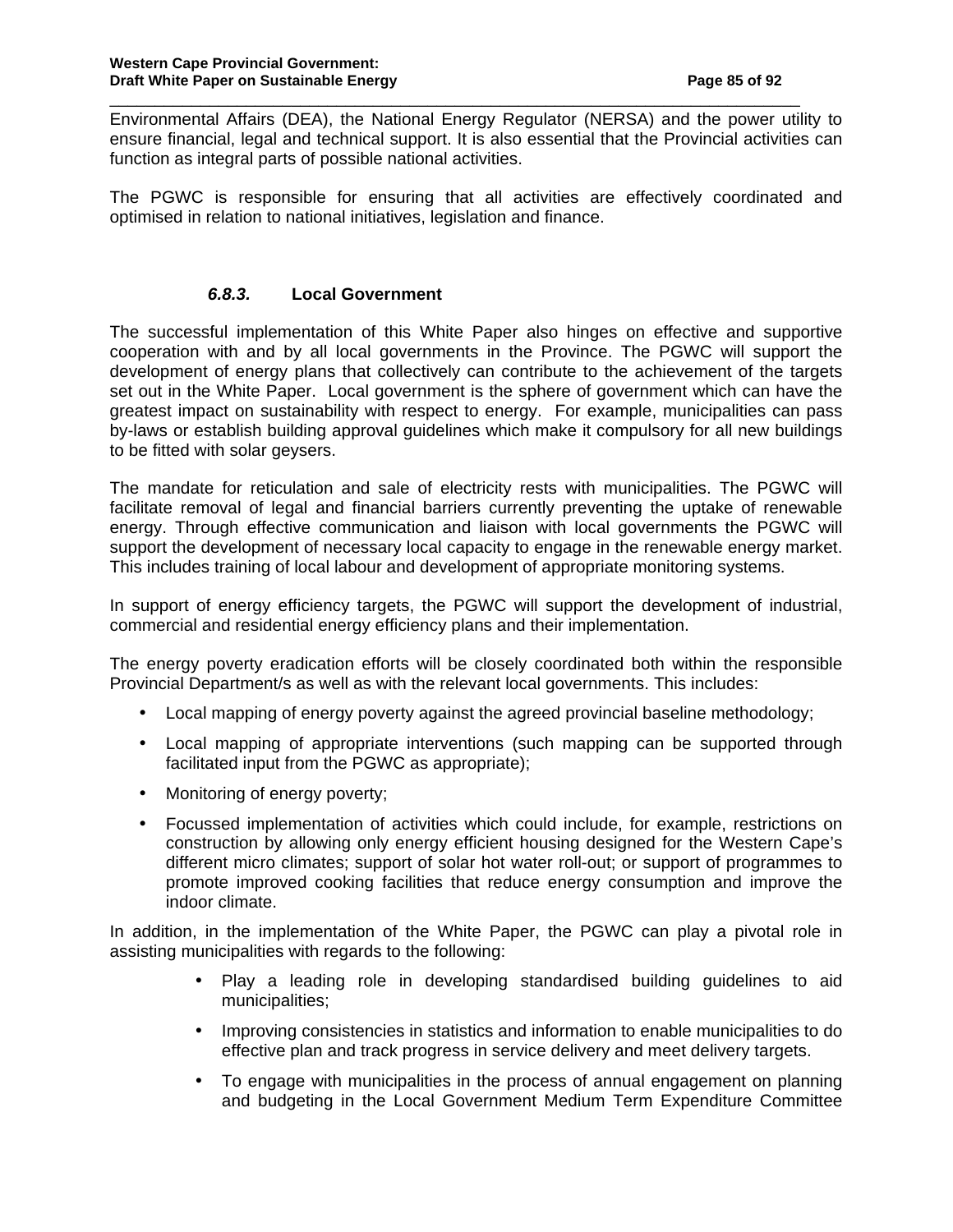Environmental Affairs (DEA), the National Energy Regulator (NERSA) and the power utility to ensure financial, legal and technical support. It is also essential that the Provincial activities can function as integral parts of possible national activities.

The PGWC is responsible for ensuring that all activities are effectively coordinated and optimised in relation to national initiatives, legislation and finance.

### *6.8.3.* Local Government

The successful implementation of this White Paper also hinges on effective and supportive cooperation with and by all local governments in the Province. The PGWC will support the development of energy plans that collectively can contribute to the achievement of the targets set out in the White Paper. Local government is the sphere of government which can have the greatest impact on sustainability with respect to energy. For example, municipalities can pass by-laws or establish building approval guidelines which make it compulsory for all new buildings to be fitted with solar geysers.

The mandate for reticulation and sale of electricity rests with municipalities. The PGWC will facilitate removal of legal and financial barriers currently preventing the uptake of renewable energy. Through effective communication and liaison with local governments the PGWC will support the development of necessary local capacity to engage in the renewable energy market. This includes training of local labour and development of appropriate monitoring systems.

In support of energy efficiency targets, the PGWC will support the development of industrial, commercial and residential energy efficiency plans and their implementation.

The energy poverty eradication efforts will be closely coordinated both within the responsible Provincial Department/s as well as with the relevant local governments. This includes:

- Local mapping of energy poverty against the agreed provincial baseline methodology;
- Local mapping of appropriate interventions (such mapping can be supported through facilitated input from the PGWC as appropriate);
- Monitoring of energy poverty;
- Focussed implementation of activities which could include, for example, restrictions on construction by allowing only energy efficient housing designed for the Western Cape's different micro climates; support of solar hot water roll-out; or support of programmes to promote improved cooking facilities that reduce energy consumption and improve the indoor climate.

In addition, in the implementation of the White Paper, the PGWC can play a pivotal role in assisting municipalities with regards to the following:

- Play a leading role in developing standardised building guidelines to aid municipalities;
- Improving consistencies in statistics and information to enable municipalities to do effective plan and track progress in service delivery and meet delivery targets.
- To engage with municipalities in the process of annual engagement on planning and budgeting in the Local Government Medium Term Expenditure Committee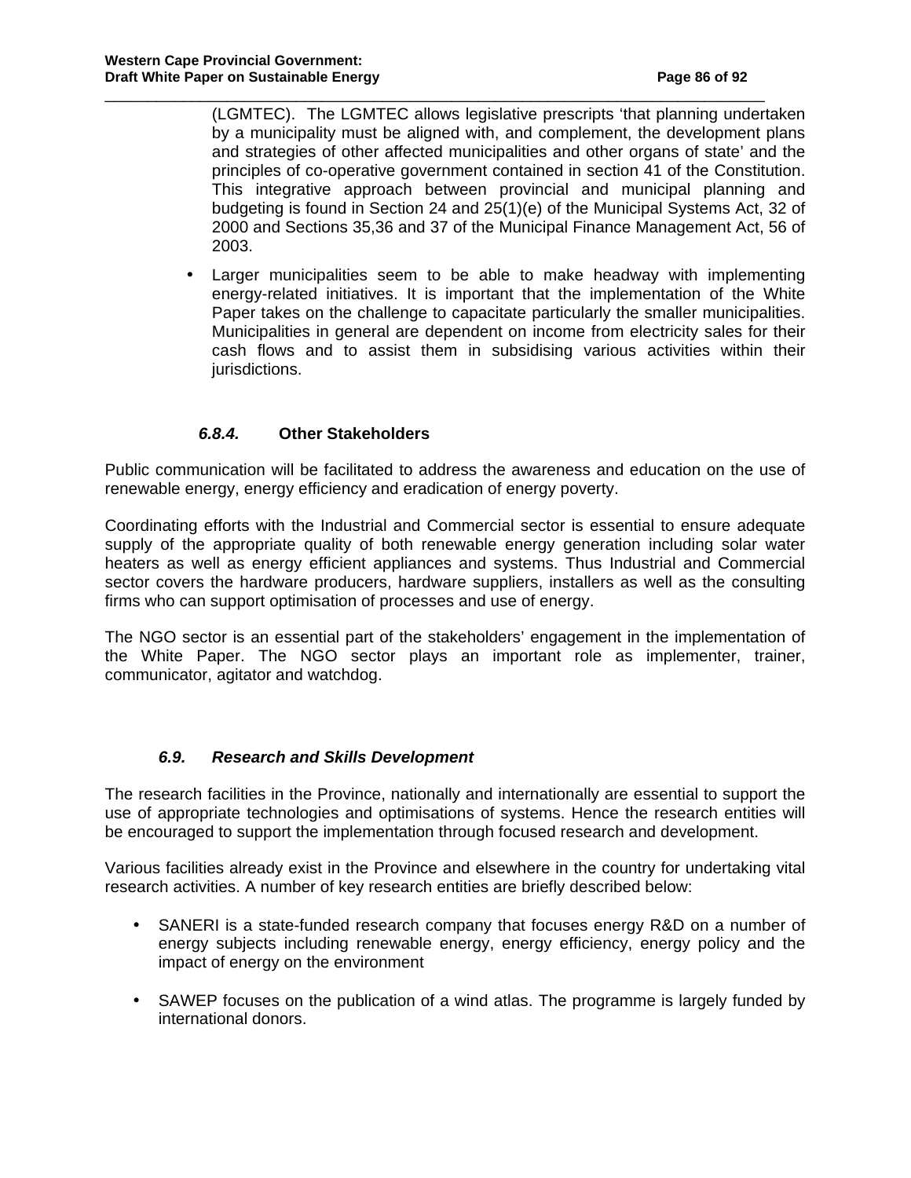(LGMTEC). The LGMTEC allows legislative prescripts 'that planning undertaken by a municipality must be aligned with, and complement, the development plans and strategies of other affected municipalities and other organs of state' and the principles of co-operative government contained in section 41 of the Constitution. This integrative approach between provincial and municipal planning and budgeting is found in Section 24 and 25(1)(e) of the Municipal Systems Act, 32 of 2000 and Sections 35,36 and 37 of the Municipal Finance Management Act, 56 of 2003.

- Larger municipalities seem to be able to make headway with implementing energy-related initiatives. It is important that the implementation of the White Paper takes on the challenge to capacitate particularly the smaller municipalities. Municipalities in general are dependent on income from electricity sales for their cash flows and to assist them in subsidising various activities within their jurisdictions.

#### *6.8.4.* Other Stakeholders

Public communication will be facilitated to address the awareness and education on the use of renewable energy, energy efficiency and eradication of energy poverty.

Coordinating efforts with the Industrial and Commercial sector is essential to ensure adequate supply of the appropriate quality of both renewable energy generation including solar water heaters as well as energy efficient appliances and systems. Thus Industrial and Commercial sector covers the hardware producers, hardware suppliers, installers as well as the consulting firms who can support optimisation of processes and use of energy.

The NGO sector is an essential part of the stakeholders' engagement in the implementation of the White Paper. The NGO sector plays an important role as implementer, trainer, communicator, agitator and watchdog.

### *6.9. Research and Skills Development*

The research facilities in the Province, nationally and internationally are essential to support the use of appropriate technologies and optimisations of systems. Hence the research entities will be encouraged to support the implementation through focused research and development.

Various facilities already exist in the Province and elsewhere in the country for undertaking vital research activities. A number of key research entities are briefly described below:

- SANERI is a state-funded research company that focuses energy R&D on a number of energy subjects including renewable energy, energy efficiency, energy policy and the impact of energy on the environment

- SAWEP focuses on the publication of a wind atlas. The programme is largely funded by international donors.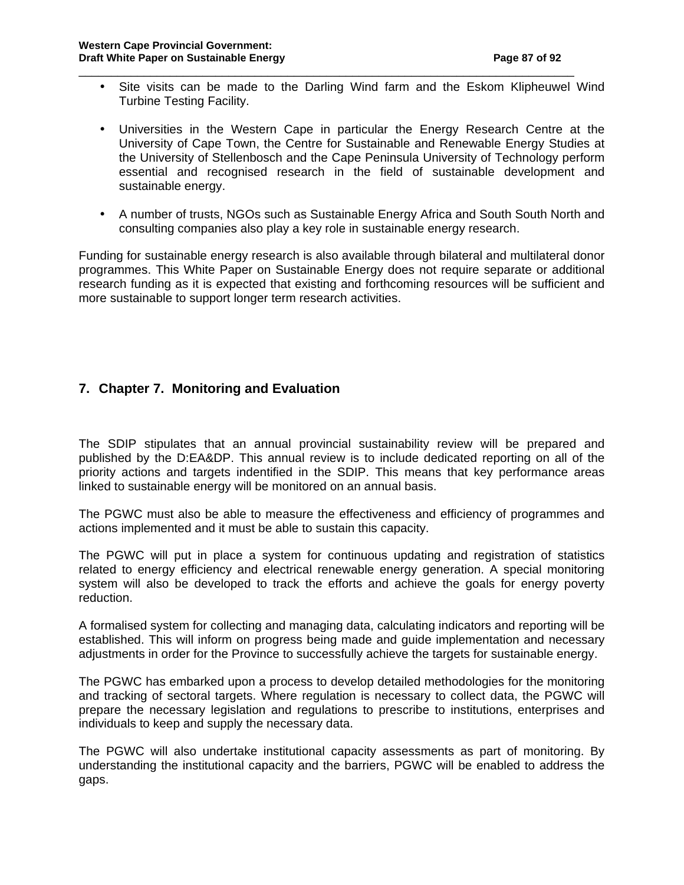- Site visits can be made to the Darling Wind farm and the Eskom Klipheuwel Wind Turbine Testing Facility.

- Universities in the Western Cape in particular the Energy Research Centre at the University of Cape Town, the Centre for Sustainable and Renewable Energy Studies at the University of Stellenbosch and the Cape Peninsula University of Technology perform essential and recognised research in the field of sustainable development and sustainable energy.

- A number of trusts, NGOs such as Sustainable Energy Africa and South South North and consulting companies also play a key role in sustainable energy research.

Funding for sustainable energy research is also available through bilateral and multilateral donor programmes. This White Paper on Sustainable Energy does not require separate or additional research funding as it is expected that existing and forthcoming resources will be sufficient and more sustainable to support longer term research activities.

## 7. Chapter 7. Monitoring and Evaluation

The SDIP stipulates that an annual provincial sustainability review will be prepared and published by the D:EA&DP. This annual review is to include dedicated reporting on all of the priority actions and targets indentified in the SDIP. This means that key performance areas linked to sustainable energy will be monitored on an annual basis.

The PGWC must also be able to measure the effectiveness and efficiency of programmes and actions implemented and it must be able to sustain this capacity.

The PGWC will put in place a system for continuous updating and registration of statistics related to energy efficiency and electrical renewable energy generation. A special monitoring system will also be developed to track the efforts and achieve the goals for energy poverty reduction.

A formalised system for collecting and managing data, calculating indicators and reporting will be established. This will inform on progress being made and guide implementation and necessary adjustments in order for the Province to successfully achieve the targets for sustainable energy.

The PGWC has embarked upon a process to develop detailed methodologies for the monitoring and tracking of sectoral targets. Where regulation is necessary to collect data, the PGWC will prepare the necessary legislation and regulations to prescribe to institutions, enterprises and individuals to keep and supply the necessary data.

The PGWC will also undertake institutional capacity assessments as part of monitoring. By understanding the institutional capacity and the barriers, PGWC will be enabled to address the gaps.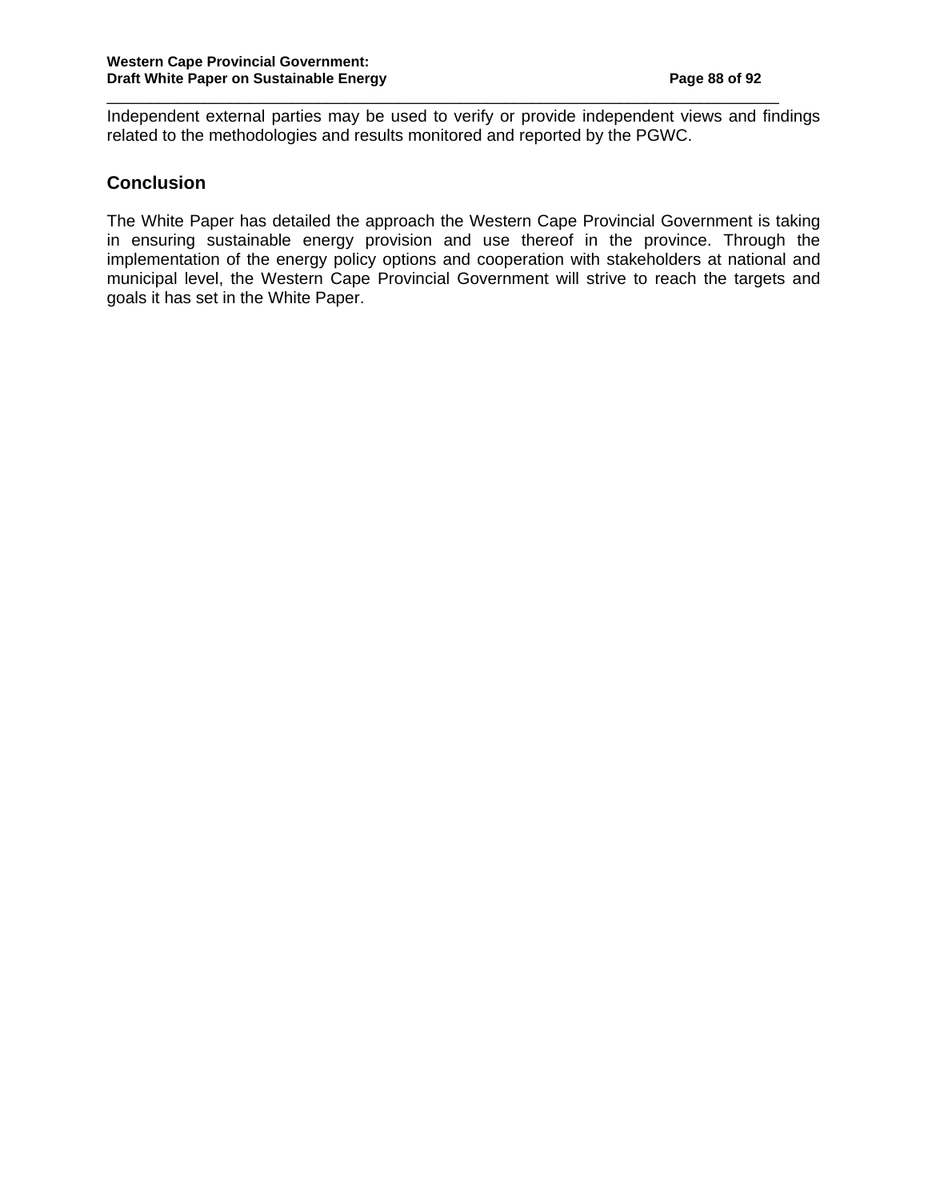Independent external parties may be used to verify or provide independent views and findings related to the methodologies and results monitored and reported by the PGWC.

## Conclusion

The White Paper has detailed the approach the Western Cape Provincial Government is taking in ensuring sustainable energy provision and use thereof in the province. Through the implementation of the energy policy options and cooperation with stakeholders at national and municipal level, the Western Cape Provincial Government will strive to reach the targets and goals it has set in the White Paper.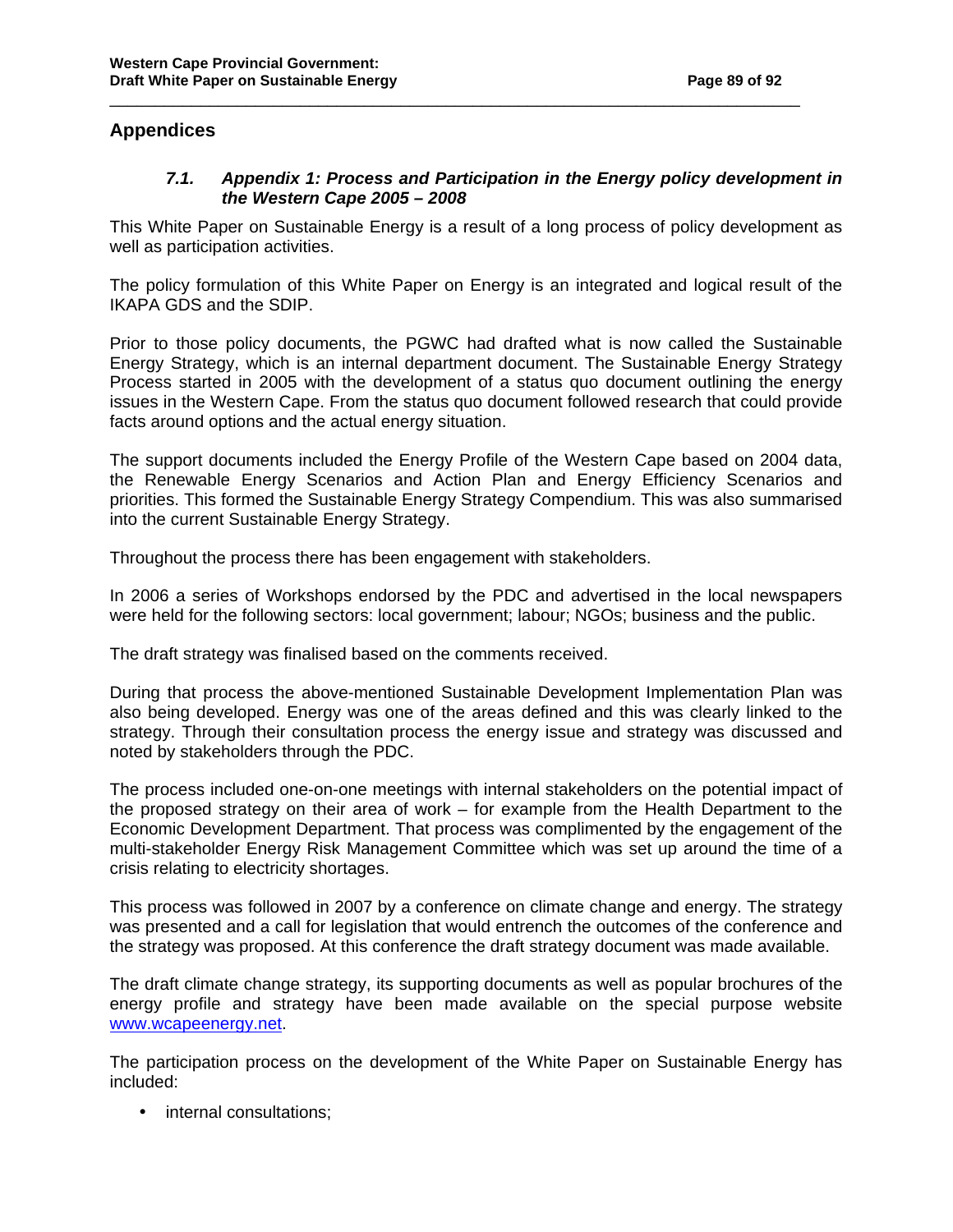# Appendices

### *7.1. Appendix 1: Process and Participation in the Energy policy development in the Western Cape 2005 – 2008*

This White Paper on Sustainable Energy is a result of a long process of policy development as well as participation activities.

The policy formulation of this White Paper on Energy is an integrated and logical result of the IKAPA GDS and the SDIP.

Prior to those policy documents, the PGWC had drafted what is now called the Sustainable Energy Strategy, which is an internal department document. The Sustainable Energy Strategy Process started in 2005 with the development of a status quo document outlining the energy issues in the Western Cape. From the status quo document followed research that could provide facts around options and the actual energy situation.

The support documents included the Energy Profile of the Western Cape based on 2004 data, the Renewable Energy Scenarios and Action Plan and Energy Efficiency Scenarios and priorities. This formed the Sustainable Energy Strategy Compendium. This was also summarised into the current Sustainable Energy Strategy.

Throughout the process there has been engagement with stakeholders.

In 2006 a series of Workshops endorsed by the PDC and advertised in the local newspapers were held for the following sectors: local government; labour; NGOs; business and the public.

The draft strategy was finalised based on the comments received.

During that process the above-mentioned Sustainable Development Implementation Plan was also being developed. Energy was one of the areas defined and this was clearly linked to the strategy. Through their consultation process the energy issue and strategy was discussed and noted by stakeholders through the PDC.

The process included one-on-one meetings with internal stakeholders on the potential impact of the proposed strategy on their area of work – for example from the Health Department to the Economic Development Department. That process was complimented by the engagement of the multi-stakeholder Energy Risk Management Committee which was set up around the time of a crisis relating to electricity shortages.

This process was followed in 2007 by a conference on climate change and energy. The strategy was presented and a call for legislation that would entrench the outcomes of the conference and the strategy was proposed. At this conference the draft strategy document was made available.

The draft climate change strategy, its supporting documents as well as popular brochures of the energy profile and strategy have been made available on the special purpose website [www.wcapeenergy.net](http://www.wcapeenergy.net).

The participation process on the development of the White Paper on Sustainable Energy has included:

- internal consultations;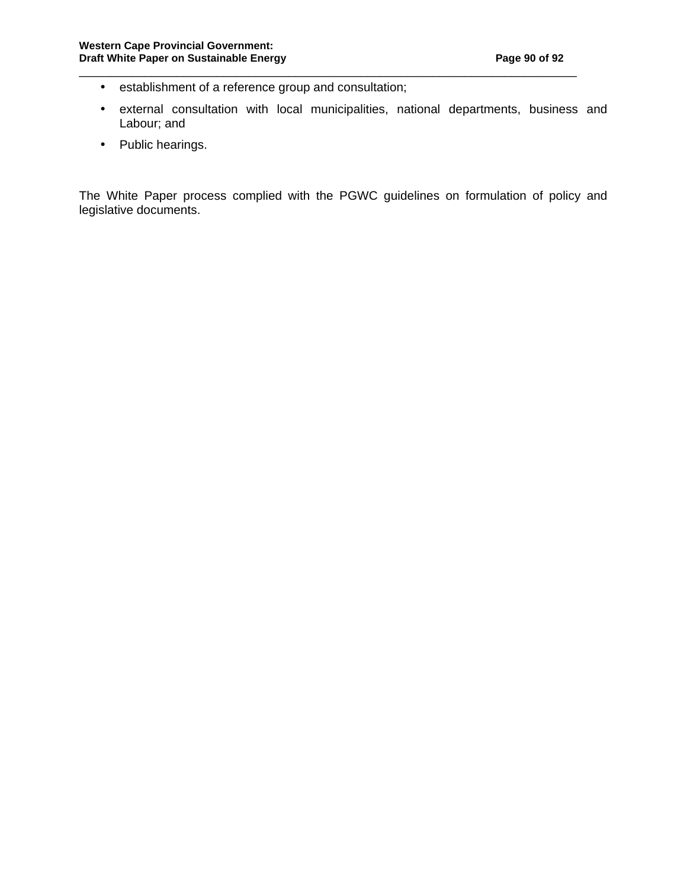- establishment of a reference group and consultation;
- external consultation with local municipalities, national departments, business and Labour; and
- Public hearings.

The White Paper process complied with the PGWC guidelines on formulation of policy and legislative documents.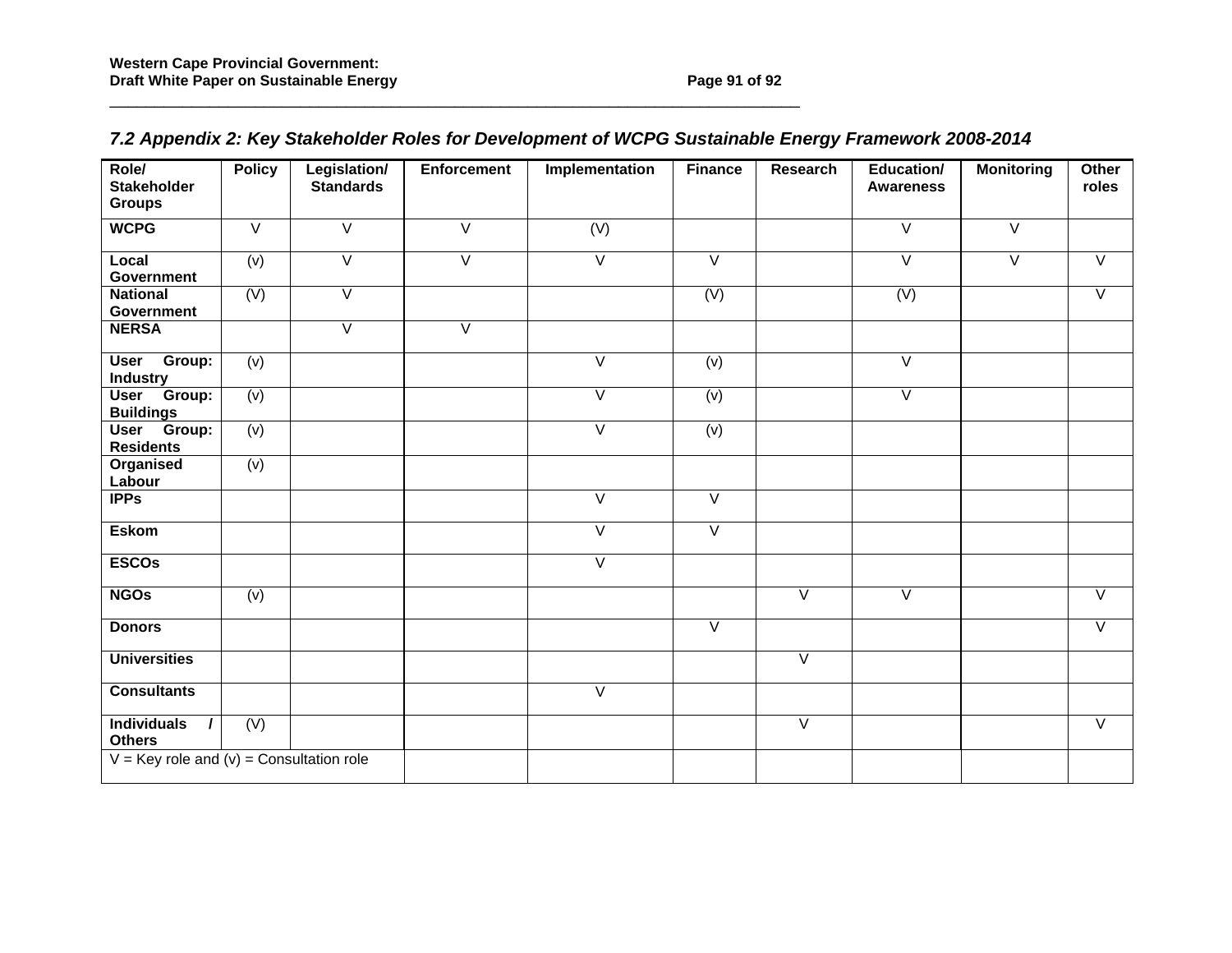### 7.2 Appendix 2: Key Stakeholder Roles for Development of WCPG Sustainable Energy Framework 2008-2014

| Role/ Stakeholder Groups | Policy | Legislation/ Standards | Enforcement | Implementation | Finance | Research | Education/ Awareness | Monitoring | Other roles |
|---|---|---|---|---|---|---|---|---|---|
| WCPG | V | V | V | (V) | | | V | V | |
| Local Government | (v) | V | V | V | V | | V | V | V |
| National Government | (V) | V | | | (V) | | (V) | | V |
| NERSA | | V | V | | | | | | |
| User Group: Industry | (v) | | | V | (v) | | V | | |
| User Group: Buildings | (v) | | | V | (v) | | V | | |
| User Group: Residents | (v) | | | V | (v) | | | | |
| Organised Labour | (v) | | | | | | | | |
| IPPs | | | | V | V | | | | |
| Eskom | | | | V | V | | | | |
| ESCOs | | | | V | | | | | |
| NGOs | (v) | | | | | V | V | | V |
| Donors | | | | | V | | | | V |
| Universities | | | | | | V | | | |
| Consultants | | | | V | | | | | |
| Individuals / Others | (V) | | | | | V | | | V |

V = Key role and (v) = Consultation role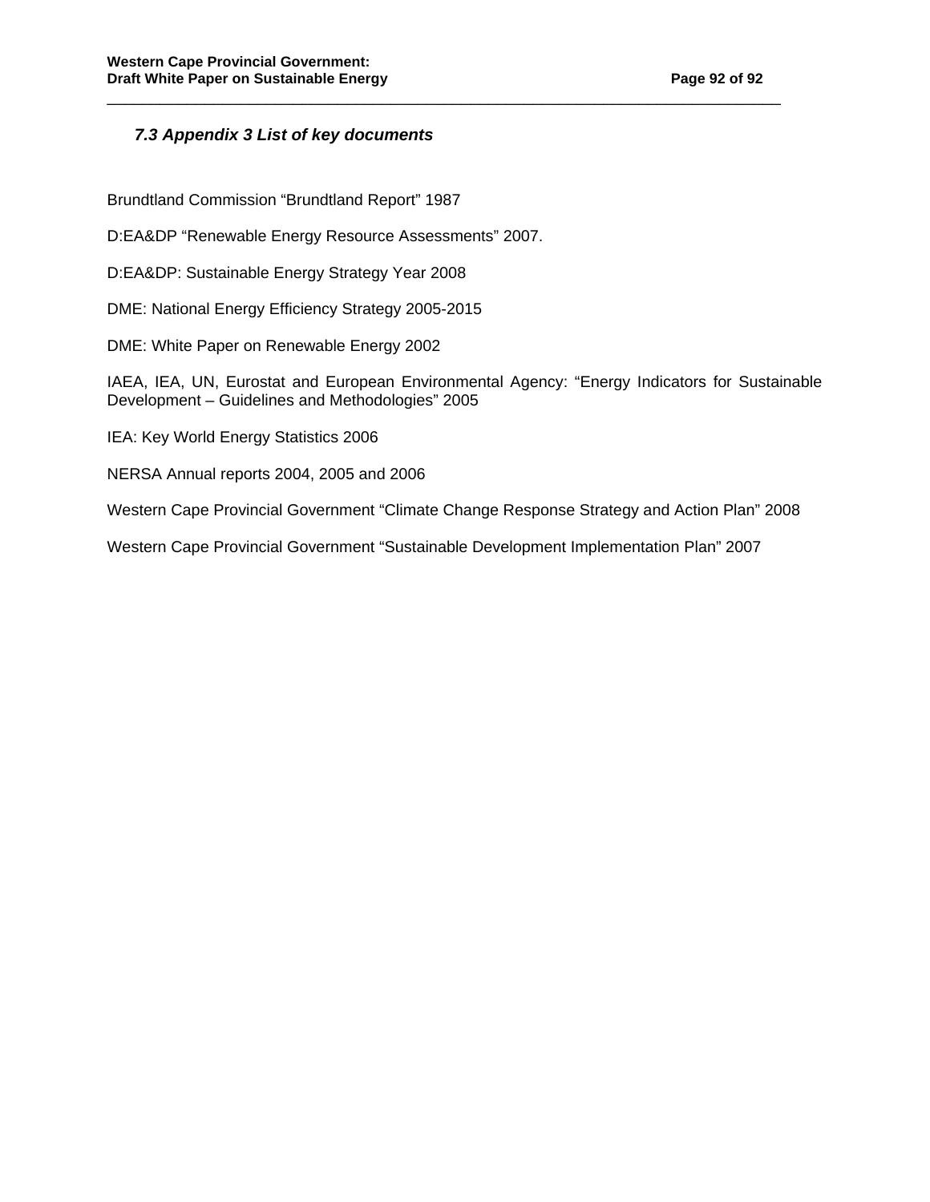### *7.3 Appendix 3 List of key documents*

Brundtland Commission “Brundtland Report” 1987

D:EA&DP “Renewable Energy Resource Assessments” 2007.

D:EA&DP: Sustainable Energy Strategy Year 2008

DME: National Energy Efficiency Strategy 2005-2015

DME: White Paper on Renewable Energy 2002

IAEA, IEA, UN, Eurostat and European Environmental Agency: “Energy Indicators for Sustainable Development – Guidelines and Methodologies” 2005

IEA: Key World Energy Statistics 2006

NERSA Annual reports 2004, 2005 and 2006

Western Cape Provincial Government “Climate Change Response Strategy and Action Plan” 2008

Western Cape Provincial Government “Sustainable Development Implementation Plan” 2007